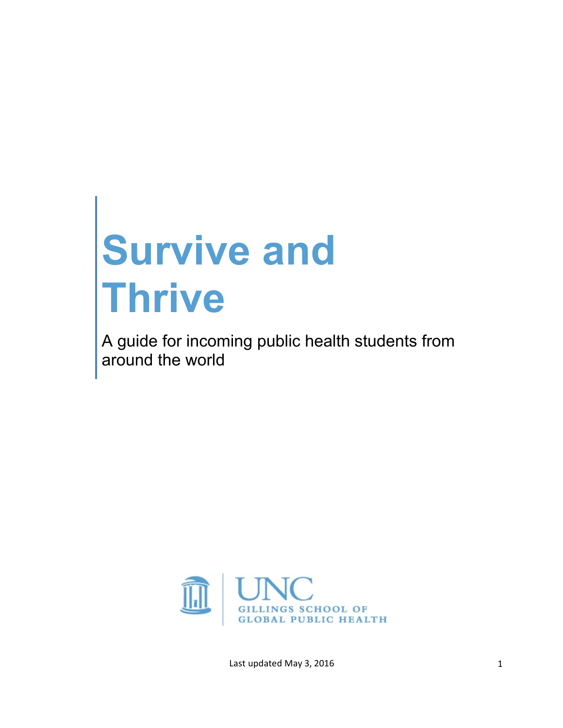# Survive and Thrive

A guide for incoming public health students from around the world

UNC
GILLINGS SCHOOL OF
GLOBAL PUBLIC HEALTH

Last updated May 3, 2016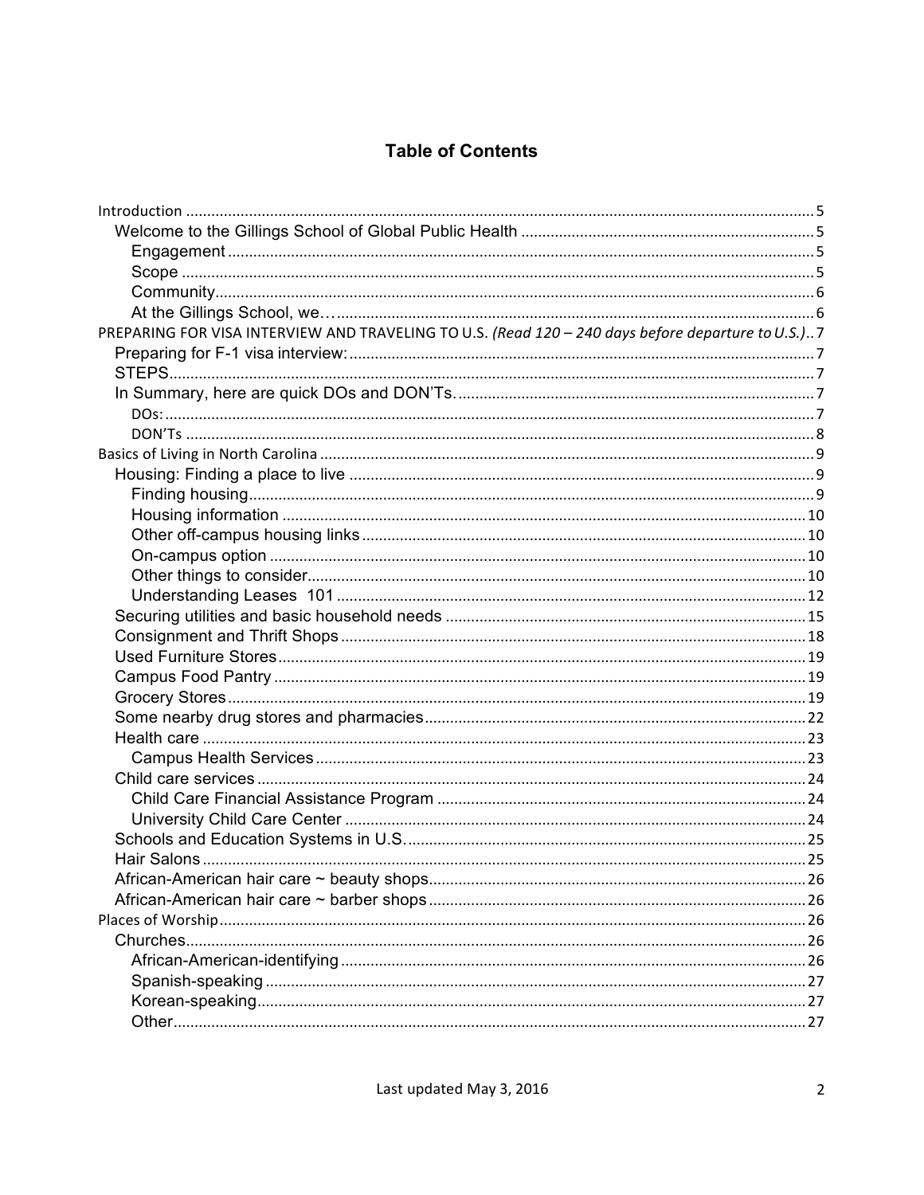# Table of Contents

- Introduction ..... 5
  - Welcome to the Gillings School of Global Public Health ..... 5
    - Engagement ..... 5
    - Scope ..... 5
    - Community ..... 6
    - At the Gillings School, we… ..... 6
- PREPARING FOR VISA INTERVIEW AND TRAVELING TO U.S. *(Read 120 – 240 days before departure to U.S.)* ..... 7
  - Preparing for F-1 visa interview: ..... 7
  - STEPS ..... 7
  - In Summary, here are quick DOs and DON'Ts. ..... 7
    - DOs: ..... 7
    - DON'Ts ..... 8
- Basics of Living in North Carolina ..... 9
  - Housing: Finding a place to live ..... 9
    - Finding housing ..... 9
    - Housing information ..... 10
    - Other off-campus housing links ..... 10
    - On-campus option ..... 10
    - Other things to consider ..... 10
    - Understanding Leases 101 ..... 12
  - Securing utilities and basic household needs ..... 15
  - Consignment and Thrift Shops ..... 18
  - Used Furniture Stores ..... 19
  - Campus Food Pantry ..... 19
  - Grocery Stores ..... 19
  - Some nearby drug stores and pharmacies ..... 22
  - Health care ..... 23
    - Campus Health Services ..... 23
  - Child care services ..... 24
    - Child Care Financial Assistance Program ..... 24
    - University Child Care Center ..... 24
  - Schools and Education Systems in U.S. ..... 25
  - Hair Salons ..... 25
  - African-American hair care ~ beauty shops ..... 26
  - African-American hair care ~ barber shops ..... 26
- Places of Worship ..... 26
  - Churches ..... 26
    - African-American-identifying ..... 26
    - Spanish-speaking ..... 27
    - Korean-speaking ..... 27
    - Other ..... 27

Last updated May 3, 2016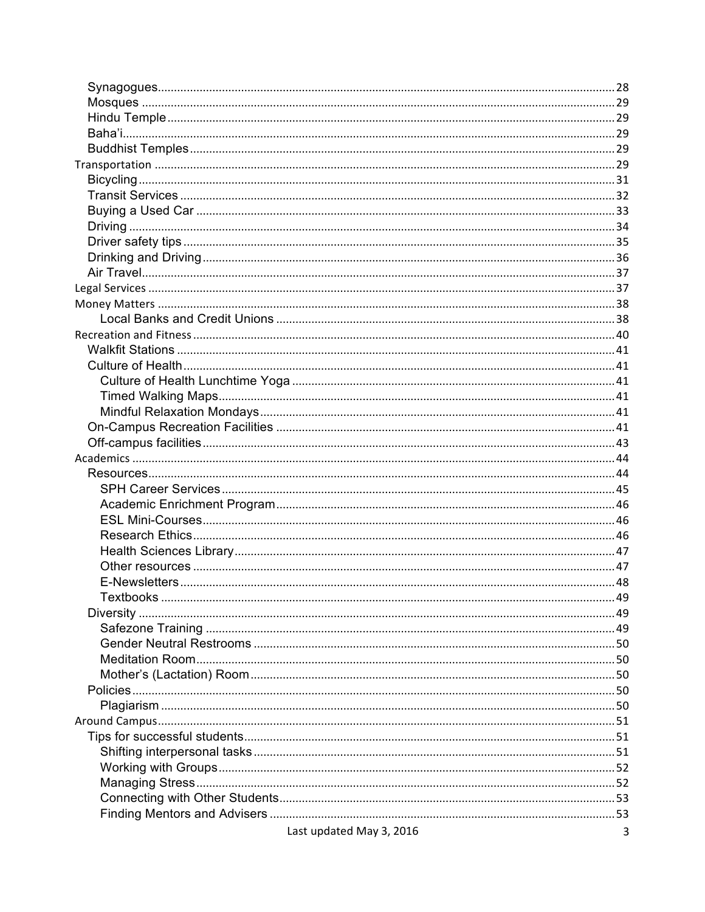- Synagogues ........ 28
- Mosques ........ 29
- Hindu Temple ........ 29
- Baha'i ........ 29
- Buddhist Temples ........ 29

Transportation ........ 29

- Bicycling ........ 31
- Transit Services ........ 32
- Buying a Used Car ........ 33
- Driving ........ 34
- Driver safety tips ........ 35
- Drinking and Driving ........ 36
- Air Travel ........ 37

Legal Services ........ 37

Money Matters ........ 38

- Local Banks and Credit Unions ........ 38

Recreation and Fitness ........ 40

- Walkfit Stations ........ 41
- Culture of Health ........ 41
  - Culture of Health Lunchtime Yoga ........ 41
  - Timed Walking Maps ........ 41
  - Mindful Relaxation Mondays ........ 41
- On-Campus Recreation Facilities ........ 41
- Off-campus facilities ........ 43

Academics ........ 44

- Resources ........ 44
  - SPH Career Services ........ 45
  - Academic Enrichment Program ........ 46
  - ESL Mini-Courses ........ 46
  - Research Ethics ........ 46
  - Health Sciences Library ........ 47
  - Other resources ........ 47
  - E-Newsletters ........ 48
  - Textbooks ........ 49
- Diversity ........ 49
  - Safezone Training ........ 49
  - Gender Neutral Restrooms ........ 50
  - Meditation Room ........ 50
  - Mother's (Lactation) Room ........ 50
- Policies ........ 50
  - Plagiarism ........ 50

Around Campus ........ 51

- Tips for successful students ........ 51
  - Shifting interpersonal tasks ........ 51
  - Working with Groups ........ 52
  - Managing Stress ........ 52
  - Connecting with Other Students ........ 53
  - Finding Mentors and Advisers ........ 53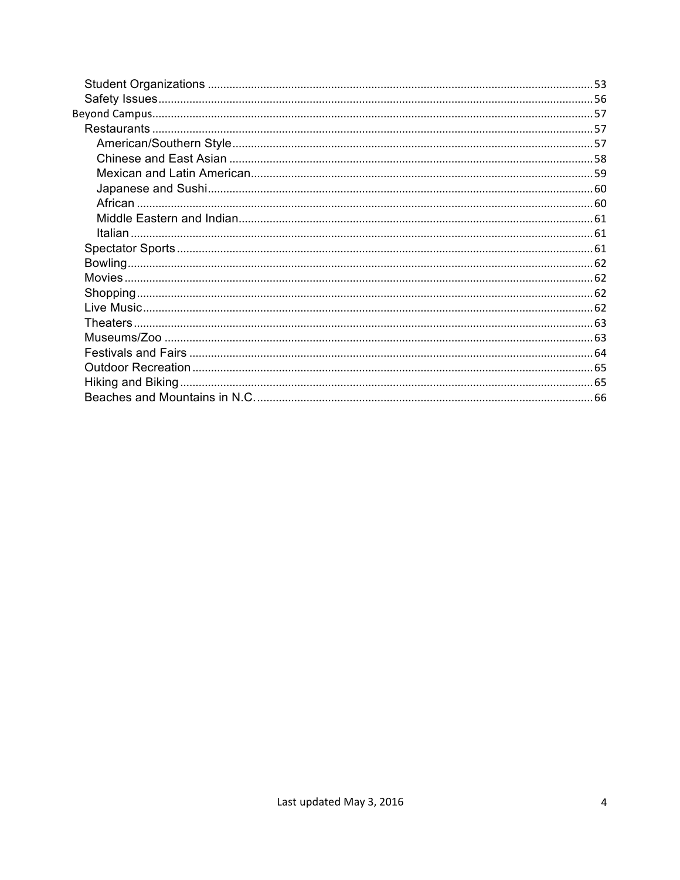- Student Organizations ... 53
- Safety Issues ... 56

Beyond Campus ... 57

- Restaurants ... 57
  - American/Southern Style ... 57
  - Chinese and East Asian ... 58
  - Mexican and Latin American ... 59
  - Japanese and Sushi ... 60
  - African ... 60
  - Middle Eastern and Indian ... 61
  - Italian ... 61
- Spectator Sports ... 61
- Bowling ... 62
- Movies ... 62
- Shopping ... 62
- Live Music ... 62
- Theaters ... 63
- Museums/Zoo ... 63
- Festivals and Fairs ... 64
- Outdoor Recreation ... 65
- Hiking and Biking ... 65
- Beaches and Mountains in N.C. ... 66

Last updated May 3, 2016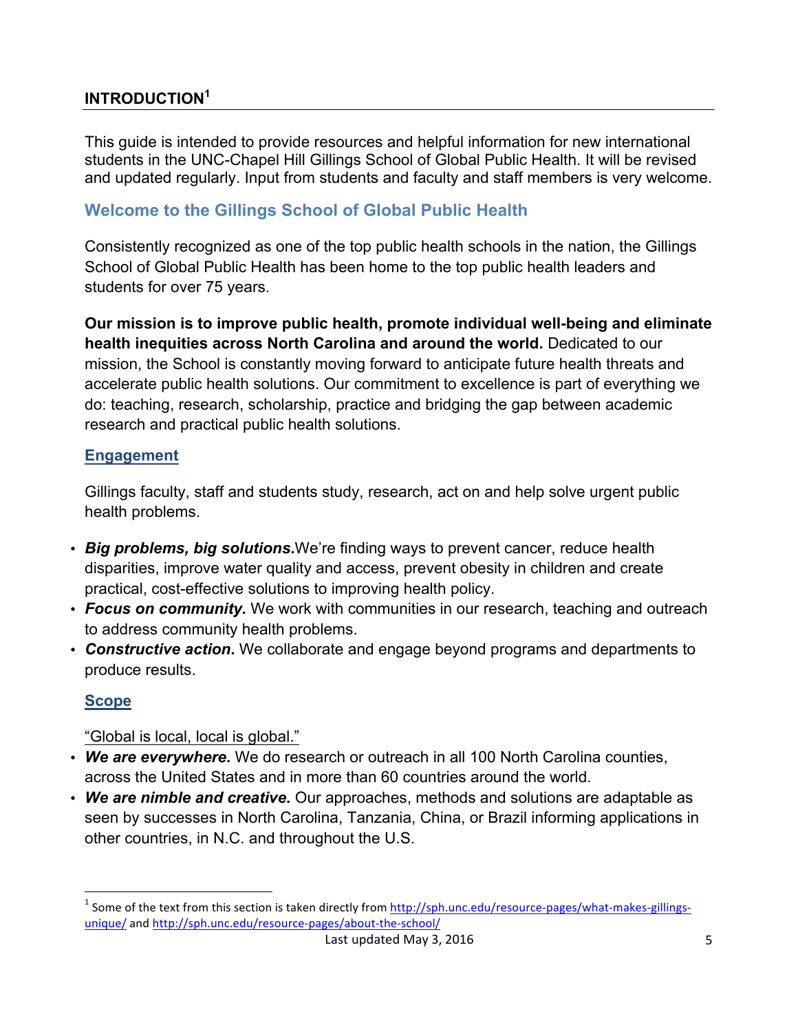## INTRODUCTION[1]

This guide is intended to provide resources and helpful information for new international students in the UNC-Chapel Hill Gillings School of Global Public Health. It will be revised and updated regularly. Input from students and faculty and staff members is very welcome.

### Welcome to the Gillings School of Global Public Health

Consistently recognized as one of the top public health schools in the nation, the Gillings School of Global Public Health has been home to the top public health leaders and students for over 75 years.

**Our mission is to improve public health, promote individual well-being and eliminate health inequities across North Carolina and around the world.** Dedicated to our mission, the School is constantly moving forward to anticipate future health threats and accelerate public health solutions. Our commitment to excellence is part of everything we do: teaching, research, scholarship, practice and bridging the gap between academic research and practical public health solutions.

#### Engagement

Gillings faculty, staff and students study, research, act on and help solve urgent public health problems.

- ***Big problems, big solutions*.**We're finding ways to prevent cancer, reduce health disparities, improve water quality and access, prevent obesity in children and create practical, cost-effective solutions to improving health policy.
- ***Focus on community*.** We work with communities in our research, teaching and outreach to address community health problems.
- ***Constructive action*.** We collaborate and engage beyond programs and departments to produce results.

#### Scope

"Global is local, local is global."

- ***We are everywhere*.** We do research or outreach in all 100 North Carolina counties, across the United States and in more than 60 countries around the world.
- ***We are nimble and creative*.** Our approaches, methods and solutions are adaptable as seen by successes in North Carolina, Tanzania, China, or Brazil informing applications in other countries, in N.C. and throughout the U.S.

---

[1] Some of the text from this section is taken directly from http://sph.unc.edu/resource-pages/what-makes-gillings-unique/ and http://sph.unc.edu/resource-pages/about-the-school/

Last updated May 3, 2016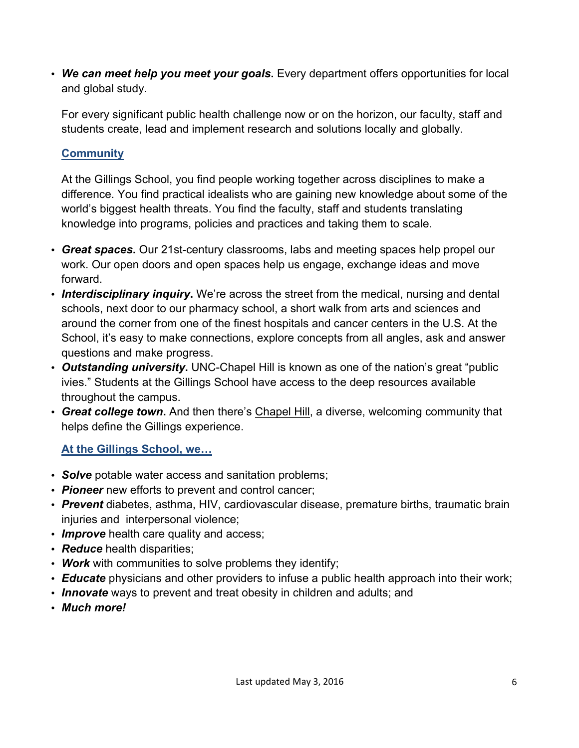- ***We can meet help you meet your goals.*** Every department offers opportunities for local and global study.

  For every significant public health challenge now or on the horizon, our faculty, staff and students create, lead and implement research and solutions locally and globally.

  **Community**

  At the Gillings School, you find people working together across disciplines to make a difference. You find practical idealists who are gaining new knowledge about some of the world's biggest health threats. You find the faculty, staff and students translating knowledge into programs, policies and practices and taking them to scale.

- ***Great spaces*.** Our 21st-century classrooms, labs and meeting spaces help propel our work. Our open doors and open spaces help us engage, exchange ideas and move forward.
- ***Interdisciplinary inquiry*.** We're across the street from the medical, nursing and dental schools, next door to our pharmacy school, a short walk from arts and sciences and around the corner from one of the finest hospitals and cancer centers in the U.S. At the School, it's easy to make connections, explore concepts from all angles, ask and answer questions and make progress.
- ***Outstanding university*.** UNC-Chapel Hill is known as one of the nation's great "public ivies." Students at the Gillings School have access to the deep resources available throughout the campus.
- ***Great college town*.** And then there's Chapel Hill, a diverse, welcoming community that helps define the Gillings experience.

  **At the Gillings School, we…**

- ***Solve*** potable water access and sanitation problems;
- ***Pioneer*** new efforts to prevent and control cancer;
- ***Prevent*** diabetes, asthma, HIV, cardiovascular disease, premature births, traumatic brain injuries and interpersonal violence;
- ***Improve*** health care quality and access;
- ***Reduce*** health disparities;
- ***Work*** with communities to solve problems they identify;
- ***Educate*** physicians and other providers to infuse a public health approach into their work;
- ***Innovate*** ways to prevent and treat obesity in children and adults; and
- ***Much more!***

Last updated May 3, 2016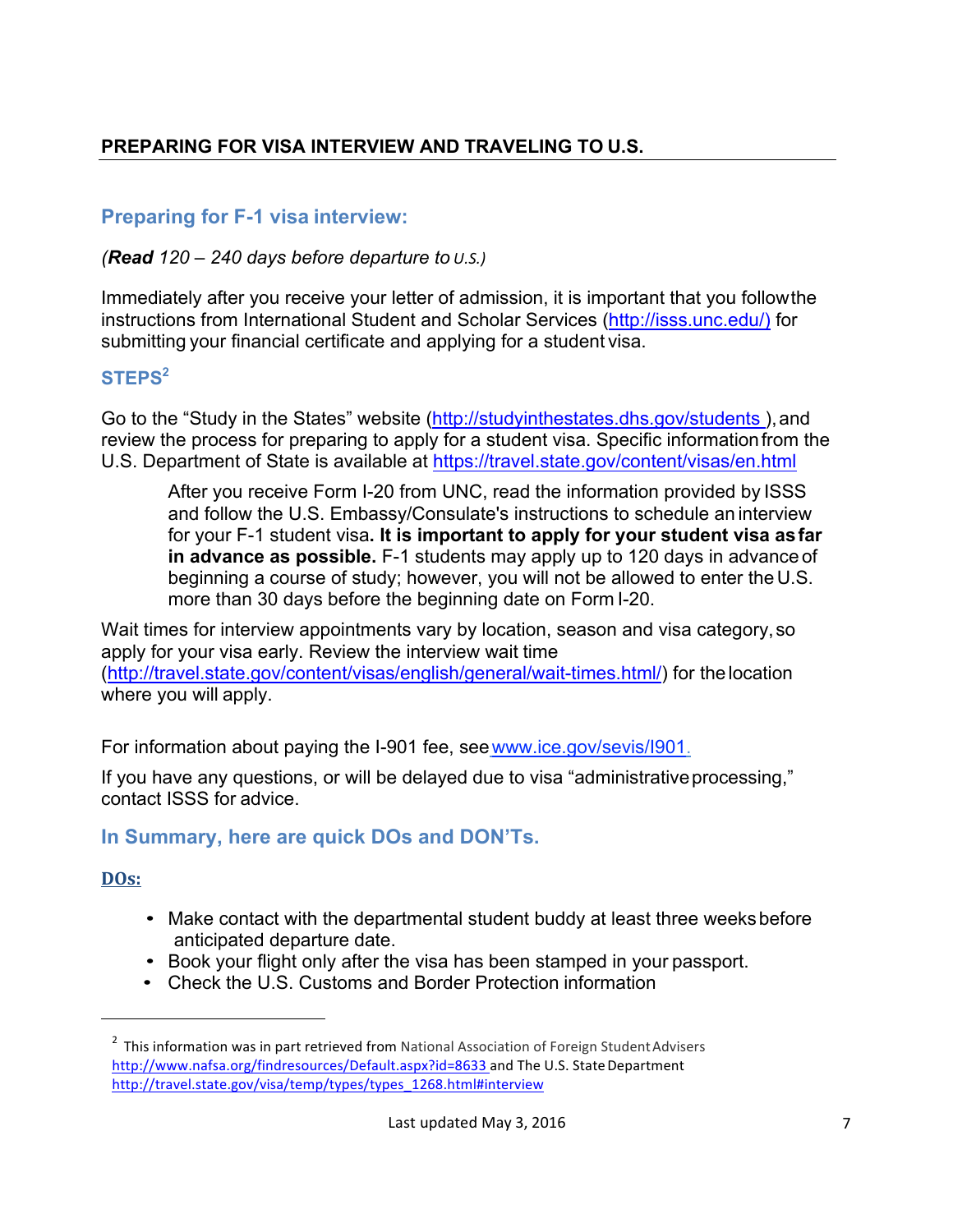## PREPARING FOR VISA INTERVIEW AND TRAVELING TO U.S.

### Preparing for F-1 visa interview:

*(**Read** 120 – 240 days before departure to U.S.)*

Immediately after you receive your letter of admission, it is important that you follow the instructions from International Student and Scholar Services (http://isss.unc.edu/) for submitting your financial certificate and applying for a student visa.

### STEPS[2]

Go to the "Study in the States" website (http://studyinthestates.dhs.gov/students ), and review the process for preparing to apply for a student visa. Specific information from the U.S. Department of State is available at https://travel.state.gov/content/visas/en.html

> After you receive Form I-20 from UNC, read the information provided by ISSS and follow the U.S. Embassy/Consulate's instructions to schedule an interview for your F-1 student visa**. It is important to apply for your student visa as far in advance as possible.** F-1 students may apply up to 120 days in advance of beginning a course of study; however, you will not be allowed to enter the U.S. more than 30 days before the beginning date on Form I-20.

Wait times for interview appointments vary by location, season and visa category, so apply for your visa early. Review the interview wait time (http://travel.state.gov/content/visas/english/general/wait-times.html/) for the location where you will apply.

For information about paying the I-901 fee, see www.ice.gov/sevis/I901.

If you have any questions, or will be delayed due to visa "administrative processing," contact ISSS for advice.

### In Summary, here are quick DOs and DON'Ts.

**DOs:**

- Make contact with the departmental student buddy at least three weeks before anticipated departure date.
- Book your flight only after the visa has been stamped in your passport.
- Check the U.S. Customs and Border Protection information

---

[2] This information was in part retrieved from National Association of Foreign Student Advisers http://www.nafsa.org/findresources/Default.aspx?id=8633 and The U.S. State Department http://travel.state.gov/visa/temp/types/types_1268.html#interview

Last updated May 3, 2016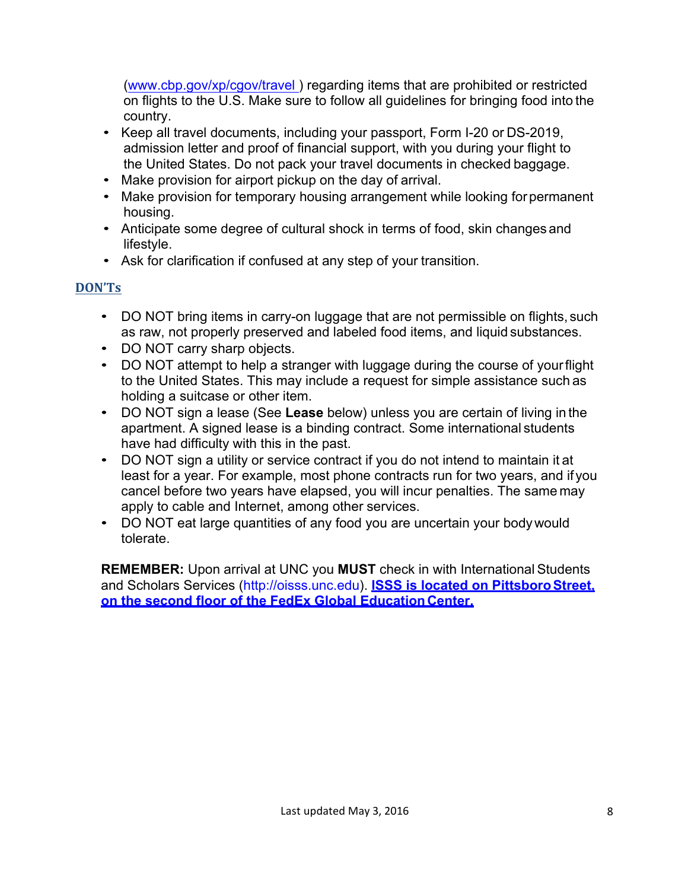(www.cbp.gov/xp/cgov/travel ) regarding items that are prohibited or restricted on flights to the U.S. Make sure to follow all guidelines for bringing food into the country.

- Keep all travel documents, including your passport, Form I-20 or DS-2019, admission letter and proof of financial support, with you during your flight to the United States. Do not pack your travel documents in checked baggage.
- Make provision for airport pickup on the day of arrival.
- Make provision for temporary housing arrangement while looking for permanent housing.
- Anticipate some degree of cultural shock in terms of food, skin changes and lifestyle.
- Ask for clarification if confused at any step of your transition.

### DON'Ts

- DO NOT bring items in carry-on luggage that are not permissible on flights, such as raw, not properly preserved and labeled food items, and liquid substances.
- DO NOT carry sharp objects.
- DO NOT attempt to help a stranger with luggage during the course of your flight to the United States. This may include a request for simple assistance such as holding a suitcase or other item.
- DO NOT sign a lease (See **Lease** below) unless you are certain of living in the apartment. A signed lease is a binding contract. Some international students have had difficulty with this in the past.
- DO NOT sign a utility or service contract if you do not intend to maintain it at least for a year. For example, most phone contracts run for two years, and if you cancel before two years have elapsed, you will incur penalties. The same may apply to cable and Internet, among other services.
- DO NOT eat large quantities of any food you are uncertain your body would tolerate.

**REMEMBER:** Upon arrival at UNC you **MUST** check in with International Students and Scholars Services (http://oisss.unc.edu). **ISSS is located on Pittsboro Street, on the second floor of the FedEx Global Education Center.**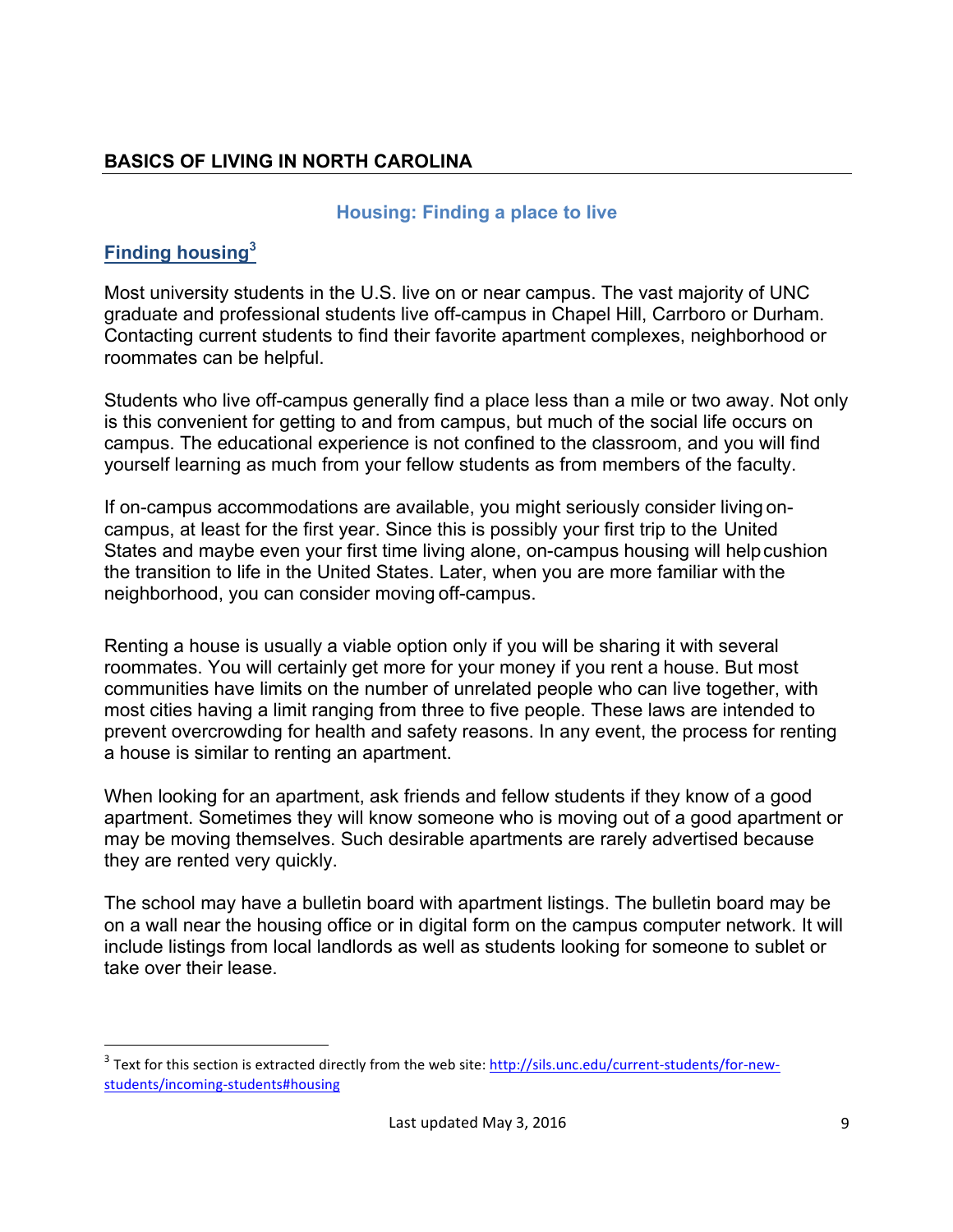# BASICS OF LIVING IN NORTH CAROLINA

## Housing: Finding a place to live

### Finding housing[3]

Most university students in the U.S. live on or near campus. The vast majority of UNC graduate and professional students live off-campus in Chapel Hill, Carrboro or Durham. Contacting current students to find their favorite apartment complexes, neighborhood or roommates can be helpful.

Students who live off-campus generally find a place less than a mile or two away. Not only is this convenient for getting to and from campus, but much of the social life occurs on campus. The educational experience is not confined to the classroom, and you will find yourself learning as much from your fellow students as from members of the faculty.

If on-campus accommodations are available, you might seriously consider living on-campus, at least for the first year. Since this is possibly your first trip to the United States and maybe even your first time living alone, on-campus housing will help cushion the transition to life in the United States. Later, when you are more familiar with the neighborhood, you can consider moving off-campus.

Renting a house is usually a viable option only if you will be sharing it with several roommates. You will certainly get more for your money if you rent a house. But most communities have limits on the number of unrelated people who can live together, with most cities having a limit ranging from three to five people. These laws are intended to prevent overcrowding for health and safety reasons. In any event, the process for renting a house is similar to renting an apartment.

When looking for an apartment, ask friends and fellow students if they know of a good apartment. Sometimes they will know someone who is moving out of a good apartment or may be moving themselves. Such desirable apartments are rarely advertised because they are rented very quickly.

The school may have a bulletin board with apartment listings. The bulletin board may be on a wall near the housing office or in digital form on the campus computer network. It will include listings from local landlords as well as students looking for someone to sublet or take over their lease.

---

[3] Text for this section is extracted directly from the web site: http://sils.unc.edu/current-students/for-new-students/incoming-students#housing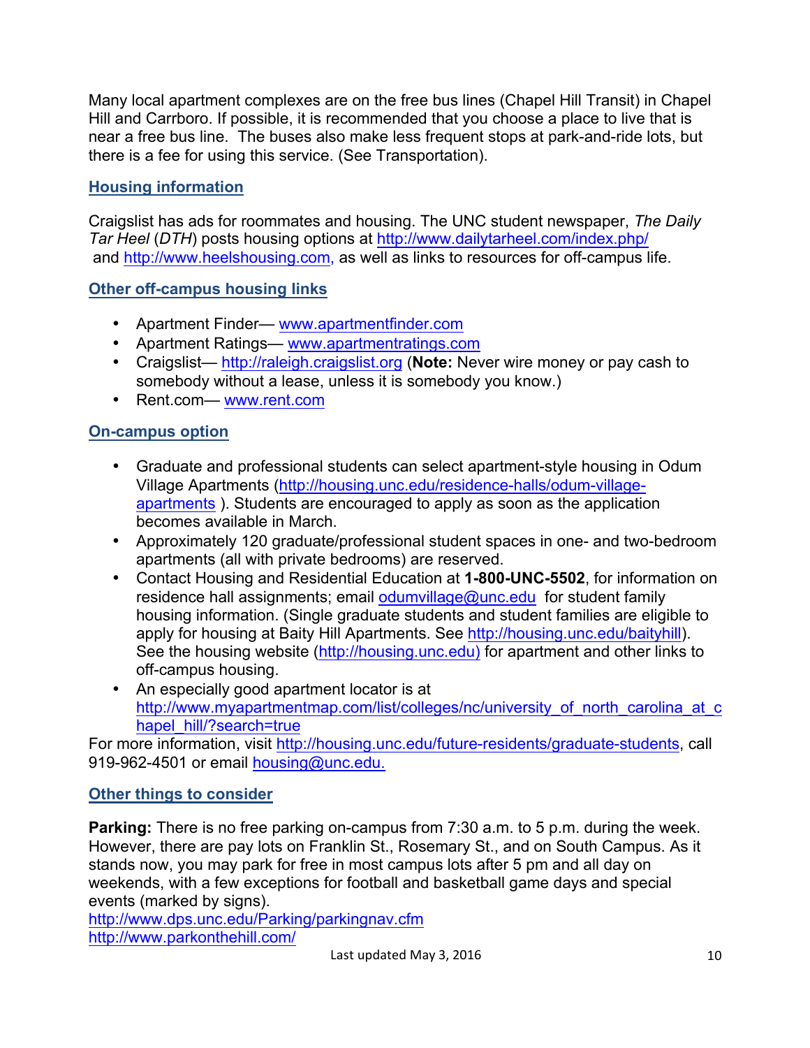Many local apartment complexes are on the free bus lines (Chapel Hill Transit) in Chapel Hill and Carrboro. If possible, it is recommended that you choose a place to live that is near a free bus line. The buses also make less frequent stops at park-and-ride lots, but there is a fee for using this service. (See Transportation).

## Housing information

Craigslist has ads for roommates and housing. The UNC student newspaper, *The Daily Tar Heel* (*DTH*) posts housing options at http://www.dailytarheel.com/index.php/ and http://www.heelshousing.com, as well as links to resources for off-campus life.

## Other off-campus housing links

- Apartment Finder— www.apartmentfinder.com
- Apartment Ratings— www.apartmentratings.com
- Craigslist— http://raleigh.craigslist.org (**Note:** Never wire money or pay cash to somebody without a lease, unless it is somebody you know.)
- Rent.com— www.rent.com

## On-campus option

- Graduate and professional students can select apartment-style housing in Odum Village Apartments (http://housing.unc.edu/residence-halls/odum-village-apartments ). Students are encouraged to apply as soon as the application becomes available in March.
- Approximately 120 graduate/professional student spaces in one- and two-bedroom apartments (all with private bedrooms) are reserved.
- Contact Housing and Residential Education at **1-800-UNC-5502**, for information on residence hall assignments; email odumvillage@unc.edu for student family housing information. (Single graduate students and student families are eligible to apply for housing at Baity Hill Apartments. See http://housing.unc.edu/baityhill). See the housing website (http://housing.unc.edu) for apartment and other links to off-campus housing.
- An especially good apartment locator is at http://www.myapartmentmap.com/list/colleges/nc/university_of_north_carolina_at_chapel_hill/?search=true

For more information, visit http://housing.unc.edu/future-residents/graduate-students, call 919-962-4501 or email housing@unc.edu.

## Other things to consider

**Parking:** There is no free parking on-campus from 7:30 a.m. to 5 p.m. during the week. However, there are pay lots on Franklin St., Rosemary St., and on South Campus. As it stands now, you may park for free in most campus lots after 5 pm and all day on weekends, with a few exceptions for football and basketball game days and special events (marked by signs).
http://www.dps.unc.edu/Parking/parkingnav.cfm
http://www.parkonthehill.com/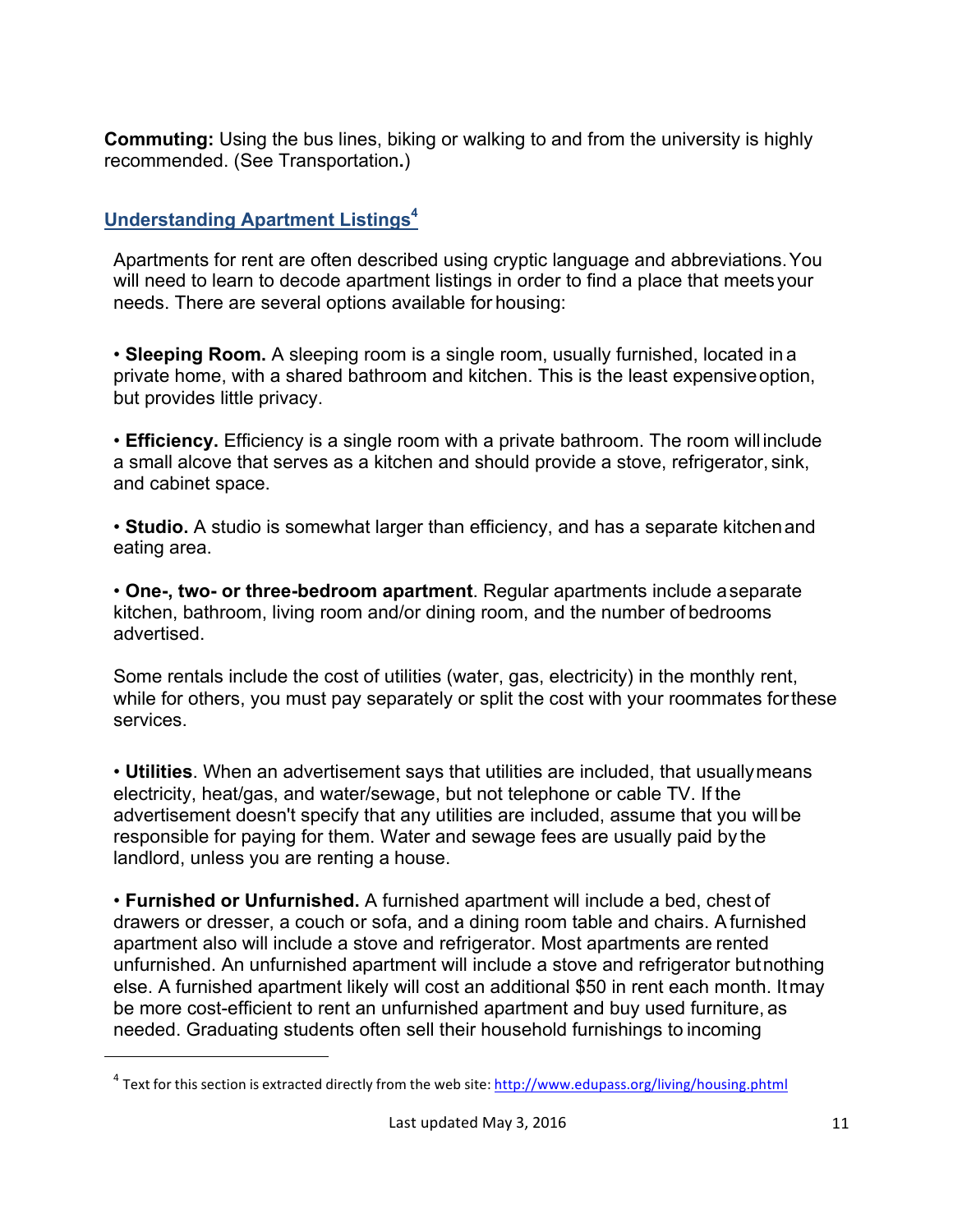**Commuting:** Using the bus lines, biking or walking to and from the university is highly recommended. (See Transportation**.**)

## Understanding Apartment Listings[4]

Apartments for rent are often described using cryptic language and abbreviations. You will need to learn to decode apartment listings in order to find a place that meets your needs. There are several options available for housing:

• **Sleeping Room.** A sleeping room is a single room, usually furnished, located in a private home, with a shared bathroom and kitchen. This is the least expensive option, but provides little privacy.

• **Efficiency.** Efficiency is a single room with a private bathroom. The room will include a small alcove that serves as a kitchen and should provide a stove, refrigerator, sink, and cabinet space.

• **Studio.** A studio is somewhat larger than efficiency, and has a separate kitchen and eating area.

• **One-, two- or three-bedroom apartment**. Regular apartments include a separate kitchen, bathroom, living room and/or dining room, and the number of bedrooms advertised.

Some rentals include the cost of utilities (water, gas, electricity) in the monthly rent, while for others, you must pay separately or split the cost with your roommates for these services.

• **Utilities**. When an advertisement says that utilities are included, that usually means electricity, heat/gas, and water/sewage, but not telephone or cable TV. If the advertisement doesn't specify that any utilities are included, assume that you will be responsible for paying for them. Water and sewage fees are usually paid by the landlord, unless you are renting a house.

• **Furnished or Unfurnished.** A furnished apartment will include a bed, chest of drawers or dresser, a couch or sofa, and a dining room table and chairs. A furnished apartment also will include a stove and refrigerator. Most apartments are rented unfurnished. An unfurnished apartment will include a stove and refrigerator but nothing else. A furnished apartment likely will cost an additional $50 in rent each month. It may be more cost-efficient to rent an unfurnished apartment and buy used furniture, as needed. Graduating students often sell their household furnishings to incoming

[4] Text for this section is extracted directly from the web site: http://www.edupass.org/living/housing.phtml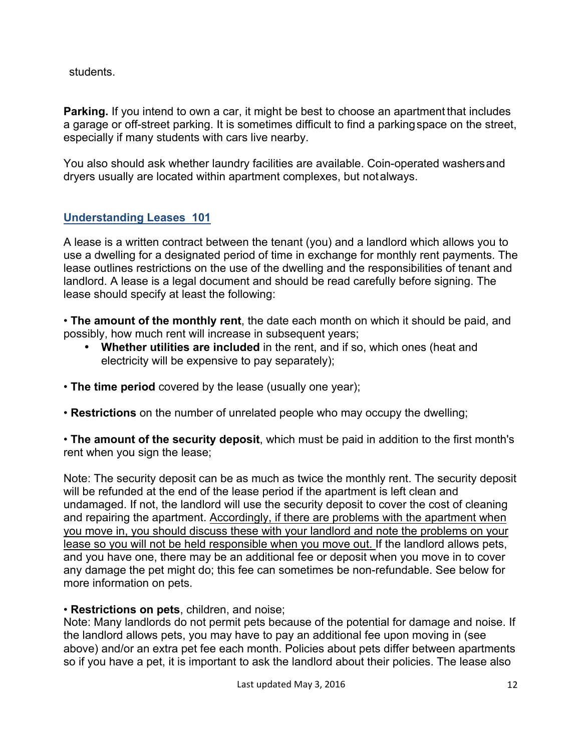students.

**Parking.** If you intend to own a car, it might be best to choose an apartment that includes a garage or off-street parking. It is sometimes difficult to find a parking space on the street, especially if many students with cars live nearby.

You also should ask whether laundry facilities are available. Coin-operated washers and dryers usually are located within apartment complexes, but not always.

## Understanding Leases 101

A lease is a written contract between the tenant (you) and a landlord which allows you to use a dwelling for a designated period of time in exchange for monthly rent payments. The lease outlines restrictions on the use of the dwelling and the responsibilities of tenant and landlord. A lease is a legal document and should be read carefully before signing. The lease should specify at least the following:

- **The amount of the monthly rent**, the date each month on which it should be paid, and possibly, how much rent will increase in subsequent years;
- **Whether utilities are included** in the rent, and if so, which ones (heat and electricity will be expensive to pay separately);
- **The time period** covered by the lease (usually one year);
- **Restrictions** on the number of unrelated people who may occupy the dwelling;
- **The amount of the security deposit**, which must be paid in addition to the first month's rent when you sign the lease;

Note: The security deposit can be as much as twice the monthly rent. The security deposit will be refunded at the end of the lease period if the apartment is left clean and undamaged. If not, the landlord will use the security deposit to cover the cost of cleaning and repairing the apartment. <u>Accordingly, if there are problems with the apartment when you move in, you should discuss these with your landlord and note the problems on your lease so you will not be held responsible when you move out.</u> If the landlord allows pets, and you have one, there may be an additional fee or deposit when you move in to cover any damage the pet might do; this fee can sometimes be non-refundable. See below for more information on pets.

- **Restrictions on pets**, children, and noise;

Note: Many landlords do not permit pets because of the potential for damage and noise. If the landlord allows pets, you may have to pay an additional fee upon moving in (see above) and/or an extra pet fee each month. Policies about pets differ between apartments so if you have a pet, it is important to ask the landlord about their policies. The lease also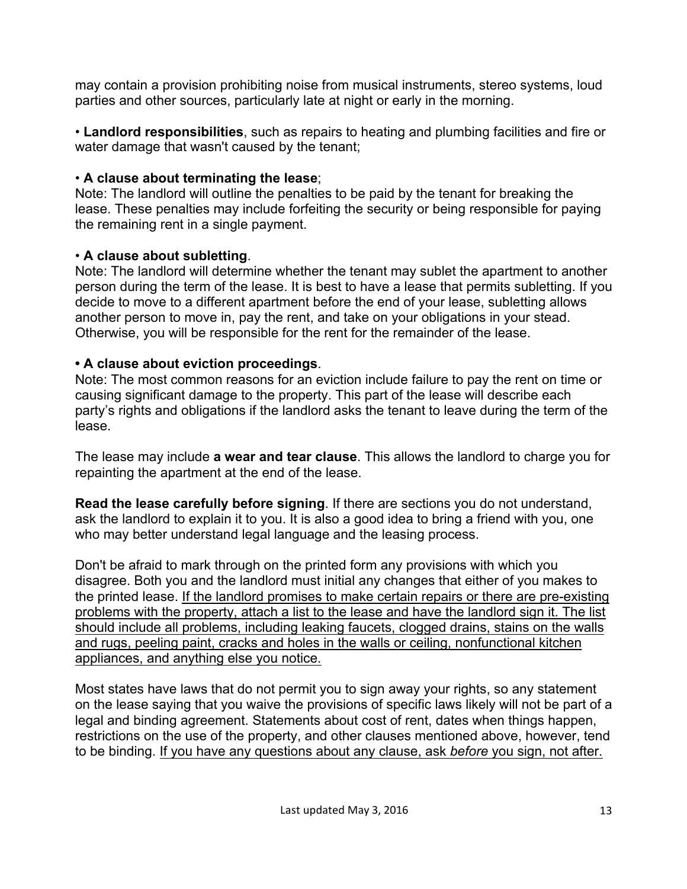may contain a provision prohibiting noise from musical instruments, stereo systems, loud parties and other sources, particularly late at night or early in the morning.

• **Landlord responsibilities**, such as repairs to heating and plumbing facilities and fire or water damage that wasn't caused by the tenant;

• **A clause about terminating the lease**;
Note: The landlord will outline the penalties to be paid by the tenant for breaking the lease. These penalties may include forfeiting the security or being responsible for paying the remaining rent in a single payment.

• **A clause about subletting**.
Note: The landlord will determine whether the tenant may sublet the apartment to another person during the term of the lease. It is best to have a lease that permits subletting. If you decide to move to a different apartment before the end of your lease, subletting allows another person to move in, pay the rent, and take on your obligations in your stead. Otherwise, you will be responsible for the rent for the remainder of the lease.

**• A clause about eviction proceedings**.
Note: The most common reasons for an eviction include failure to pay the rent on time or causing significant damage to the property. This part of the lease will describe each party's rights and obligations if the landlord asks the tenant to leave during the term of the lease.

The lease may include **a wear and tear clause**. This allows the landlord to charge you for repainting the apartment at the end of the lease.

**Read the lease carefully before signing**. If there are sections you do not understand, ask the landlord to explain it to you. It is also a good idea to bring a friend with you, one who may better understand legal language and the leasing process.

Don't be afraid to mark through on the printed form any provisions with which you disagree. Both you and the landlord must initial any changes that either of you makes to the printed lease. <u>If the landlord promises to make certain repairs or there are pre-existing problems with the property, attach a list to the lease and have the landlord sign it. The list should include all problems, including leaking faucets, clogged drains, stains on the walls and rugs, peeling paint, cracks and holes in the walls or ceiling, nonfunctional kitchen appliances, and anything else you notice.</u>

Most states have laws that do not permit you to sign away your rights, so any statement on the lease saying that you waive the provisions of specific laws likely will not be part of a legal and binding agreement. Statements about cost of rent, dates when things happen, restrictions on the use of the property, and other clauses mentioned above, however, tend to be binding. <u>If you have any questions about any clause, ask *before* you sign, not after.</u>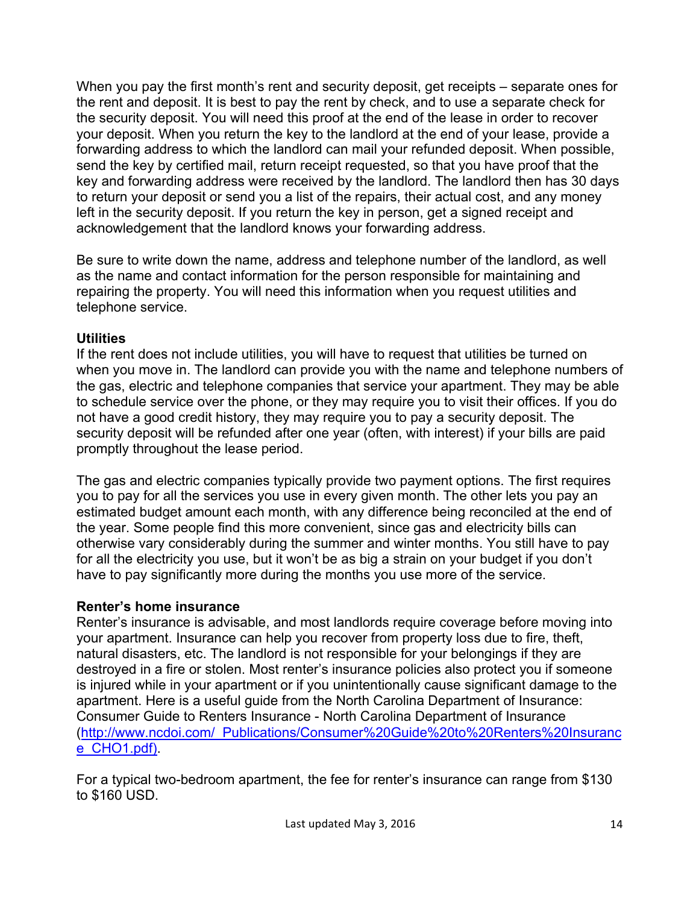When you pay the first month's rent and security deposit, get receipts – separate ones for the rent and deposit. It is best to pay the rent by check, and to use a separate check for the security deposit. You will need this proof at the end of the lease in order to recover your deposit. When you return the key to the landlord at the end of your lease, provide a forwarding address to which the landlord can mail your refunded deposit. When possible, send the key by certified mail, return receipt requested, so that you have proof that the key and forwarding address were received by the landlord. The landlord then has 30 days to return your deposit or send you a list of the repairs, their actual cost, and any money left in the security deposit. If you return the key in person, get a signed receipt and acknowledgement that the landlord knows your forwarding address.

Be sure to write down the name, address and telephone number of the landlord, as well as the name and contact information for the person responsible for maintaining and repairing the property. You will need this information when you request utilities and telephone service.

**Utilities**

If the rent does not include utilities, you will have to request that utilities be turned on when you move in. The landlord can provide you with the name and telephone numbers of the gas, electric and telephone companies that service your apartment. They may be able to schedule service over the phone, or they may require you to visit their offices. If you do not have a good credit history, they may require you to pay a security deposit. The security deposit will be refunded after one year (often, with interest) if your bills are paid promptly throughout the lease period.

The gas and electric companies typically provide two payment options. The first requires you to pay for all the services you use in every given month. The other lets you pay an estimated budget amount each month, with any difference being reconciled at the end of the year. Some people find this more convenient, since gas and electricity bills can otherwise vary considerably during the summer and winter months. You still have to pay for all the electricity you use, but it won't be as big a strain on your budget if you don't have to pay significantly more during the months you use more of the service.

**Renter's home insurance**

Renter's insurance is advisable, and most landlords require coverage before moving into your apartment. Insurance can help you recover from property loss due to fire, theft, natural disasters, etc. The landlord is not responsible for your belongings if they are destroyed in a fire or stolen. Most renter's insurance policies also protect you if someone is injured while in your apartment or if you unintentionally cause significant damage to the apartment. Here is a useful guide from the North Carolina Department of Insurance: Consumer Guide to Renters Insurance - North Carolina Department of Insurance (http://www.ncdoi.com/_Publications/Consumer%20Guide%20to%20Renters%20Insurance_CHO1.pdf).

For a typical two-bedroom apartment, the fee for renter's insurance can range from $130 to $160 USD.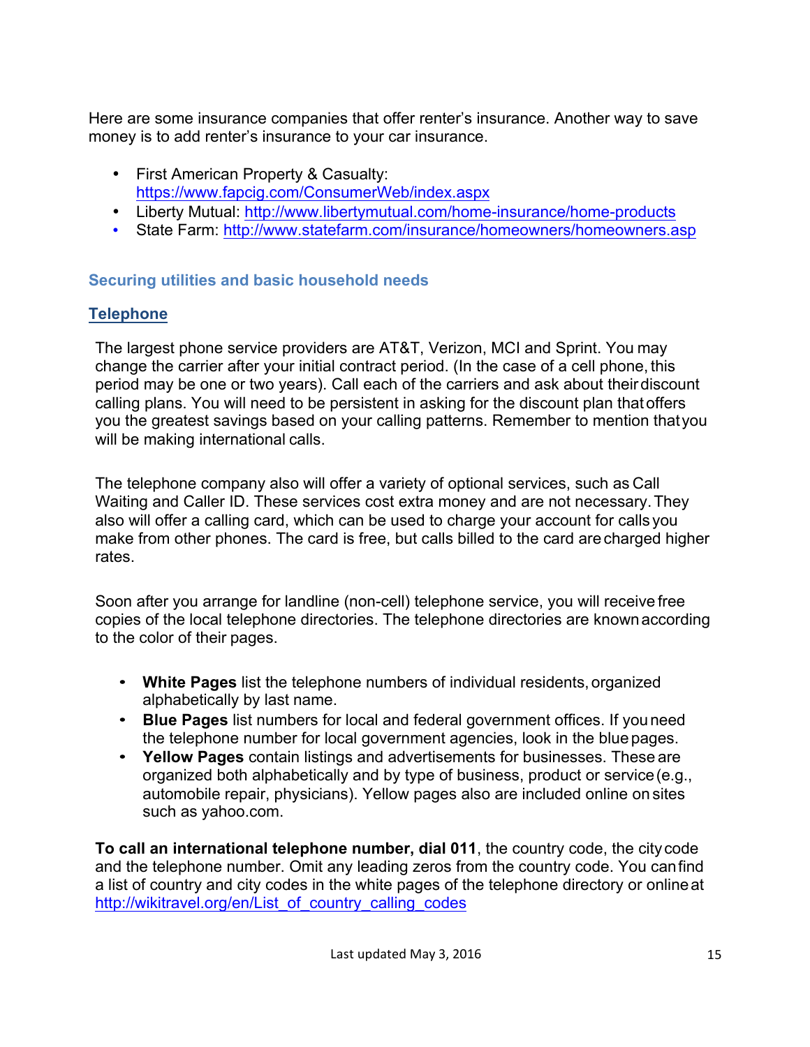Here are some insurance companies that offer renter's insurance. Another way to save money is to add renter's insurance to your car insurance.

- First American Property & Casualty: https://www.fapcig.com/ConsumerWeb/index.aspx
- Liberty Mutual: http://www.libertymutual.com/home-insurance/home-products
- State Farm: http://www.statefarm.com/insurance/homeowners/homeowners.asp

## Securing utilities and basic household needs

### Telephone

The largest phone service providers are AT&T, Verizon, MCI and Sprint. You may change the carrier after your initial contract period. (In the case of a cell phone, this period may be one or two years). Call each of the carriers and ask about their discount calling plans. You will need to be persistent in asking for the discount plan that offers you the greatest savings based on your calling patterns. Remember to mention that you will be making international calls.

The telephone company also will offer a variety of optional services, such as Call Waiting and Caller ID. These services cost extra money and are not necessary. They also will offer a calling card, which can be used to charge your account for calls you make from other phones. The card is free, but calls billed to the card are charged higher rates.

Soon after you arrange for landline (non-cell) telephone service, you will receive free copies of the local telephone directories. The telephone directories are known according to the color of their pages.

- **White Pages** list the telephone numbers of individual residents, organized alphabetically by last name.
- **Blue Pages** list numbers for local and federal government offices. If you need the telephone number for local government agencies, look in the blue pages.
- **Yellow Pages** contain listings and advertisements for businesses. These are organized both alphabetically and by type of business, product or service (e.g., automobile repair, physicians). Yellow pages also are included online on sites such as yahoo.com.

**To call an international telephone number, dial 011**, the country code, the city code and the telephone number. Omit any leading zeros from the country code. You can find a list of country and city codes in the white pages of the telephone directory or online at http://wikitravel.org/en/List_of_country_calling_codes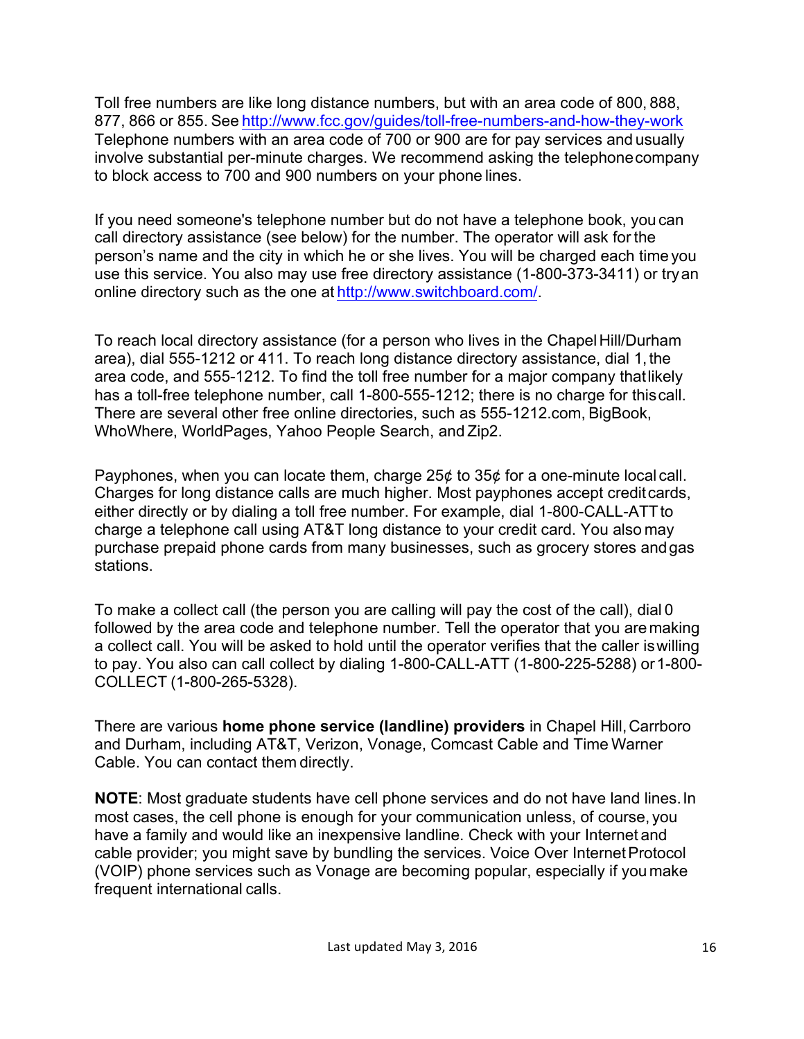Toll free numbers are like long distance numbers, but with an area code of 800, 888, 877, 866 or 855. See http://www.fcc.gov/guides/toll-free-numbers-and-how-they-work Telephone numbers with an area code of 700 or 900 are for pay services and usually involve substantial per-minute charges. We recommend asking the telephone company to block access to 700 and 900 numbers on your phone lines.

If you need someone's telephone number but do not have a telephone book, you can call directory assistance (see below) for the number. The operator will ask for the person's name and the city in which he or she lives. You will be charged each time you use this service. You also may use free directory assistance (1-800-373-3411) or try an online directory such as the one at http://www.switchboard.com/.

To reach local directory assistance (for a person who lives in the Chapel Hill/Durham area), dial 555-1212 or 411. To reach long distance directory assistance, dial 1, the area code, and 555-1212. To find the toll free number for a major company that likely has a toll-free telephone number, call 1-800-555-1212; there is no charge for this call. There are several other free online directories, such as 555-1212.com, BigBook, WhoWhere, WorldPages, Yahoo People Search, and Zip2.

Payphones, when you can locate them, charge 25¢ to 35¢ for a one-minute local call. Charges for long distance calls are much higher. Most payphones accept credit cards, either directly or by dialing a toll free number. For example, dial 1-800-CALL-ATT to charge a telephone call using AT&T long distance to your credit card. You also may purchase prepaid phone cards from many businesses, such as grocery stores and gas stations.

To make a collect call (the person you are calling will pay the cost of the call), dial 0 followed by the area code and telephone number. Tell the operator that you are making a collect call. You will be asked to hold until the operator verifies that the caller is willing to pay. You also can call collect by dialing 1-800-CALL-ATT (1-800-225-5288) or 1-800-COLLECT (1-800-265-5328).

There are various **home phone service (landline) providers** in Chapel Hill, Carrboro and Durham, including AT&T, Verizon, Vonage, Comcast Cable and Time Warner Cable. You can contact them directly.

**NOTE**: Most graduate students have cell phone services and do not have land lines. In most cases, the cell phone is enough for your communication unless, of course, you have a family and would like an inexpensive landline. Check with your Internet and cable provider; you might save by bundling the services. Voice Over Internet Protocol (VOIP) phone services such as Vonage are becoming popular, especially if you make frequent international calls.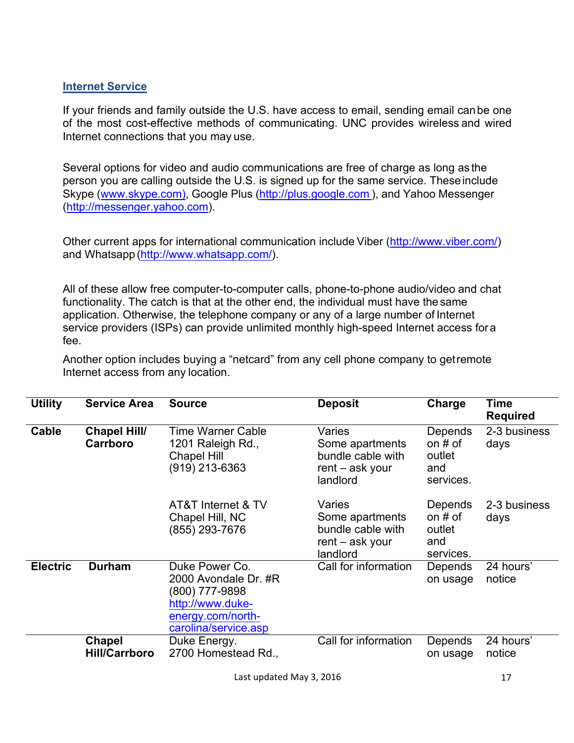## Internet Service

If your friends and family outside the U.S. have access to email, sending email can be one of the most cost-effective methods of communicating. UNC provides wireless and wired Internet connections that you may use.

Several options for video and audio communications are free of charge as long as the person you are calling outside the U.S. is signed up for the same service. These include Skype (www.skype.com), Google Plus (http://plus.google.com ), and Yahoo Messenger (http://messenger.yahoo.com).

Other current apps for international communication include Viber (http://www.viber.com/) and Whatsapp (http://www.whatsapp.com/).

All of these allow free computer-to-computer calls, phone-to-phone audio/video and chat functionality. The catch is that at the other end, the individual must have the same application. Otherwise, the telephone company or any of a large number of Internet service providers (ISPs) can provide unlimited monthly high-speed Internet access for a fee.

Another option includes buying a "netcard" from any cell phone company to get remote Internet access from any location.

| Utility | Service Area | Source | Deposit | Charge | Time Required |
|---|---|---|---|---|---|
| **Cable** | **Chapel Hill/ Carrboro** | Time Warner Cable 1201 Raleigh Rd., Chapel Hill (919) 213-6363 | Varies Some apartments bundle cable with rent – ask your landlord | Depends on # of outlet and services. | 2-3 business days |
| | | AT&T Internet & TV Chapel Hill, NC (855) 293-7676 | Varies Some apartments bundle cable with rent – ask your landlord | Depends on # of outlet and services. | 2-3 business days |
| **Electric** | **Durham** | Duke Power Co. 2000 Avondale Dr. #R (800) 777-9898 http://www.duke-energy.com/north-carolina/service.asp | Call for information | Depends on usage | 24 hours' notice |
| | **Chapel Hill/Carrboro** | Duke Energy. 2700 Homestead Rd., | Call for information | Depends on usage | 24 hours' notice |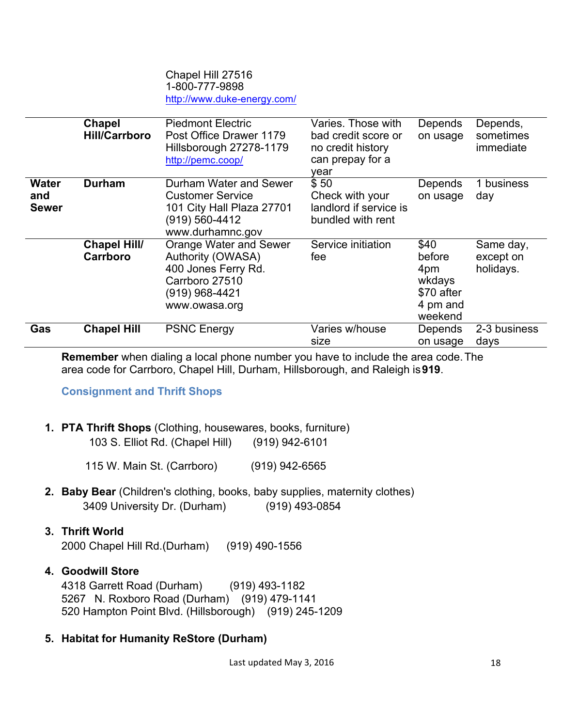| | | | | | |
|---|---|---|---|---|---|
| | | Chapel Hill 27516<br>1-800-777-9898<br>http://www.duke-energy.com/ | | | |
| | **Chapel Hill/Carrboro** | Piedmont Electric<br>Post Office Drawer 1179<br>Hillsborough 27278-1179<br>http://pemc.coop/ | Varies. Those with bad credit score or no credit history can prepay for a year | Depends on usage | Depends, sometimes immediate |
| **Water and Sewer** | **Durham** | Durham Water and Sewer Customer Service<br>101 City Hall Plaza 27701<br>(919) 560-4412<br>www.durhamnc.gov | $ 50<br>Check with your landlord if service is bundled with rent | Depends on usage | 1 business day |
| | **Chapel Hill/ Carrboro** | Orange Water and Sewer Authority (OWASA)<br>400 Jones Ferry Rd.<br>Carrboro 27510<br>(919) 968-4421<br>www.owasa.org | Service initiation fee | $40 before 4pm wkdays<br>$70 after 4 pm and weekend | Same day, except on holidays. |
| **Gas** | **Chapel Hill** | PSNC Energy | Varies w/house size | Depends on usage | 2-3 business days |

**Remember** when dialing a local phone number you have to include the area code. The area code for Carrboro, Chapel Hill, Durham, Hillsborough, and Raleigh is **919**.

## Consignment and Thrift Shops

1. **PTA Thrift Shops** (Clothing, housewares, books, furniture)
   103 S. Elliot Rd. (Chapel Hill) (919) 942-6101
   
   115 W. Main St. (Carrboro) (919) 942-6565

2. **Baby Bear** (Children's clothing, books, baby supplies, maternity clothes)
   3409 University Dr. (Durham) (919) 493-0854

3. **Thrift World**
   2000 Chapel Hill Rd.(Durham) (919) 490-1556

4. **Goodwill Store**
   4318 Garrett Road (Durham) (919) 493-1182
   5267 N. Roxboro Road (Durham) (919) 479-1141
   520 Hampton Point Blvd. (Hillsborough) (919) 245-1209

5. **Habitat for Humanity ReStore (Durham)**

Last updated May 3, 2016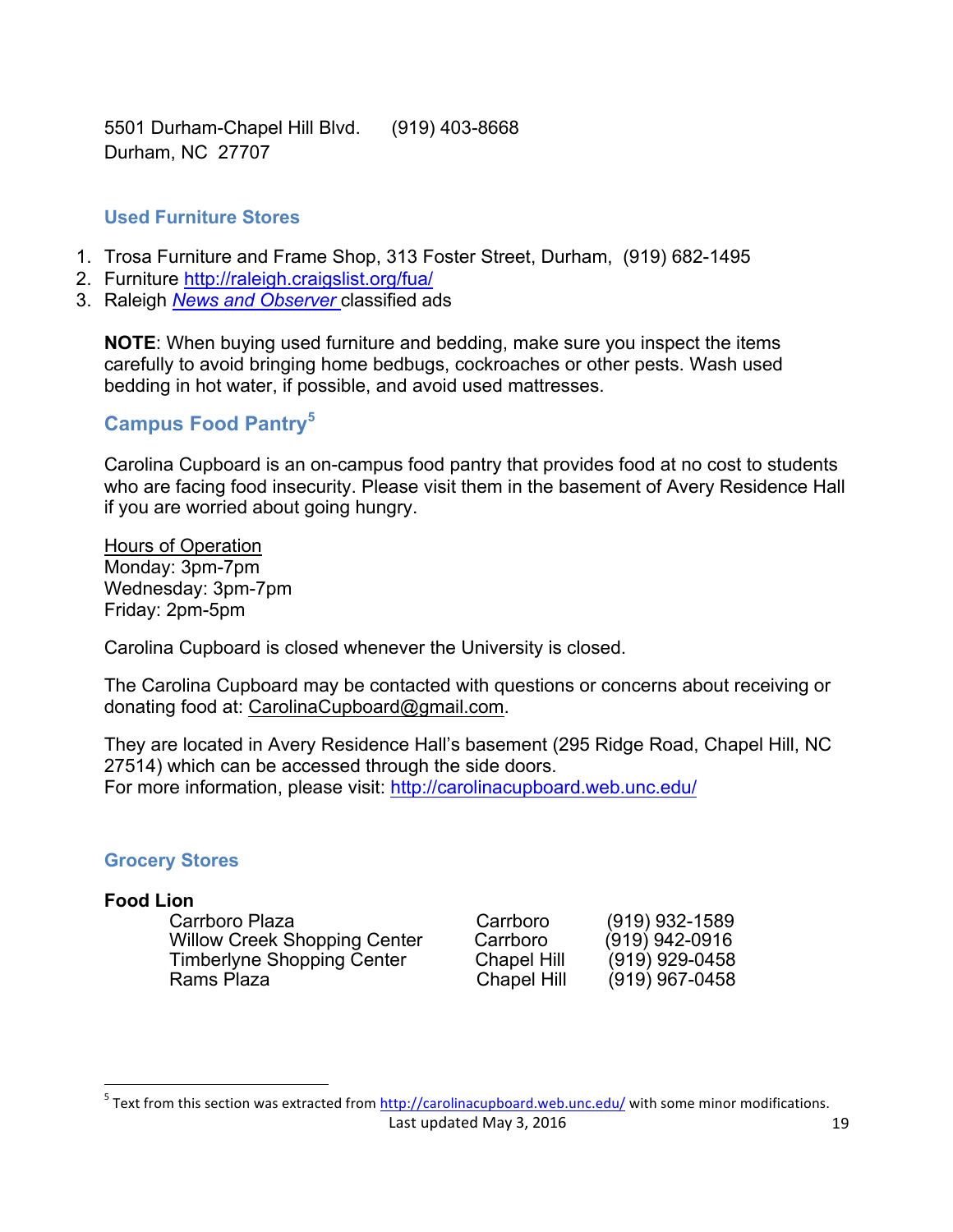5501 Durham-Chapel Hill Blvd.      (919) 403-8668
Durham, NC  27707

### Used Furniture Stores

1. Trosa Furniture and Frame Shop, 313 Foster Street, Durham,  (919) 682-1495
2. Furniture http://raleigh.craigslist.org/fua/
3. Raleigh *News and Observer* classified ads

**NOTE**: When buying used furniture and bedding, make sure you inspect the items carefully to avoid bringing home bedbugs, cockroaches or other pests. Wash used bedding in hot water, if possible, and avoid used mattresses.

## Campus Food Pantry[5]

Carolina Cupboard is an on-campus food pantry that provides food at no cost to students who are facing food insecurity. Please visit them in the basement of Avery Residence Hall if you are worried about going hungry.

Hours of Operation
Monday: 3pm-7pm
Wednesday: 3pm-7pm
Friday: 2pm-5pm

Carolina Cupboard is closed whenever the University is closed.

The Carolina Cupboard may be contacted with questions or concerns about receiving or donating food at: CarolinaCupboard@gmail.com.

They are located in Avery Residence Hall's basement (295 Ridge Road, Chapel Hill, NC 27514) which can be accessed through the side doors.
For more information, please visit: http://carolinacupboard.web.unc.edu/

### Grocery Stores

**Food Lion**

| | | |
|---|---|---|
| Carrboro Plaza | Carrboro | (919) 932-1589 |
| Willow Creek Shopping Center | Carrboro | (919) 942-0916 |
| Timberlyne Shopping Center | Chapel Hill | (919) 929-0458 |
| Rams Plaza | Chapel Hill | (919) 967-0458 |

[5] Text from this section was extracted from http://carolinacupboard.web.unc.edu/ with some minor modifications.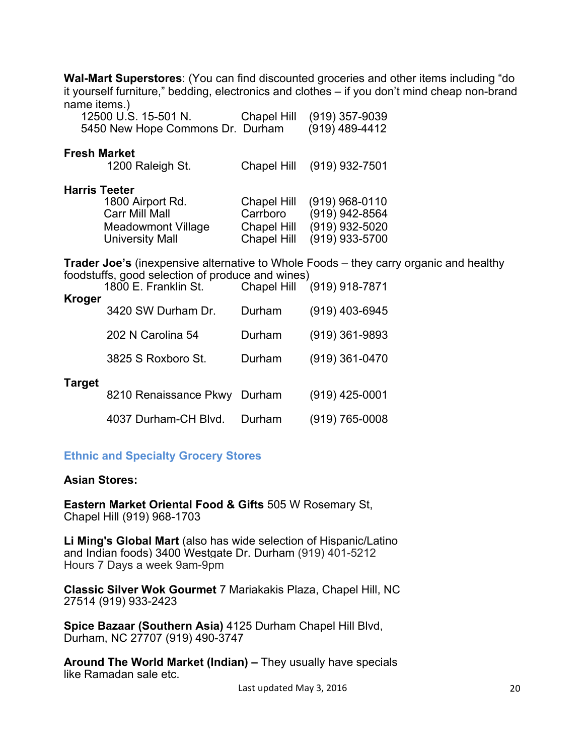**Wal-Mart Superstores**: (You can find discounted groceries and other items including "do it yourself furniture," bedding, electronics and clothes – if you don't mind cheap non-brand name items.)

| | | |
|---|---|---|
| 12500 U.S. 15-501 N. | Chapel Hill | (919) 357-9039 |
| 5450 New Hope Commons Dr. | Durham | (919) 489-4412 |

**Fresh Market**

| | | |
|---|---|---|
| 1200 Raleigh St. | Chapel Hill | (919) 932-7501 |

**Harris Teeter**

| | | |
|---|---|---|
| 1800 Airport Rd. | Chapel Hill | (919) 968-0110 |
| Carr Mill Mall | Carrboro | (919) 942-8564 |
| Meadowmont Village | Chapel Hill | (919) 932-5020 |
| University Mall | Chapel Hill | (919) 933-5700 |

**Trader Joe's** (inexpensive alternative to Whole Foods – they carry organic and healthy foodstuffs, good selection of produce and wines)

| | | |
|---|---|---|
| 1800 E. Franklin St. | Chapel Hill | (919) 918-7871 |

**Kroger**

| | | |
|---|---|---|
| 3420 SW Durham Dr. | Durham | (919) 403-6945 |
| 202 N Carolina 54 | Durham | (919) 361-9893 |
| 3825 S Roxboro St. | Durham | (919) 361-0470 |

**Target**

| | | |
|---|---|---|
| 8210 Renaissance Pkwy | Durham | (919) 425-0001 |
| 4037 Durham-CH Blvd. | Durham | (919) 765-0008 |

## Ethnic and Specialty Grocery Stores

**Asian Stores:**

**Eastern Market Oriental Food & Gifts** 505 W Rosemary St, Chapel Hill (919) 968-1703

**Li Ming's Global Mart** (also has wide selection of Hispanic/Latino and Indian foods) 3400 Westgate Dr. Durham (919) 401-5212
Hours 7 Days a week 9am-9pm

**Classic Silver Wok Gourmet** 7 Mariakakis Plaza, Chapel Hill, NC 27514 (919) 933-2423

**Spice Bazaar (Southern Asia)** 4125 Durham Chapel Hill Blvd, Durham, NC 27707 (919) 490-3747

**Around The World Market (Indian) –** They usually have specials like Ramadan sale etc.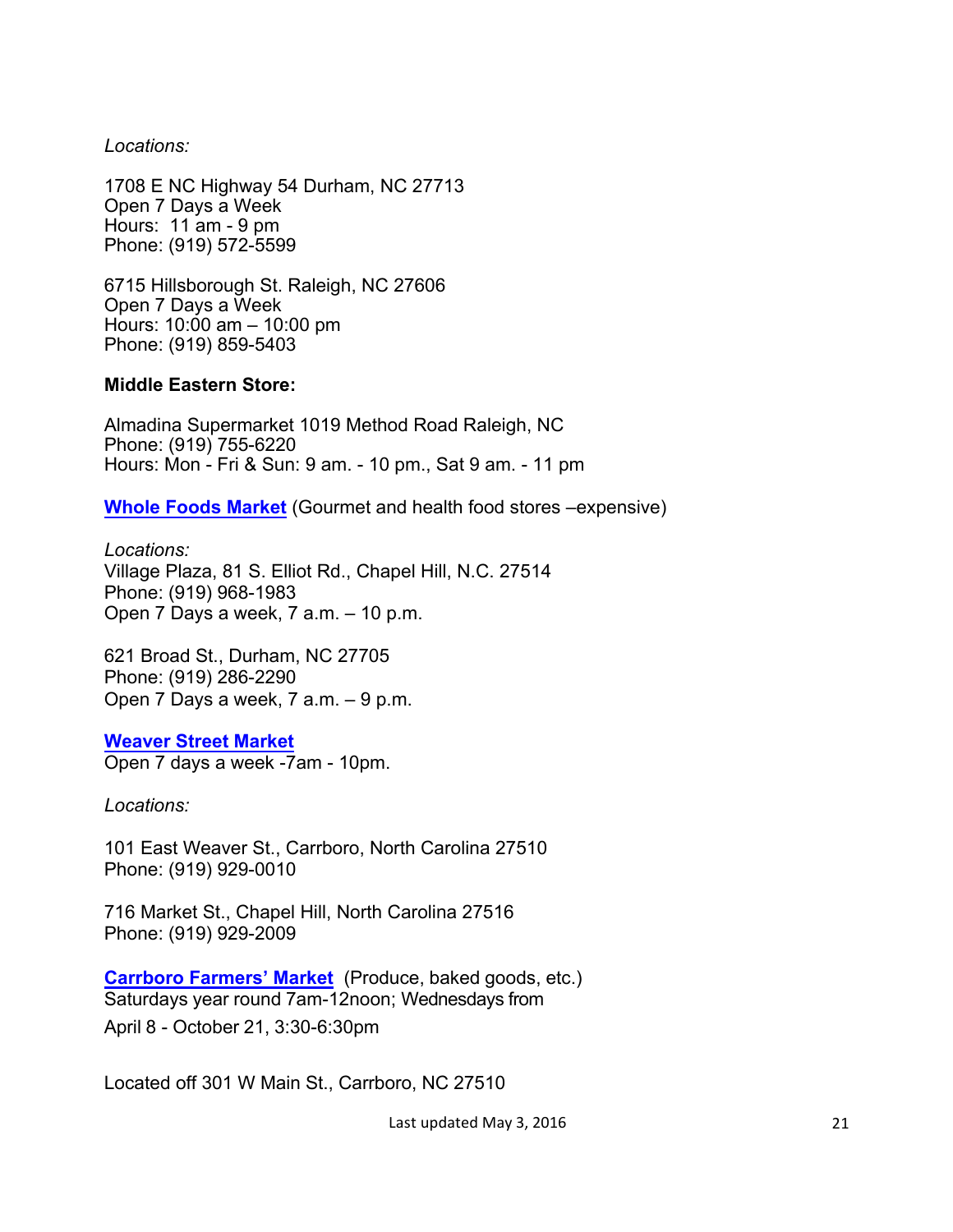*Locations:*

1708 E NC Highway 54 Durham, NC 27713
Open 7 Days a Week
Hours: 11 am - 9 pm
Phone: (919) 572-5599

6715 Hillsborough St. Raleigh, NC 27606
Open 7 Days a Week
Hours: 10:00 am – 10:00 pm
Phone: (919) 859-5403

**Middle Eastern Store:**

Almadina Supermarket 1019 Method Road Raleigh, NC
Phone: (919) 755-6220
Hours: Mon - Fri & Sun: 9 am. - 10 pm., Sat 9 am. - 11 pm

**Whole Foods Market** (Gourmet and health food stores –expensive)

*Locations:*
Village Plaza, 81 S. Elliot Rd., Chapel Hill, N.C. 27514
Phone: (919) 968-1983
Open 7 Days a week, 7 a.m. – 10 p.m.

621 Broad St., Durham, NC 27705
Phone: (919) 286-2290
Open 7 Days a week, 7 a.m. – 9 p.m.

**Weaver Street Market**
Open 7 days a week -7am - 10pm.

*Locations:*

101 East Weaver St., Carrboro, North Carolina 27510
Phone: (919) 929-0010

716 Market St., Chapel Hill, North Carolina 27516
Phone: (919) 929-2009

**Carrboro Farmers' Market** (Produce, baked goods, etc.)
Saturdays year round 7am-12noon; Wednesdays from
April 8 - October 21, 3:30-6:30pm

Located off 301 W Main St., Carrboro, NC 27510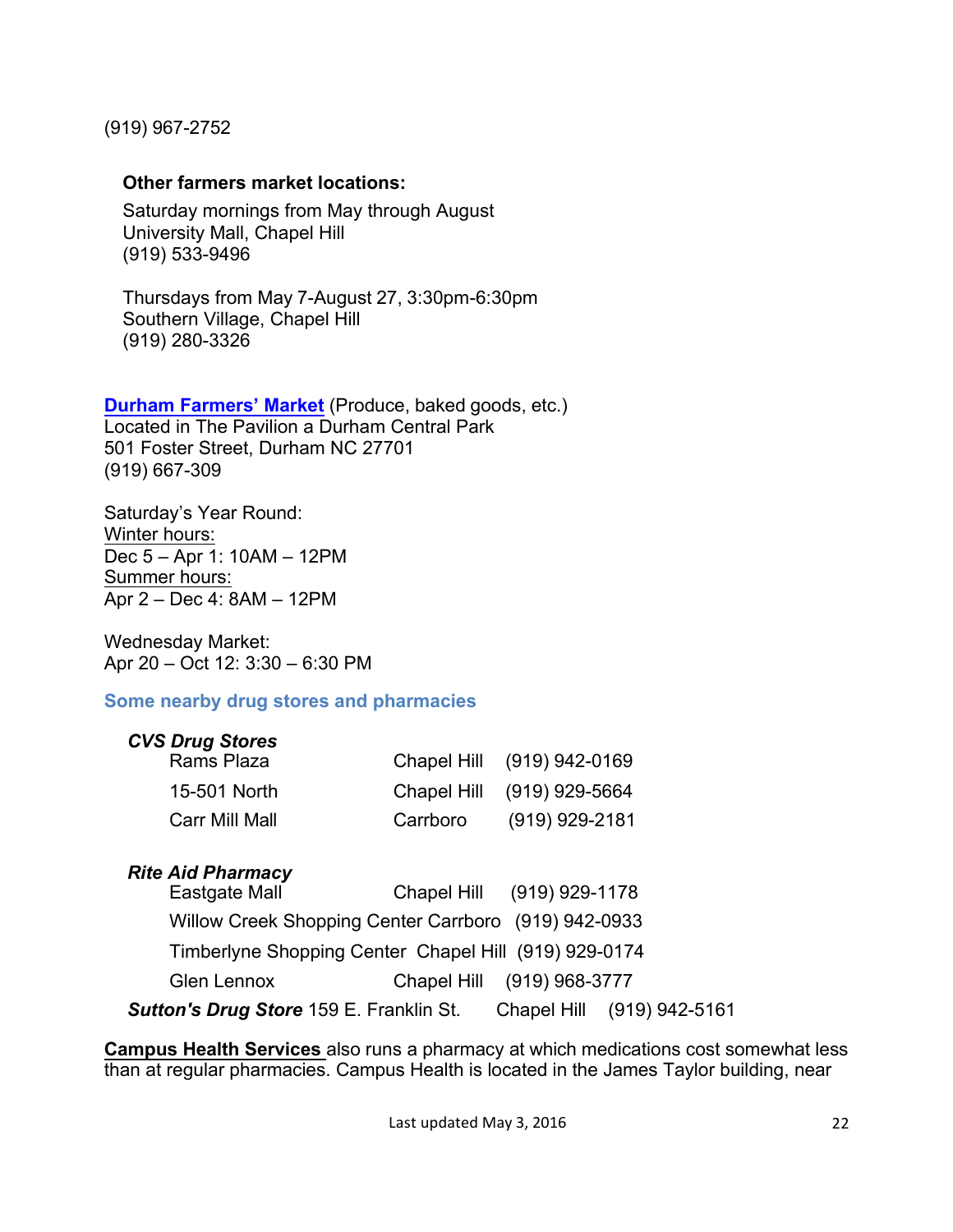(919) 967-2752

**Other farmers market locations:**

Saturday mornings from May through August
University Mall, Chapel Hill
(919) 533-9496

Thursdays from May 7-August 27, 3:30pm-6:30pm
Southern Village, Chapel Hill
(919) 280-3326

**Durham Farmers' Market** (Produce, baked goods, etc.)
Located in The Pavilion a Durham Central Park
501 Foster Street, Durham NC 27701
(919) 667-309

Saturday's Year Round:
Winter hours:
Dec 5 – Apr 1: 10AM – 12PM
Summer hours:
Apr 2 – Dec 4: 8AM – 12PM

Wednesday Market:
Apr 20 – Oct 12: 3:30 – 6:30 PM

## Some nearby drug stores and pharmacies

***CVS Drug Stores***

| | | |
|---|---|---|
| Rams Plaza | Chapel Hill | (919) 942-0169 |
| 15-501 North | Chapel Hill | (919) 929-5664 |
| Carr Mill Mall | Carrboro | (919) 929-2181 |

***Rite Aid Pharmacy***

| | | |
|---|---|---|
| Eastgate Mall | Chapel Hill | (919) 929-1178 |
| Willow Creek Shopping Center | Carrboro | (919) 942-0933 |
| Timberlyne Shopping Center | Chapel Hill | (919) 929-0174 |
| Glen Lennox | Chapel Hill | (919) 968-3777 |

***Sutton's Drug Store*** 159 E. Franklin St. Chapel Hill (919) 942-5161

**Campus Health Services** also runs a pharmacy at which medications cost somewhat less than at regular pharmacies. Campus Health is located in the James Taylor building, near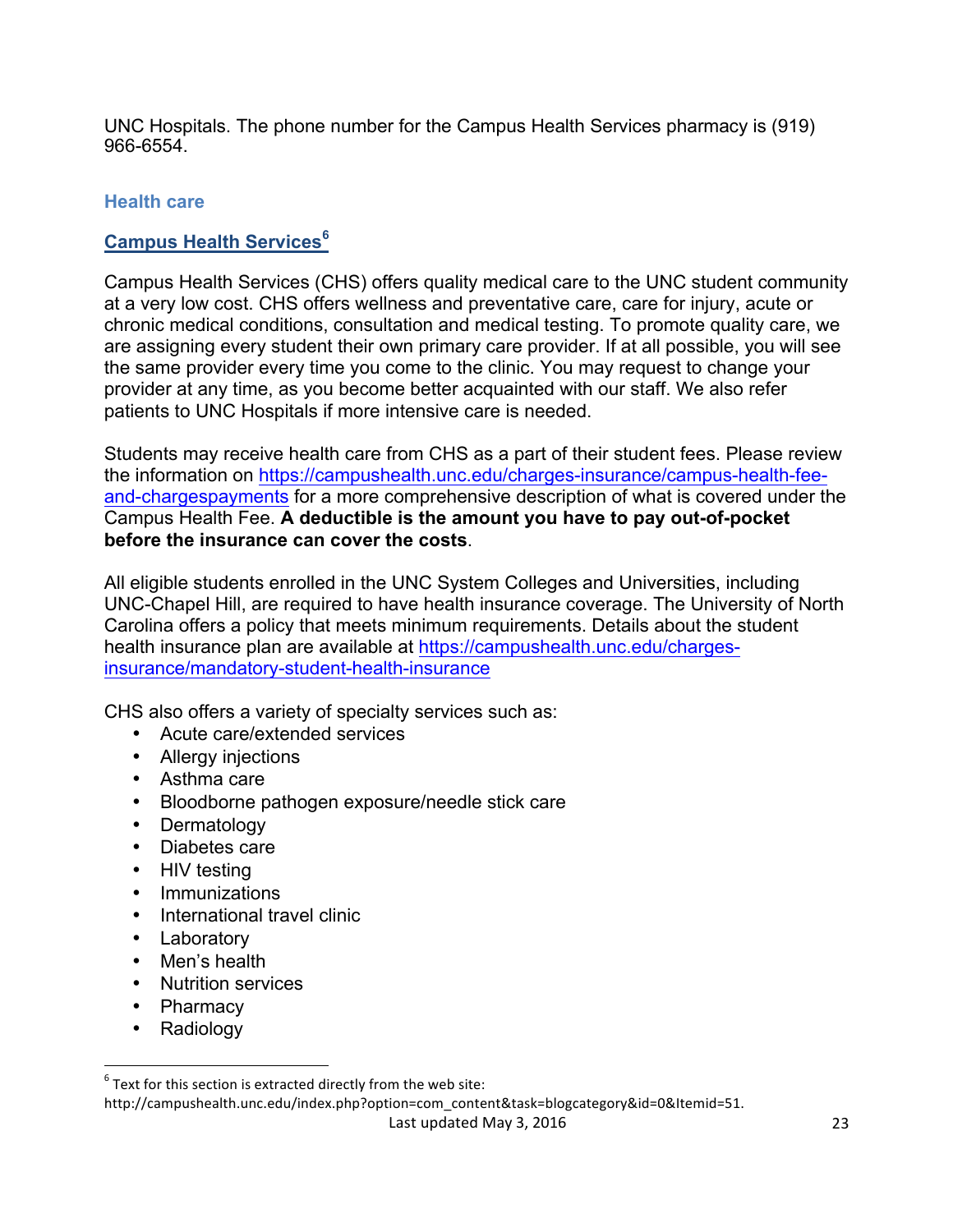UNC Hospitals. The phone number for the Campus Health Services pharmacy is (919) 966-6554.

### Health care

#### Campus Health Services[6]

Campus Health Services (CHS) offers quality medical care to the UNC student community at a very low cost. CHS offers wellness and preventative care, care for injury, acute or chronic medical conditions, consultation and medical testing. To promote quality care, we are assigning every student their own primary care provider. If at all possible, you will see the same provider every time you come to the clinic. You may request to change your provider at any time, as you become better acquainted with our staff. We also refer patients to UNC Hospitals if more intensive care is needed.

Students may receive health care from CHS as a part of their student fees. Please review the information on https://campushealth.unc.edu/charges-insurance/campus-health-fee-and-chargespayments for a more comprehensive description of what is covered under the Campus Health Fee. **A deductible is the amount you have to pay out-of-pocket before the insurance can cover the costs**.

All eligible students enrolled in the UNC System Colleges and Universities, including UNC-Chapel Hill, are required to have health insurance coverage. The University of North Carolina offers a policy that meets minimum requirements. Details about the student health insurance plan are available at https://campushealth.unc.edu/charges-insurance/mandatory-student-health-insurance

CHS also offers a variety of specialty services such as:

- Acute care/extended services
- Allergy injections
- Asthma care
- Bloodborne pathogen exposure/needle stick care
- Dermatology
- Diabetes care
- HIV testing
- Immunizations
- International travel clinic
- Laboratory
- Men's health
- Nutrition services
- Pharmacy
- Radiology

[6] Text for this section is extracted directly from the web site: http://campushealth.unc.edu/index.php?option=com_content&task=blogcategory&id=0&Itemid=51.

Last updated May 3, 2016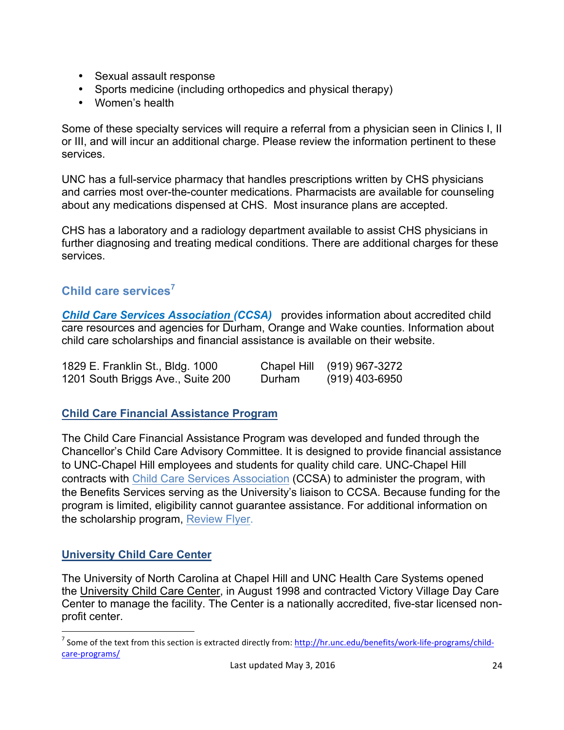- Sexual assault response
- Sports medicine (including orthopedics and physical therapy)
- Women's health

Some of these specialty services will require a referral from a physician seen in Clinics I, II or III, and will incur an additional charge. Please review the information pertinent to these services.

UNC has a full-service pharmacy that handles prescriptions written by CHS physicians and carries most over-the-counter medications. Pharmacists are available for counseling about any medications dispensed at CHS. Most insurance plans are accepted.

CHS has a laboratory and a radiology department available to assist CHS physicians in further diagnosing and treating medical conditions. There are additional charges for these services.

## Child care services[7]

***Child Care Services Association (CCSA)*** provides information about accredited child care resources and agencies for Durham, Orange and Wake counties. Information about child care scholarships and financial assistance is available on their website.

| | | |
|---|---|---|
| 1829 E. Franklin St., Bldg. 1000 | Chapel Hill | (919) 967-3272 |
| 1201 South Briggs Ave., Suite 200 | Durham | (919) 403-6950 |

### Child Care Financial Assistance Program

The Child Care Financial Assistance Program was developed and funded through the Chancellor's Child Care Advisory Committee. It is designed to provide financial assistance to UNC-Chapel Hill employees and students for quality child care. UNC-Chapel Hill contracts with Child Care Services Association (CCSA) to administer the program, with the Benefits Services serving as the University's liaison to CCSA. Because funding for the program is limited, eligibility cannot guarantee assistance. For additional information on the scholarship program, Review Flyer.

### University Child Care Center

The University of North Carolina at Chapel Hill and UNC Health Care Systems opened the University Child Care Center, in August 1998 and contracted Victory Village Day Care Center to manage the facility. The Center is a nationally accredited, five-star licensed non-profit center.

[7] Some of the text from this section is extracted directly from: http://hr.unc.edu/benefits/work-life-programs/child-care-programs/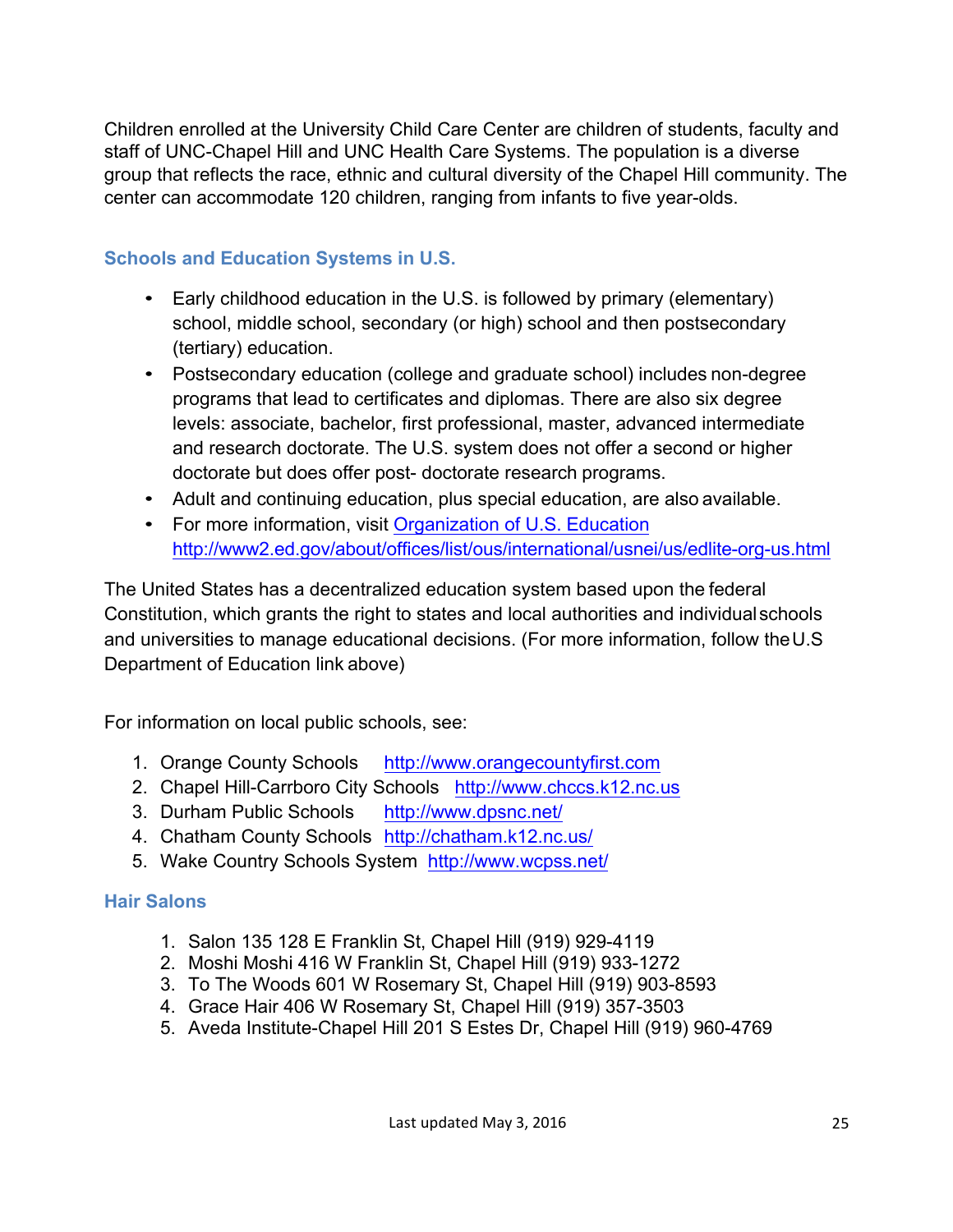Children enrolled at the University Child Care Center are children of students, faculty and staff of UNC-Chapel Hill and UNC Health Care Systems. The population is a diverse group that reflects the race, ethnic and cultural diversity of the Chapel Hill community. The center can accommodate 120 children, ranging from infants to five year-olds.

### Schools and Education Systems in U.S.

- Early childhood education in the U.S. is followed by primary (elementary) school, middle school, secondary (or high) school and then postsecondary (tertiary) education.
- Postsecondary education (college and graduate school) includes non-degree programs that lead to certificates and diplomas. There are also six degree levels: associate, bachelor, first professional, master, advanced intermediate and research doctorate. The U.S. system does not offer a second or higher doctorate but does offer post- doctorate research programs.
- Adult and continuing education, plus special education, are also available.
- For more information, visit [Organization of U.S. Education](http://www2.ed.gov/about/offices/list/ous/international/usnei/us/edlite-org-us.html) http://www2.ed.gov/about/offices/list/ous/international/usnei/us/edlite-org-us.html

The United States has a decentralized education system based upon the federal Constitution, which grants the right to states and local authorities and individual schools and universities to manage educational decisions. (For more information, follow the U.S Department of Education link above)

For information on local public schools, see:

1. Orange County Schools http://www.orangecountyfirst.com
2. Chapel Hill-Carrboro City Schools http://www.chccs.k12.nc.us
3. Durham Public Schools http://www.dpsnc.net/
4. Chatham County Schools http://chatham.k12.nc.us/
5. Wake Country Schools System http://www.wcpss.net/

### Hair Salons

1. Salon 135 128 E Franklin St, Chapel Hill (919) 929-4119
2. Moshi Moshi 416 W Franklin St, Chapel Hill (919) 933-1272
3. To The Woods 601 W Rosemary St, Chapel Hill (919) 903-8593
4. Grace Hair 406 W Rosemary St, Chapel Hill (919) 357-3503
5. Aveda Institute-Chapel Hill 201 S Estes Dr, Chapel Hill (919) 960-4769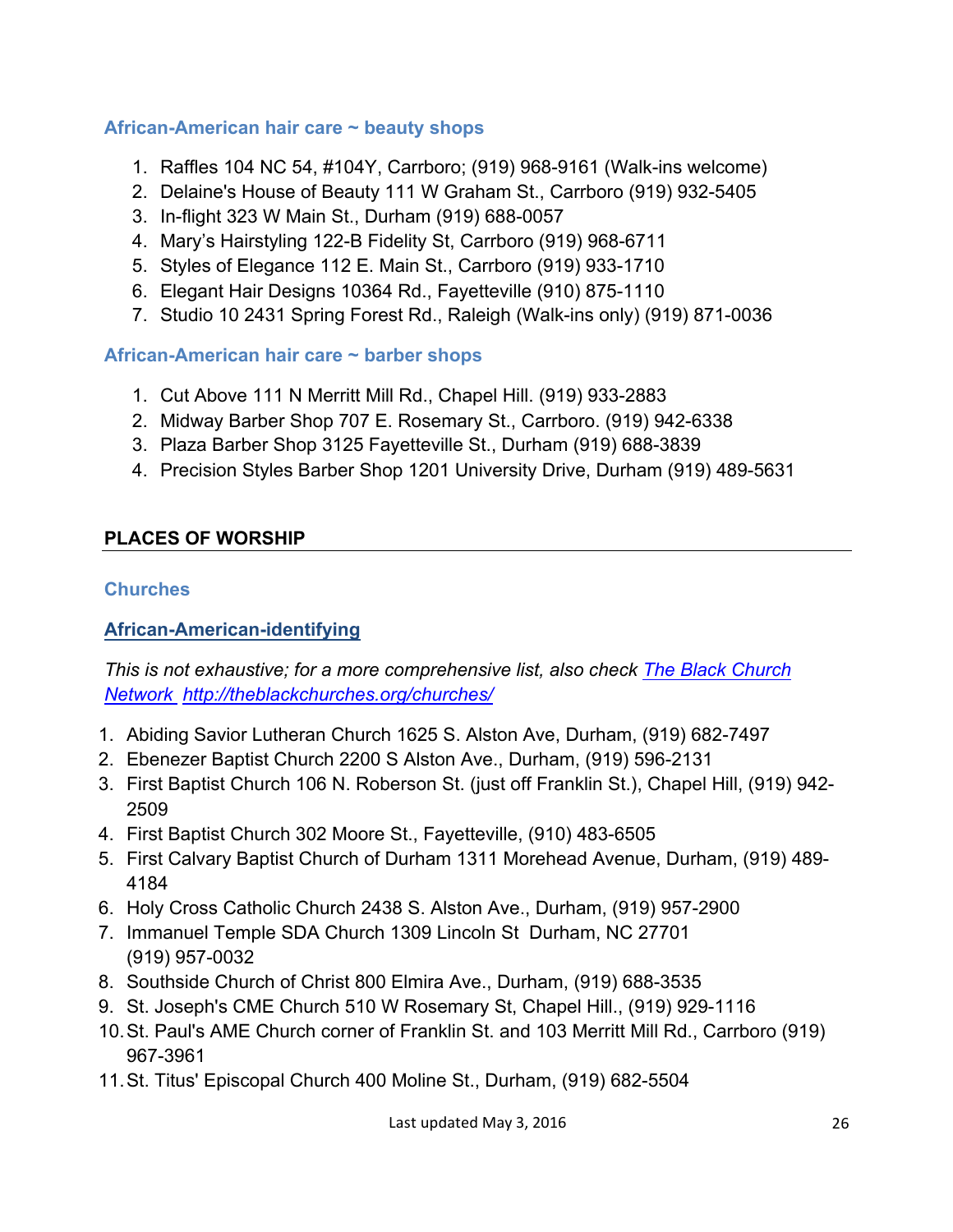### African-American hair care ~ beauty shops

1. Raffles 104 NC 54, #104Y, Carrboro; (919) 968-9161 (Walk-ins welcome)
2. Delaine's House of Beauty 111 W Graham St., Carrboro (919) 932-5405
3. In-flight 323 W Main St., Durham (919) 688-0057
4. Mary's Hairstyling 122-B Fidelity St, Carrboro (919) 968-6711
5. Styles of Elegance 112 E. Main St., Carrboro (919) 933-1710
6. Elegant Hair Designs 10364 Rd., Fayetteville (910) 875-1110
7. Studio 10 2431 Spring Forest Rd., Raleigh (Walk-ins only) (919) 871-0036

### African-American hair care ~ barber shops

1. Cut Above 111 N Merritt Mill Rd., Chapel Hill. (919) 933-2883
2. Midway Barber Shop 707 E. Rosemary St., Carrboro. (919) 942-6338
3. Plaza Barber Shop 3125 Fayetteville St., Durham (919) 688-3839
4. Precision Styles Barber Shop 1201 University Drive, Durham (919) 489-5631

## PLACES OF WORSHIP

### Churches

#### African-American-identifying

*This is not exhaustive; for a more comprehensive list, also check The Black Church Network http://theblackchurches.org/churches/*

1. Abiding Savior Lutheran Church 1625 S. Alston Ave, Durham, (919) 682-7497
2. Ebenezer Baptist Church 2200 S Alston Ave., Durham, (919) 596-2131
3. First Baptist Church 106 N. Roberson St. (just off Franklin St.), Chapel Hill, (919) 942-2509
4. First Baptist Church 302 Moore St., Fayetteville, (910) 483-6505
5. First Calvary Baptist Church of Durham 1311 Morehead Avenue, Durham, (919) 489-4184
6. Holy Cross Catholic Church 2438 S. Alston Ave., Durham, (919) 957-2900
7. Immanuel Temple SDA Church 1309 Lincoln St Durham, NC 27701 (919) 957-0032
8. Southside Church of Christ 800 Elmira Ave., Durham, (919) 688-3535
9. St. Joseph's CME Church 510 W Rosemary St, Chapel Hill., (919) 929-1116
10. St. Paul's AME Church corner of Franklin St. and 103 Merritt Mill Rd., Carrboro (919) 967-3961
11. St. Titus' Episcopal Church 400 Moline St., Durham, (919) 682-5504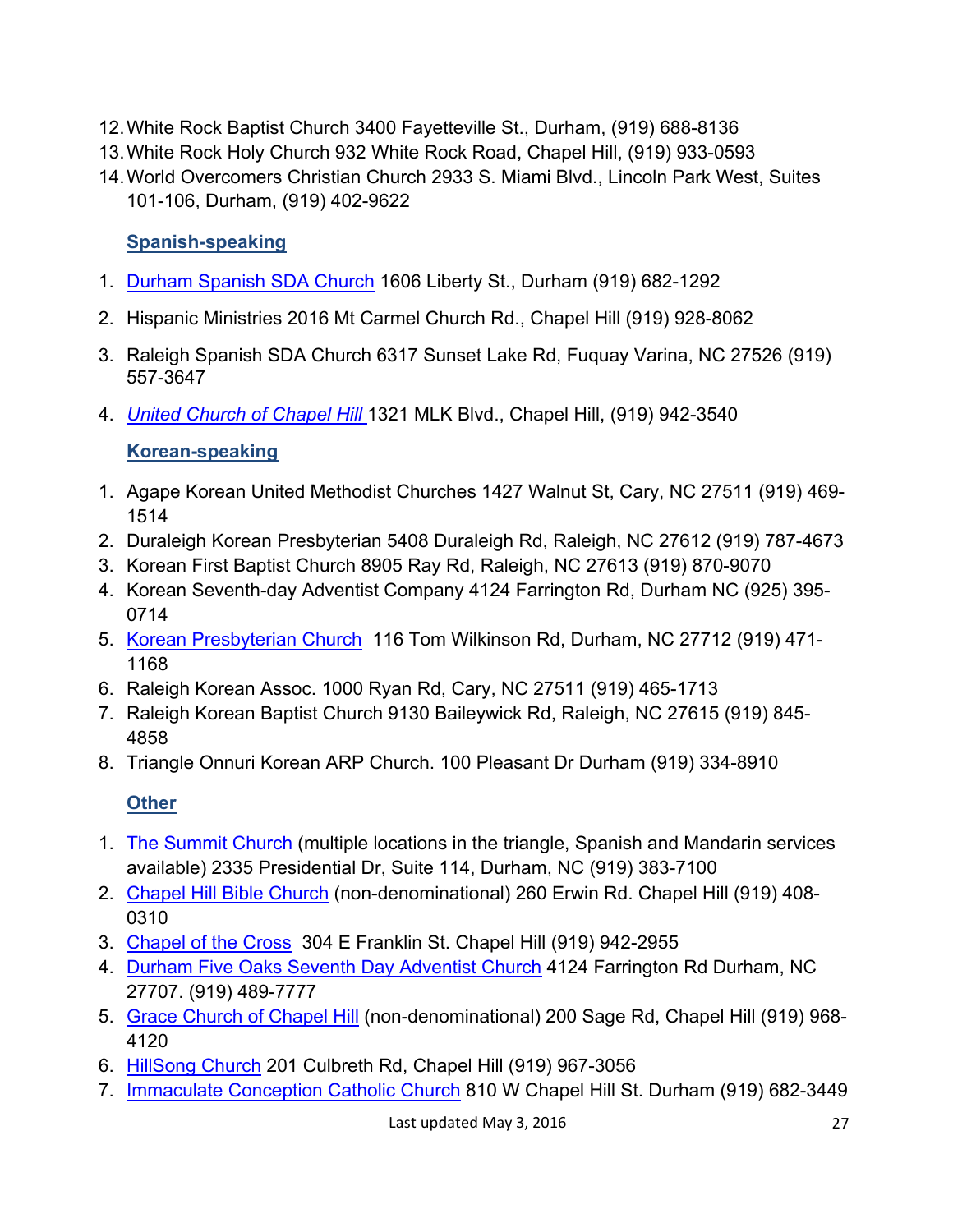12. White Rock Baptist Church 3400 Fayetteville St., Durham, (919) 688-8136
13. White Rock Holy Church 932 White Rock Road, Chapel Hill, (919) 933-0593
14. World Overcomers Christian Church 2933 S. Miami Blvd., Lincoln Park West, Suites 101-106, Durham, (919) 402-9622

### Spanish-speaking

1. Durham Spanish SDA Church 1606 Liberty St., Durham (919) 682-1292
2. Hispanic Ministries 2016 Mt Carmel Church Rd., Chapel Hill (919) 928-8062
3. Raleigh Spanish SDA Church 6317 Sunset Lake Rd, Fuquay Varina, NC 27526 (919) 557-3647
4. *United Church of Chapel Hill* 1321 MLK Blvd., Chapel Hill, (919) 942-3540

### Korean-speaking

1. Agape Korean United Methodist Churches 1427 Walnut St, Cary, NC 27511 (919) 469-1514
2. Duraleigh Korean Presbyterian 5408 Duraleigh Rd, Raleigh, NC 27612 (919) 787-4673
3. Korean First Baptist Church 8905 Ray Rd, Raleigh, NC 27613 (919) 870-9070
4. Korean Seventh-day Adventist Company 4124 Farrington Rd, Durham NC (925) 395-0714
5. Korean Presbyterian Church 116 Tom Wilkinson Rd, Durham, NC 27712 (919) 471-1168
6. Raleigh Korean Assoc. 1000 Ryan Rd, Cary, NC 27511 (919) 465-1713
7. Raleigh Korean Baptist Church 9130 Baileywick Rd, Raleigh, NC 27615 (919) 845-4858
8. Triangle Onnuri Korean ARP Church. 100 Pleasant Dr Durham (919) 334-8910

### Other

1. The Summit Church (multiple locations in the triangle, Spanish and Mandarin services available) 2335 Presidential Dr, Suite 114, Durham, NC (919) 383-7100
2. Chapel Hill Bible Church (non-denominational) 260 Erwin Rd. Chapel Hill (919) 408-0310
3. Chapel of the Cross 304 E Franklin St. Chapel Hill (919) 942-2955
4. Durham Five Oaks Seventh Day Adventist Church 4124 Farrington Rd Durham, NC 27707. (919) 489-7777
5. Grace Church of Chapel Hill (non-denominational) 200 Sage Rd, Chapel Hill (919) 968-4120
6. HillSong Church 201 Culbreth Rd, Chapel Hill (919) 967-3056
7. Immaculate Conception Catholic Church 810 W Chapel Hill St. Durham (919) 682-3449

Last updated May 3, 2016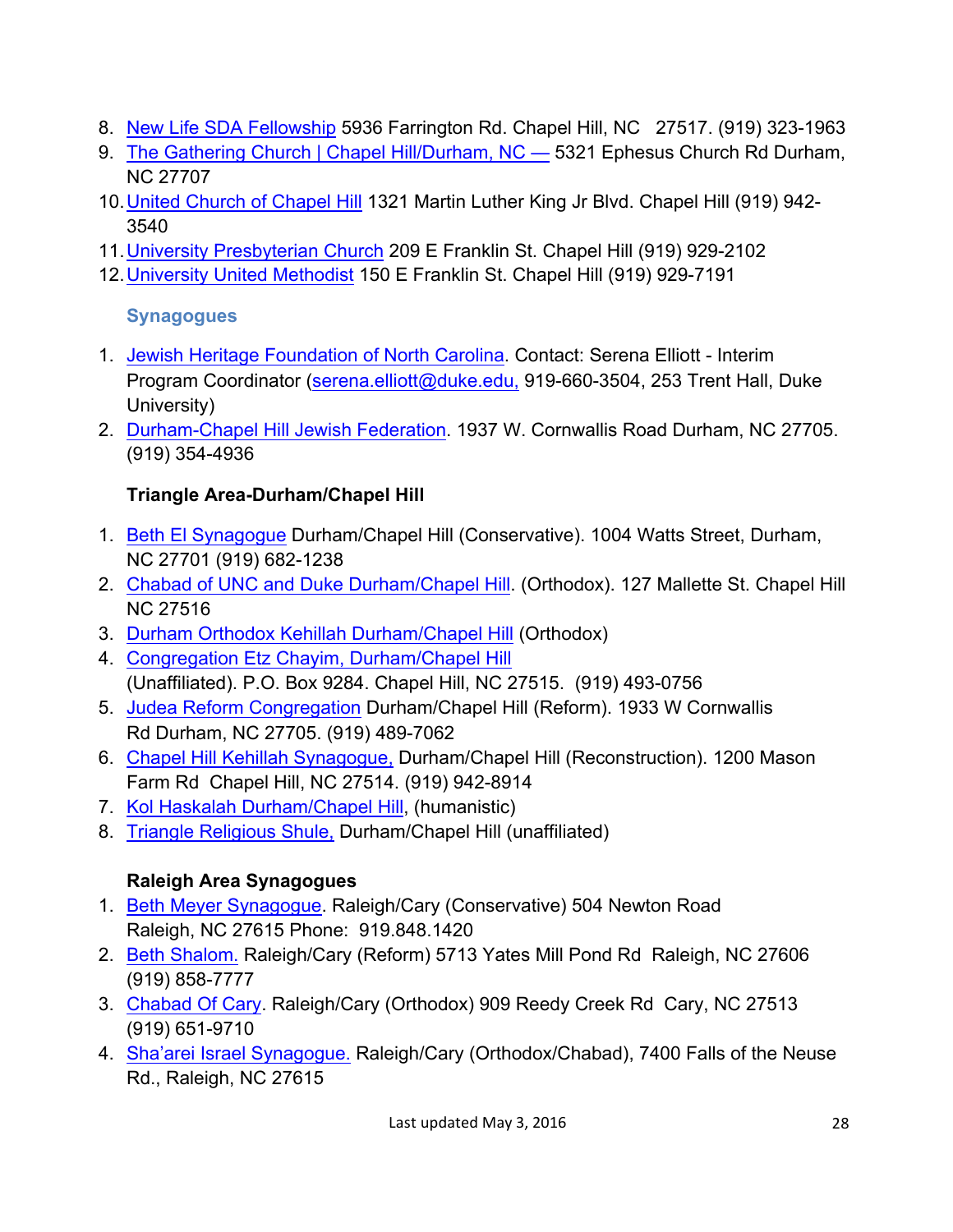8. New Life SDA Fellowship 5936 Farrington Rd. Chapel Hill, NC 27517. (919) 323-1963
9. The Gathering Church | Chapel Hill/Durham, NC — 5321 Ephesus Church Rd Durham, NC 27707
10. United Church of Chapel Hill 1321 Martin Luther King Jr Blvd. Chapel Hill (919) 942-3540
11. University Presbyterian Church 209 E Franklin St. Chapel Hill (919) 929-2102
12. University United Methodist 150 E Franklin St. Chapel Hill (919) 929-7191

### Synagogues

1. Jewish Heritage Foundation of North Carolina. Contact: Serena Elliott - Interim Program Coordinator (serena.elliott@duke.edu, 919-660-3504, 253 Trent Hall, Duke University)
2. Durham-Chapel Hill Jewish Federation. 1937 W. Cornwallis Road Durham, NC 27705. (919) 354-4936

**Triangle Area-Durham/Chapel Hill**

1. Beth El Synagogue Durham/Chapel Hill (Conservative). 1004 Watts Street, Durham, NC 27701 (919) 682-1238
2. Chabad of UNC and Duke Durham/Chapel Hill. (Orthodox). 127 Mallette St. Chapel Hill NC 27516
3. Durham Orthodox Kehillah Durham/Chapel Hill (Orthodox)
4. Congregation Etz Chayim, Durham/Chapel Hill (Unaffiliated). P.O. Box 9284. Chapel Hill, NC 27515. (919) 493-0756
5. Judea Reform Congregation Durham/Chapel Hill (Reform). 1933 W Cornwallis Rd Durham, NC 27705. (919) 489-7062
6. Chapel Hill Kehillah Synagogue, Durham/Chapel Hill (Reconstruction). 1200 Mason Farm Rd Chapel Hill, NC 27514. (919) 942-8914
7. Kol Haskalah Durham/Chapel Hill, (humanistic)
8. Triangle Religious Shule, Durham/Chapel Hill (unaffiliated)

**Raleigh Area Synagogues**

1. Beth Meyer Synagogue. Raleigh/Cary (Conservative) 504 Newton Road Raleigh, NC 27615 Phone: 919.848.1420
2. Beth Shalom. Raleigh/Cary (Reform) 5713 Yates Mill Pond Rd Raleigh, NC 27606 (919) 858-7777
3. Chabad Of Cary. Raleigh/Cary (Orthodox) 909 Reedy Creek Rd Cary, NC 27513 (919) 651-9710
4. Sha'arei Israel Synagogue. Raleigh/Cary (Orthodox/Chabad), 7400 Falls of the Neuse Rd., Raleigh, NC 27615

Last updated May 3, 2016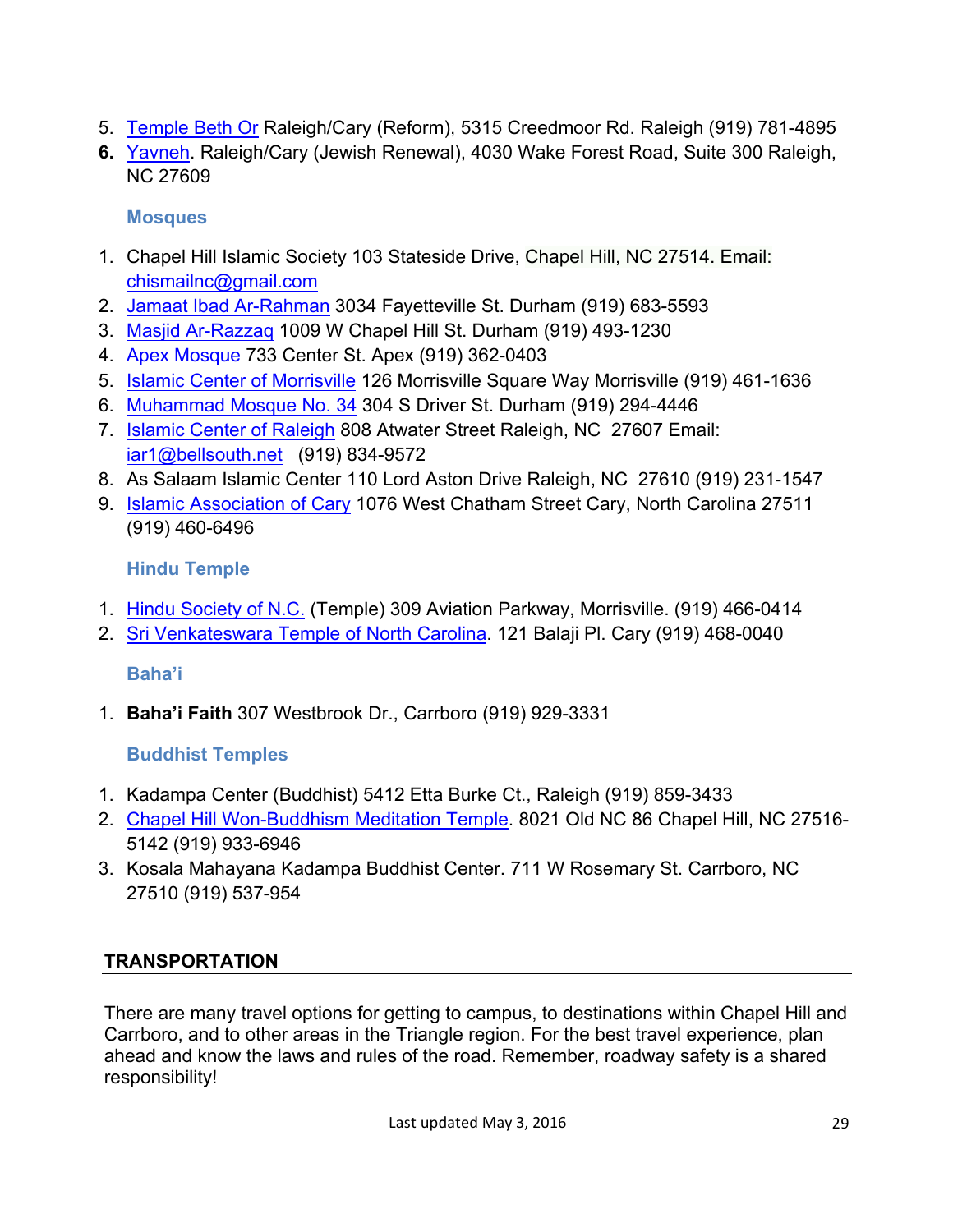5. Temple Beth Or Raleigh/Cary (Reform), 5315 Creedmoor Rd. Raleigh (919) 781-4895
6. Yavneh. Raleigh/Cary (Jewish Renewal), 4030 Wake Forest Road, Suite 300 Raleigh, NC 27609

### Mosques

1. Chapel Hill Islamic Society 103 Stateside Drive, Chapel Hill, NC 27514. Email: chismailnc@gmail.com
2. Jamaat Ibad Ar-Rahman 3034 Fayetteville St. Durham (919) 683-5593
3. Masjid Ar-Razzaq 1009 W Chapel Hill St. Durham (919) 493-1230
4. Apex Mosque 733 Center St. Apex (919) 362-0403
5. Islamic Center of Morrisville 126 Morrisville Square Way Morrisville (919) 461-1636
6. Muhammad Mosque No. 34 304 S Driver St. Durham (919) 294-4446
7. Islamic Center of Raleigh 808 Atwater Street Raleigh, NC 27607 Email: iar1@bellsouth.net (919) 834-9572
8. As Salaam Islamic Center 110 Lord Aston Drive Raleigh, NC 27610 (919) 231-1547
9. Islamic Association of Cary 1076 West Chatham Street Cary, North Carolina 27511 (919) 460-6496

### Hindu Temple

1. Hindu Society of N.C. (Temple) 309 Aviation Parkway, Morrisville. (919) 466-0414
2. Sri Venkateswara Temple of North Carolina. 121 Balaji Pl. Cary (919) 468-0040

### Baha'i

1. **Baha'i Faith** 307 Westbrook Dr., Carrboro (919) 929-3331

### Buddhist Temples

1. Kadampa Center (Buddhist) 5412 Etta Burke Ct., Raleigh (919) 859-3433
2. Chapel Hill Won-Buddhism Meditation Temple. 8021 Old NC 86 Chapel Hill, NC 27516-5142 (919) 933-6946
3. Kosala Mahayana Kadampa Buddhist Center. 711 W Rosemary St. Carrboro, NC 27510 (919) 537-954

## TRANSPORTATION

There are many travel options for getting to campus, to destinations within Chapel Hill and Carrboro, and to other areas in the Triangle region. For the best travel experience, plan ahead and know the laws and rules of the road. Remember, roadway safety is a shared responsibility!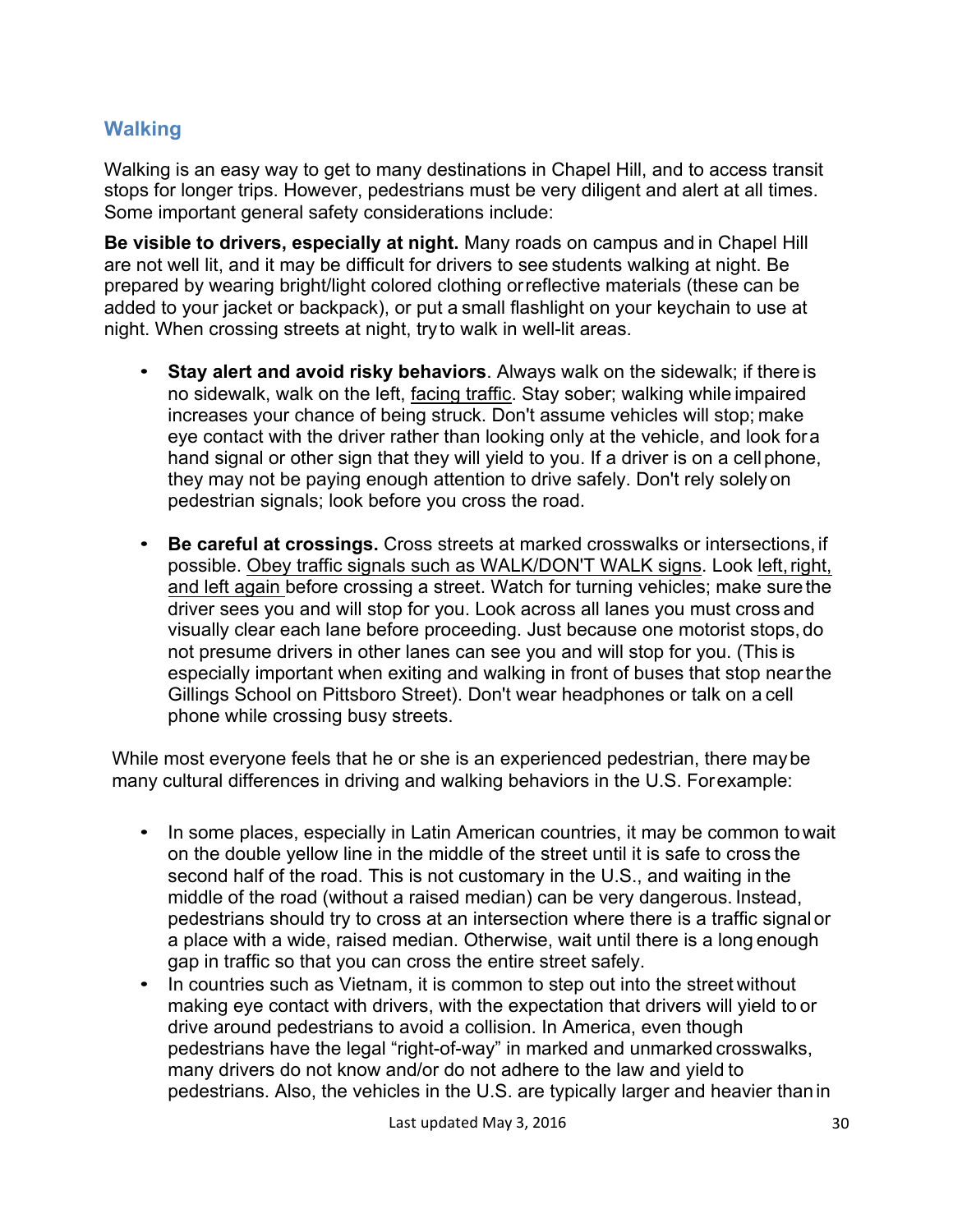## Walking

Walking is an easy way to get to many destinations in Chapel Hill, and to access transit stops for longer trips. However, pedestrians must be very diligent and alert at all times. Some important general safety considerations include:

**Be visible to drivers, especially at night.** Many roads on campus and in Chapel Hill are not well lit, and it may be difficult for drivers to see students walking at night. Be prepared by wearing bright/light colored clothing or reflective materials (these can be added to your jacket or backpack), or put a small flashlight on your keychain to use at night. When crossing streets at night, try to walk in well-lit areas.

- **Stay alert and avoid risky behaviors**. Always walk on the sidewalk; if there is no sidewalk, walk on the left, facing traffic. Stay sober; walking while impaired increases your chance of being struck. Don't assume vehicles will stop; make eye contact with the driver rather than looking only at the vehicle, and look for a hand signal or other sign that they will yield to you. If a driver is on a cell phone, they may not be paying enough attention to drive safely. Don't rely solely on pedestrian signals; look before you cross the road.

- **Be careful at crossings.** Cross streets at marked crosswalks or intersections, if possible. Obey traffic signals such as WALK/DON'T WALK signs. Look left, right, and left again before crossing a street. Watch for turning vehicles; make sure the driver sees you and will stop for you. Look across all lanes you must cross and visually clear each lane before proceeding. Just because one motorist stops, do not presume drivers in other lanes can see you and will stop for you. (This is especially important when exiting and walking in front of buses that stop near the Gillings School on Pittsboro Street). Don't wear headphones or talk on a cell phone while crossing busy streets.

While most everyone feels that he or she is an experienced pedestrian, there may be many cultural differences in driving and walking behaviors in the U.S. For example:

- In some places, especially in Latin American countries, it may be common to wait on the double yellow line in the middle of the street until it is safe to cross the second half of the road. This is not customary in the U.S., and waiting in the middle of the road (without a raised median) can be very dangerous. Instead, pedestrians should try to cross at an intersection where there is a traffic signal or a place with a wide, raised median. Otherwise, wait until there is a long enough gap in traffic so that you can cross the entire street safely.
- In countries such as Vietnam, it is common to step out into the street without making eye contact with drivers, with the expectation that drivers will yield to or drive around pedestrians to avoid a collision. In America, even though pedestrians have the legal "right-of-way" in marked and unmarked crosswalks, many drivers do not know and/or do not adhere to the law and yield to pedestrians. Also, the vehicles in the U.S. are typically larger and heavier than in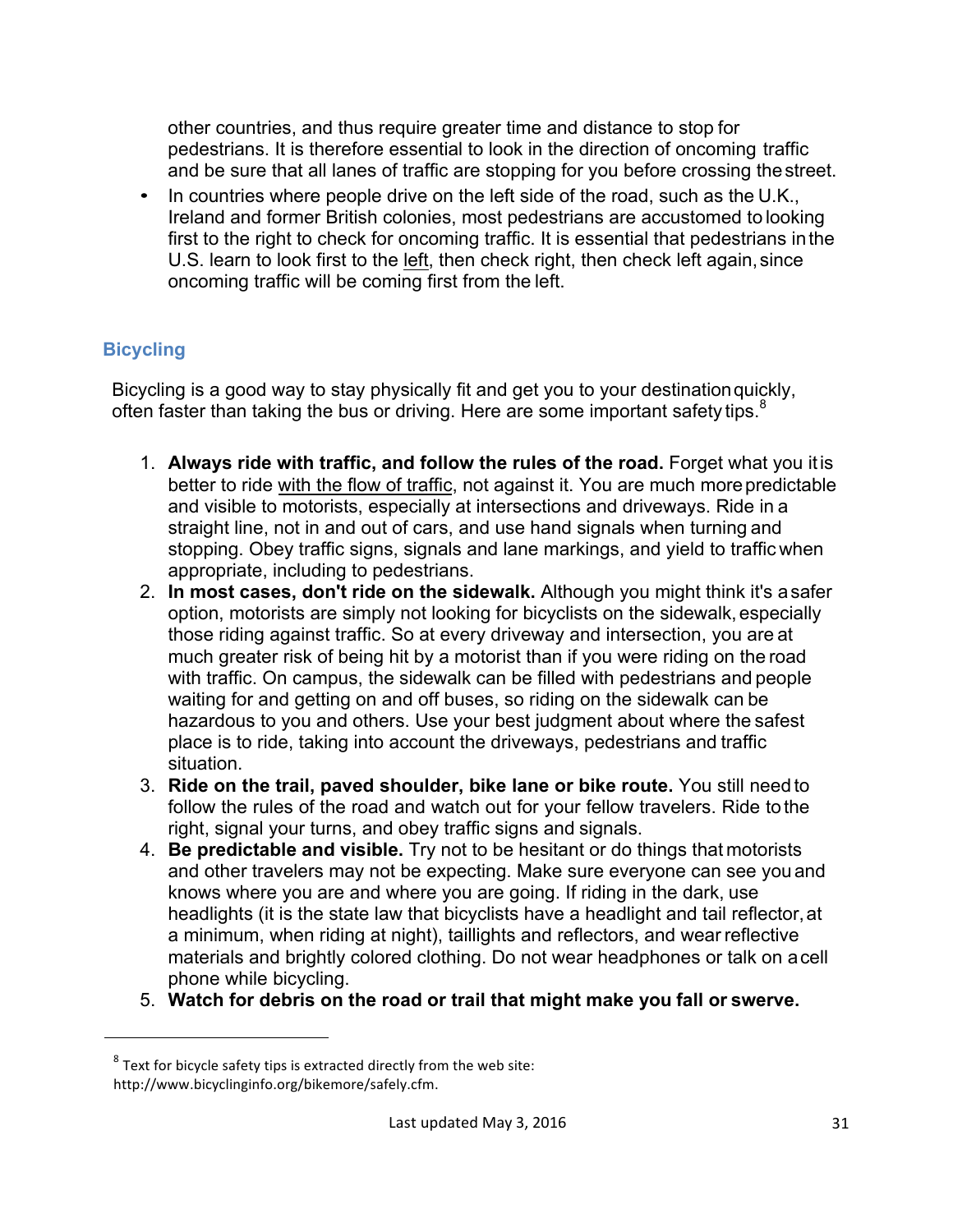other countries, and thus require greater time and distance to stop for pedestrians. It is therefore essential to look in the direction of oncoming traffic and be sure that all lanes of traffic are stopping for you before crossing the street.

- In countries where people drive on the left side of the road, such as the U.K., Ireland and former British colonies, most pedestrians are accustomed to looking first to the right to check for oncoming traffic. It is essential that pedestrians in the U.S. learn to look first to the left, then check right, then check left again, since oncoming traffic will be coming first from the left.

## Bicycling

Bicycling is a good way to stay physically fit and get you to your destination quickly, often faster than taking the bus or driving. Here are some important safety tips.[8]

1. **Always ride with traffic, and follow the rules of the road.** Forget what you it is better to ride with the flow of traffic, not against it. You are much more predictable and visible to motorists, especially at intersections and driveways. Ride in a straight line, not in and out of cars, and use hand signals when turning and stopping. Obey traffic signs, signals and lane markings, and yield to traffic when appropriate, including to pedestrians.
2. **In most cases, don't ride on the sidewalk.** Although you might think it's a safer option, motorists are simply not looking for bicyclists on the sidewalk, especially those riding against traffic. So at every driveway and intersection, you are at much greater risk of being hit by a motorist than if you were riding on the road with traffic. On campus, the sidewalk can be filled with pedestrians and people waiting for and getting on and off buses, so riding on the sidewalk can be hazardous to you and others. Use your best judgment about where the safest place is to ride, taking into account the driveways, pedestrians and traffic situation.
3. **Ride on the trail, paved shoulder, bike lane or bike route.** You still need to follow the rules of the road and watch out for your fellow travelers. Ride to the right, signal your turns, and obey traffic signs and signals.
4. **Be predictable and visible.** Try not to be hesitant or do things that motorists and other travelers may not be expecting. Make sure everyone can see you and knows where you are and where you are going. If riding in the dark, use headlights (it is the state law that bicyclists have a headlight and tail reflector, at a minimum, when riding at night), taillights and reflectors, and wear reflective materials and brightly colored clothing. Do not wear headphones or talk on a cell phone while bicycling.
5. **Watch for debris on the road or trail that might make you fall or swerve.**

[8] Text for bicycle safety tips is extracted directly from the web site: http://www.bicyclinginfo.org/bikemore/safely.cfm.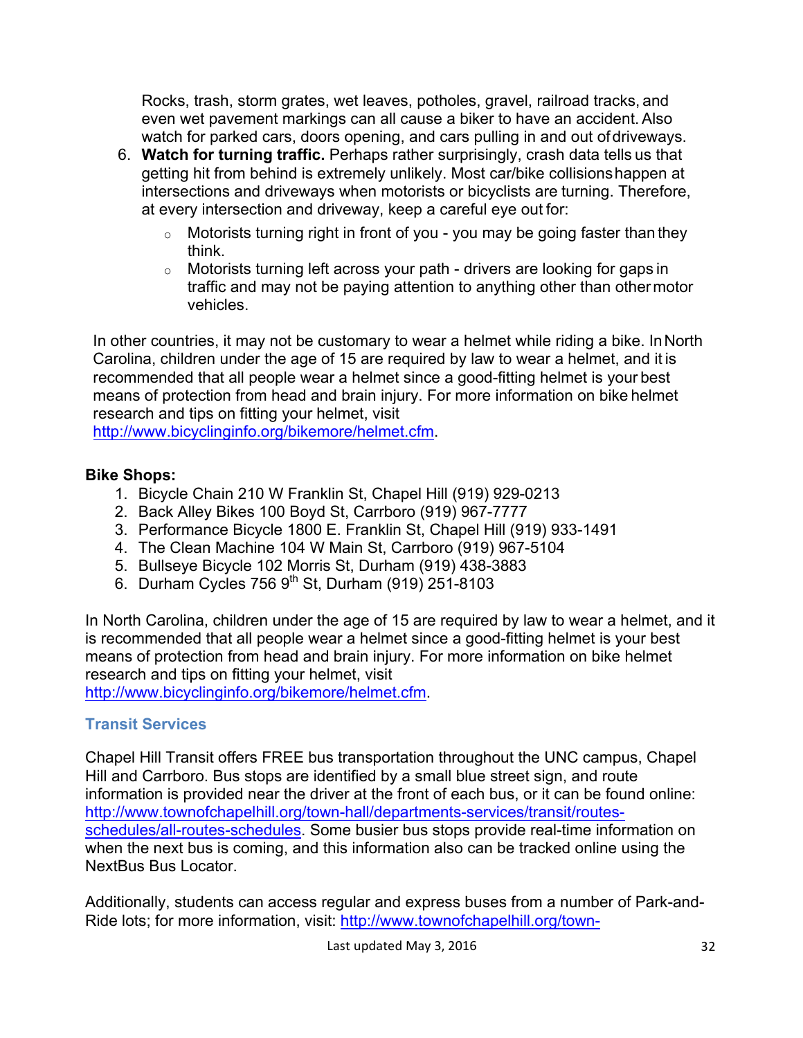Rocks, trash, storm grates, wet leaves, potholes, gravel, railroad tracks, and even wet pavement markings can all cause a biker to have an accident. Also watch for parked cars, doors opening, and cars pulling in and out of driveways.

6. **Watch for turning traffic.** Perhaps rather surprisingly, crash data tells us that getting hit from behind is extremely unlikely. Most car/bike collisions happen at intersections and driveways when motorists or bicyclists are turning. Therefore, at every intersection and driveway, keep a careful eye out for:
   - Motorists turning right in front of you - you may be going faster than they think.
   - Motorists turning left across your path - drivers are looking for gaps in traffic and may not be paying attention to anything other than other motor vehicles.

In other countries, it may not be customary to wear a helmet while riding a bike. In North Carolina, children under the age of 15 are required by law to wear a helmet, and it is recommended that all people wear a helmet since a good-fitting helmet is your best means of protection from head and brain injury. For more information on bike helmet research and tips on fitting your helmet, visit http://www.bicyclinginfo.org/bikemore/helmet.cfm.

**Bike Shops:**

1. Bicycle Chain 210 W Franklin St, Chapel Hill (919) 929-0213
2. Back Alley Bikes 100 Boyd St, Carrboro (919) 967-7777
3. Performance Bicycle 1800 E. Franklin St, Chapel Hill (919) 933-1491
4. The Clean Machine 104 W Main St, Carrboro (919) 967-5104
5. Bullseye Bicycle 102 Morris St, Durham (919) 438-3883
6. Durham Cycles 756 9th St, Durham (919) 251-8103

In North Carolina, children under the age of 15 are required by law to wear a helmet, and it is recommended that all people wear a helmet since a good-fitting helmet is your best means of protection from head and brain injury. For more information on bike helmet research and tips on fitting your helmet, visit http://www.bicyclinginfo.org/bikemore/helmet.cfm.

## Transit Services

Chapel Hill Transit offers FREE bus transportation throughout the UNC campus, Chapel Hill and Carrboro. Bus stops are identified by a small blue street sign, and route information is provided near the driver at the front of each bus, or it can be found online: http://www.townofchapelhill.org/town-hall/departments-services/transit/routes-schedules/all-routes-schedules. Some busier bus stops provide real-time information on when the next bus is coming, and this information also can be tracked online using the NextBus Bus Locator.

Additionally, students can access regular and express buses from a number of Park-and-Ride lots; for more information, visit: http://www.townofchapelhill.org/town-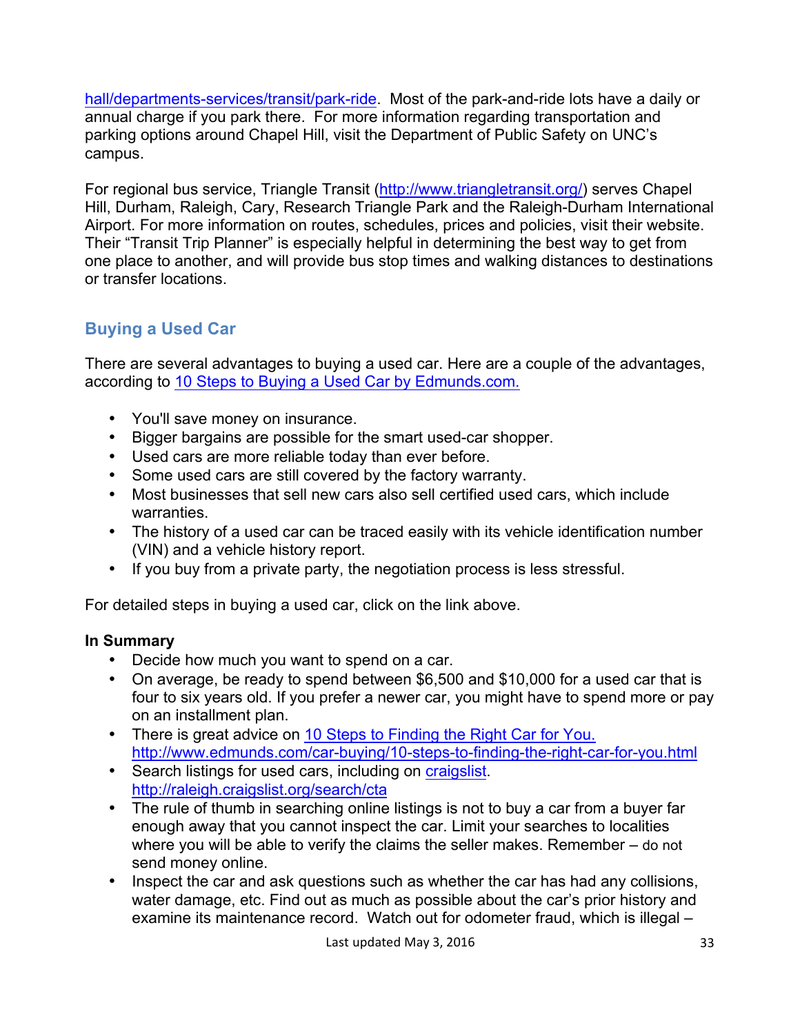hall/departments-services/transit/park-ride. Most of the park-and-ride lots have a daily or annual charge if you park there. For more information regarding transportation and parking options around Chapel Hill, visit the Department of Public Safety on UNC's campus.

For regional bus service, Triangle Transit (http://www.triangletransit.org/) serves Chapel Hill, Durham, Raleigh, Cary, Research Triangle Park and the Raleigh-Durham International Airport. For more information on routes, schedules, prices and policies, visit their website. Their "Transit Trip Planner" is especially helpful in determining the best way to get from one place to another, and will provide bus stop times and walking distances to destinations or transfer locations.

## Buying a Used Car

There are several advantages to buying a used car. Here are a couple of the advantages, according to 10 Steps to Buying a Used Car by Edmunds.com.

- You'll save money on insurance.
- Bigger bargains are possible for the smart used-car shopper.
- Used cars are more reliable today than ever before.
- Some used cars are still covered by the factory warranty.
- Most businesses that sell new cars also sell certified used cars, which include warranties.
- The history of a used car can be traced easily with its vehicle identification number (VIN) and a vehicle history report.
- If you buy from a private party, the negotiation process is less stressful.

For detailed steps in buying a used car, click on the link above.

**In Summary**

- Decide how much you want to spend on a car.
- On average, be ready to spend between $6,500 and $10,000 for a used car that is four to six years old. If you prefer a newer car, you might have to spend more or pay on an installment plan.
- There is great advice on 10 Steps to Finding the Right Car for You. http://www.edmunds.com/car-buying/10-steps-to-finding-the-right-car-for-you.html
- Search listings for used cars, including on craigslist. http://raleigh.craigslist.org/search/cta
- The rule of thumb in searching online listings is not to buy a car from a buyer far enough away that you cannot inspect the car. Limit your searches to localities where you will be able to verify the claims the seller makes. Remember – do not send money online.
- Inspect the car and ask questions such as whether the car has had any collisions, water damage, etc. Find out as much as possible about the car's prior history and examine its maintenance record. Watch out for odometer fraud, which is illegal –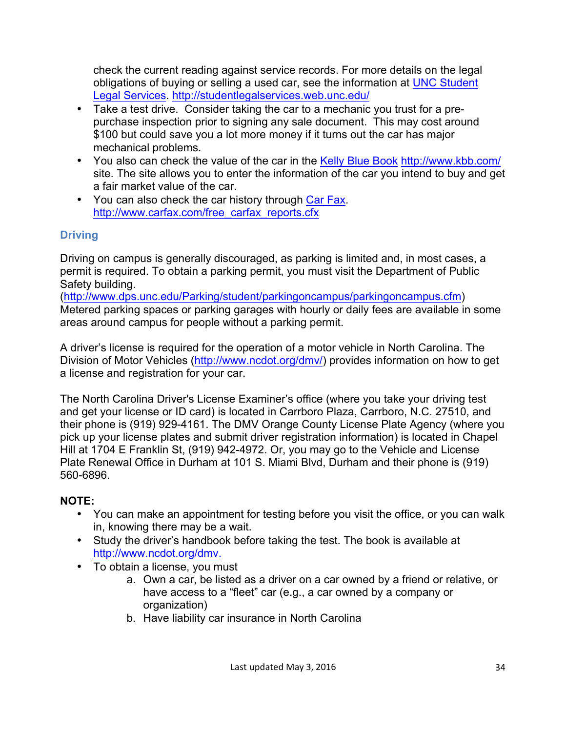check the current reading against service records. For more details on the legal obligations of buying or selling a used car, see the information at UNC Student Legal Services. http://studentlegalservices.web.unc.edu/

- Take a test drive. Consider taking the car to a mechanic you trust for a pre-purchase inspection prior to signing any sale document. This may cost around $100 but could save you a lot more money if it turns out the car has major mechanical problems.
- You also can check the value of the car in the Kelly Blue Book http://www.kbb.com/ site. The site allows you to enter the information of the car you intend to buy and get a fair market value of the car.
- You can also check the car history through Car Fax. http://www.carfax.com/free_carfax_reports.cfx

## Driving

Driving on campus is generally discouraged, as parking is limited and, in most cases, a permit is required. To obtain a parking permit, you must visit the Department of Public Safety building. (http://www.dps.unc.edu/Parking/student/parkingoncampus/parkingoncampus.cfm) Metered parking spaces or parking garages with hourly or daily fees are available in some areas around campus for people without a parking permit.

A driver's license is required for the operation of a motor vehicle in North Carolina. The Division of Motor Vehicles (http://www.ncdot.org/dmv/) provides information on how to get a license and registration for your car.

The North Carolina Driver's License Examiner's office (where you take your driving test and get your license or ID card) is located in Carrboro Plaza, Carrboro, N.C. 27510, and their phone is (919) 929-4161. The DMV Orange County License Plate Agency (where you pick up your license plates and submit driver registration information) is located in Chapel Hill at 1704 E Franklin St, (919) 942-4972. Or, you may go to the Vehicle and License Plate Renewal Office in Durham at 101 S. Miami Blvd, Durham and their phone is (919) 560-6896.

**NOTE:**

- You can make an appointment for testing before you visit the office, or you can walk in, knowing there may be a wait.
- Study the driver's handbook before taking the test. The book is available at http://www.ncdot.org/dmv.
- To obtain a license, you must
    a. Own a car, be listed as a driver on a car owned by a friend or relative, or have access to a "fleet" car (e.g., a car owned by a company or organization)
    b. Have liability car insurance in North Carolina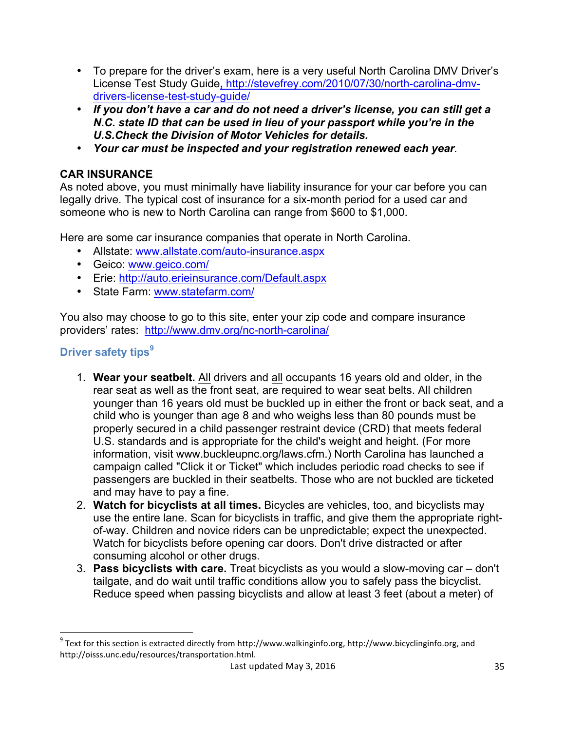- To prepare for the driver's exam, here is a very useful North Carolina DMV Driver's License Test Study Guide, http://stevefrey.com/2010/07/30/north-carolina-dmv-drivers-license-test-study-guide/
- ***If you don't have a car and do not need a driver's license, you can still get a N.C. state ID that can be used in lieu of your passport while you're in the U.S.Check the Division of Motor Vehicles for details.***
- ***Your car must be inspected and your registration renewed each year***.

**CAR INSURANCE**

As noted above, you must minimally have liability insurance for your car before you can legally drive. The typical cost of insurance for a six-month period for a used car and someone who is new to North Carolina can range from $600 to $1,000.

Here are some car insurance companies that operate in North Carolina.

- Allstate: www.allstate.com/auto-insurance.aspx
- Geico: www.geico.com/
- Erie: http://auto.erieinsurance.com/Default.aspx
- State Farm: www.statefarm.com/

You also may choose to go to this site, enter your zip code and compare insurance providers' rates: http://www.dmv.org/nc-north-carolina/

### Driver safety tips[9]

1. **Wear your seatbelt.** All drivers and all occupants 16 years old and older, in the rear seat as well as the front seat, are required to wear seat belts. All children younger than 16 years old must be buckled up in either the front or back seat, and a child who is younger than age 8 and who weighs less than 80 pounds must be properly secured in a child passenger restraint device (CRD) that meets federal U.S. standards and is appropriate for the child's weight and height. (For more information, visit www.buckleupnc.org/laws.cfm.) North Carolina has launched a campaign called "Click it or Ticket" which includes periodic road checks to see if passengers are buckled in their seatbelts. Those who are not buckled are ticketed and may have to pay a fine.
2. **Watch for bicyclists at all times.** Bicycles are vehicles, too, and bicyclists may use the entire lane. Scan for bicyclists in traffic, and give them the appropriate right-of-way. Children and novice riders can be unpredictable; expect the unexpected. Watch for bicyclists before opening car doors. Don't drive distracted or after consuming alcohol or other drugs.
3. **Pass bicyclists with care.** Treat bicyclists as you would a slow-moving car – don't tailgate, and do wait until traffic conditions allow you to safely pass the bicyclist. Reduce speed when passing bicyclists and allow at least 3 feet (about a meter) of

[9] Text for this section is extracted directly from http://www.walkinginfo.org, http://www.bicyclinginfo.org, and http://oisss.unc.edu/resources/transportation.html.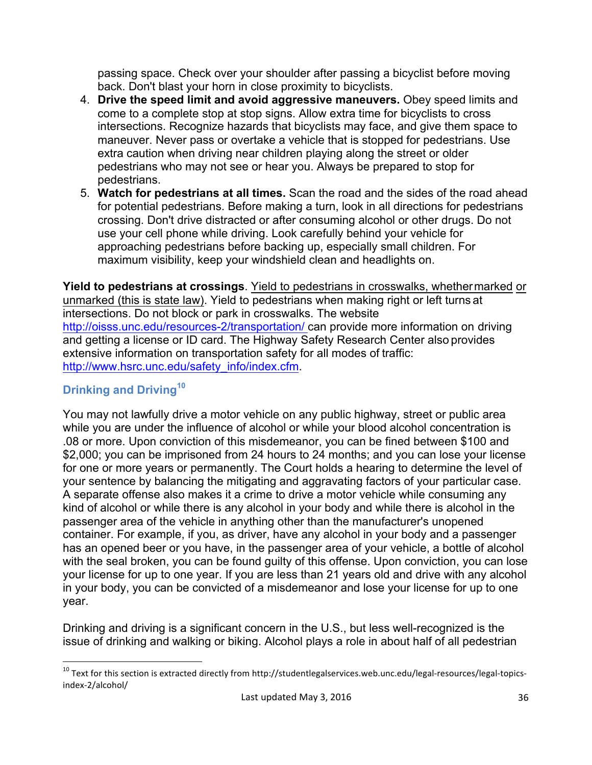passing space. Check over your shoulder after passing a bicyclist before moving back. Don't blast your horn in close proximity to bicyclists.

4. **Drive the speed limit and avoid aggressive maneuvers.** Obey speed limits and come to a complete stop at stop signs. Allow extra time for bicyclists to cross intersections. Recognize hazards that bicyclists may face, and give them space to maneuver. Never pass or overtake a vehicle that is stopped for pedestrians. Use extra caution when driving near children playing along the street or older pedestrians who may not see or hear you. Always be prepared to stop for pedestrians.
5. **Watch for pedestrians at all times.** Scan the road and the sides of the road ahead for potential pedestrians. Before making a turn, look in all directions for pedestrians crossing. Don't drive distracted or after consuming alcohol or other drugs. Do not use your cell phone while driving. Look carefully behind your vehicle for approaching pedestrians before backing up, especially small children. For maximum visibility, keep your windshield clean and headlights on.

**Yield to pedestrians at crossings**. Yield to pedestrians in crosswalks, whether marked or unmarked (this is state law). Yield to pedestrians when making right or left turns at intersections. Do not block or park in crosswalks. The website http://oisss.unc.edu/resources-2/transportation/ can provide more information on driving and getting a license or ID card. The Highway Safety Research Center also provides extensive information on transportation safety for all modes of traffic: http://www.hsrc.unc.edu/safety_info/index.cfm.

## Drinking and Driving[10]

You may not lawfully drive a motor vehicle on any public highway, street or public area while you are under the influence of alcohol or while your blood alcohol concentration is .08 or more. Upon conviction of this misdemeanor, you can be fined between $100 and $2,000; you can be imprisoned from 24 hours to 24 months; and you can lose your license for one or more years or permanently. The Court holds a hearing to determine the level of your sentence by balancing the mitigating and aggravating factors of your particular case. A separate offense also makes it a crime to drive a motor vehicle while consuming any kind of alcohol or while there is any alcohol in your body and while there is alcohol in the passenger area of the vehicle in anything other than the manufacturer's unopened container. For example, if you, as driver, have any alcohol in your body and a passenger has an opened beer or you have, in the passenger area of your vehicle, a bottle of alcohol with the seal broken, you can be found guilty of this offense. Upon conviction, you can lose your license for up to one year. If you are less than 21 years old and drive with any alcohol in your body, you can be convicted of a misdemeanor and lose your license for up to one year.

Drinking and driving is a significant concern in the U.S., but less well-recognized is the issue of drinking and walking or biking. Alcohol plays a role in about half of all pedestrian

[10] Text for this section is extracted directly from http://studentlegalservices.web.unc.edu/legal-resources/legal-topics-index-2/alcohol/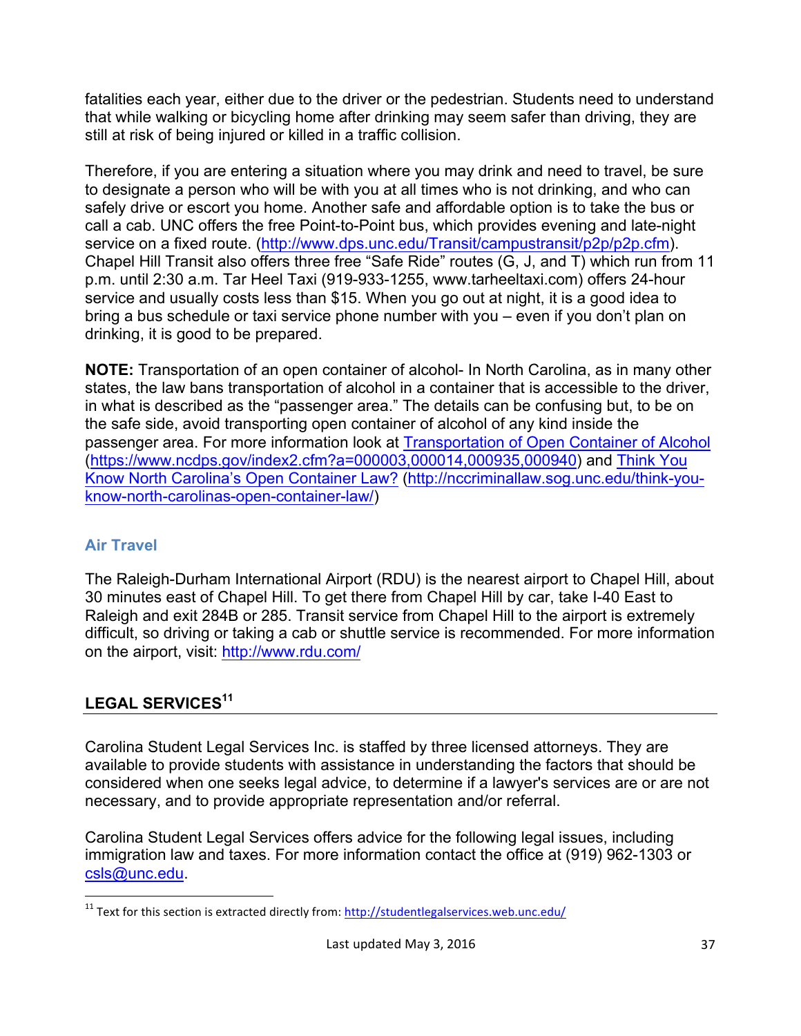fatalities each year, either due to the driver or the pedestrian. Students need to understand that while walking or bicycling home after drinking may seem safer than driving, they are still at risk of being injured or killed in a traffic collision.

Therefore, if you are entering a situation where you may drink and need to travel, be sure to designate a person who will be with you at all times who is not drinking, and who can safely drive or escort you home. Another safe and affordable option is to take the bus or call a cab. UNC offers the free Point-to-Point bus, which provides evening and late-night service on a fixed route. (http://www.dps.unc.edu/Transit/campustransit/p2p/p2p.cfm). Chapel Hill Transit also offers three free "Safe Ride" routes (G, J, and T) which run from 11 p.m. until 2:30 a.m. Tar Heel Taxi (919-933-1255, www.tarheeltaxi.com) offers 24-hour service and usually costs less than $15. When you go out at night, it is a good idea to bring a bus schedule or taxi service phone number with you – even if you don't plan on drinking, it is good to be prepared.

**NOTE:** Transportation of an open container of alcohol- In North Carolina, as in many other states, the law bans transportation of alcohol in a container that is accessible to the driver, in what is described as the "passenger area." The details can be confusing but, to be on the safe side, avoid transporting open container of alcohol of any kind inside the passenger area. For more information look at [Transportation of Open Container of Alcohol](https://www.ncdps.gov/index2.cfm?a=000003,000014,000935,000940) (https://www.ncdps.gov/index2.cfm?a=000003,000014,000935,000940) and [Think You Know North Carolina's Open Container Law?](http://nccriminallaw.sog.unc.edu/think-you-know-north-carolinas-open-container-law/) (http://nccriminallaw.sog.unc.edu/think-you-know-north-carolinas-open-container-law/)

### Air Travel

The Raleigh-Durham International Airport (RDU) is the nearest airport to Chapel Hill, about 30 minutes east of Chapel Hill. To get there from Chapel Hill by car, take I-40 East to Raleigh and exit 284B or 285. Transit service from Chapel Hill to the airport is extremely difficult, so driving or taking a cab or shuttle service is recommended. For more information on the airport, visit: http://www.rdu.com/

## LEGAL SERVICES[11]

Carolina Student Legal Services Inc. is staffed by three licensed attorneys. They are available to provide students with assistance in understanding the factors that should be considered when one seeks legal advice, to determine if a lawyer's services are or are not necessary, and to provide appropriate representation and/or referral.

Carolina Student Legal Services offers advice for the following legal issues, including immigration law and taxes. For more information contact the office at (919) 962-1303 or csls@unc.edu.

[11] Text for this section is extracted directly from: http://studentlegalservices.web.unc.edu/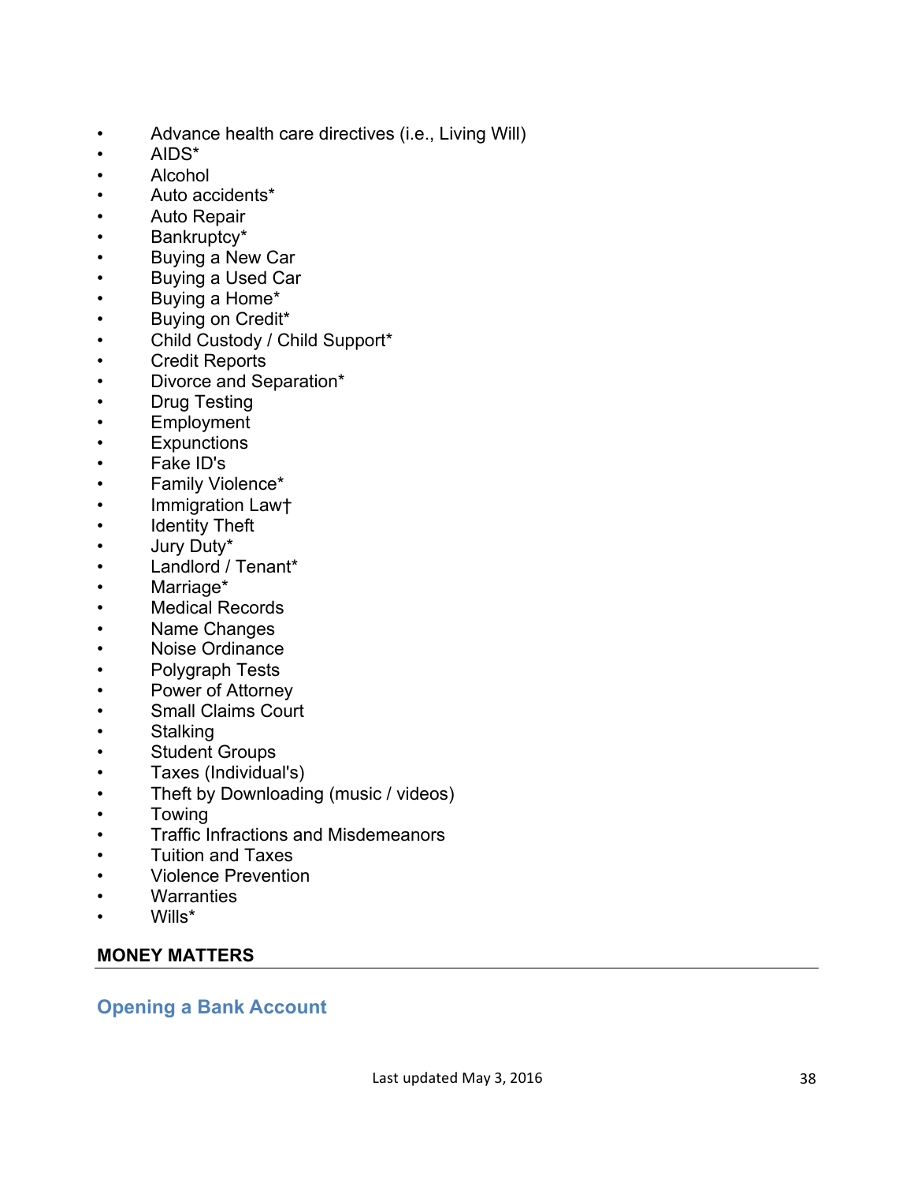- Advance health care directives (i.e., Living Will)
- AIDS*
- Alcohol
- Auto accidents*
- Auto Repair
- Bankruptcy*
- Buying a New Car
- Buying a Used Car
- Buying a Home*
- Buying on Credit*
- Child Custody / Child Support*
- Credit Reports
- Divorce and Separation*
- Drug Testing
- Employment
- Expunctions
- Fake ID's
- Family Violence*
- Immigration Law†
- Identity Theft
- Jury Duty*
- Landlord / Tenant*
- Marriage*
- Medical Records
- Name Changes
- Noise Ordinance
- Polygraph Tests
- Power of Attorney
- Small Claims Court
- Stalking
- Student Groups
- Taxes (Individual's)
- Theft by Downloading (music / videos)
- Towing
- Traffic Infractions and Misdemeanors
- Tuition and Taxes
- Violence Prevention
- Warranties
- Wills*

## MONEY MATTERS

### Opening a Bank Account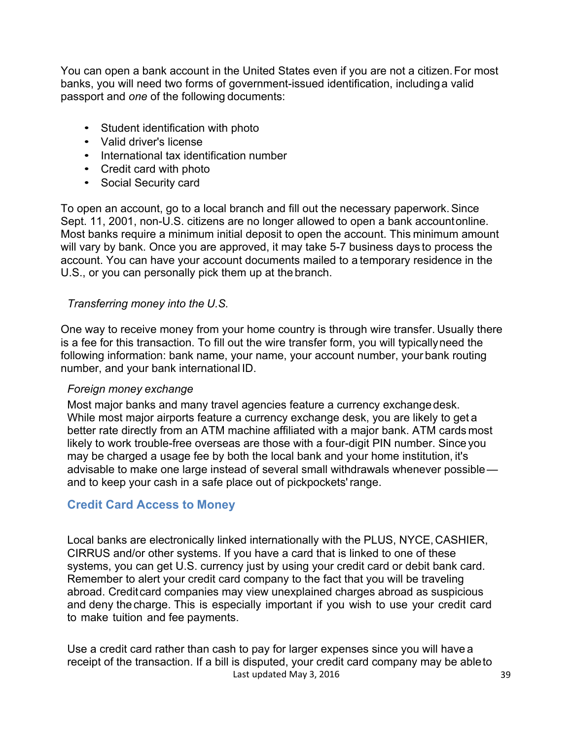You can open a bank account in the United States even if you are not a citizen. For most banks, you will need two forms of government-issued identification, including a valid passport and *one* of the following documents:

- Student identification with photo
- Valid driver's license
- International tax identification number
- Credit card with photo
- Social Security card

To open an account, go to a local branch and fill out the necessary paperwork. Since Sept. 11, 2001, non-U.S. citizens are no longer allowed to open a bank account online. Most banks require a minimum initial deposit to open the account. This minimum amount will vary by bank. Once you are approved, it may take 5-7 business days to process the account. You can have your account documents mailed to a temporary residence in the U.S., or you can personally pick them up at the branch.

*Transferring money into the U.S.*

One way to receive money from your home country is through wire transfer. Usually there is a fee for this transaction. To fill out the wire transfer form, you will typically need the following information: bank name, your name, your account number, your bank routing number, and your bank international ID.

*Foreign money exchange*

Most major banks and many travel agencies feature a currency exchange desk. While most major airports feature a currency exchange desk, you are likely to get a better rate directly from an ATM machine affiliated with a major bank. ATM cards most likely to work trouble-free overseas are those with a four-digit PIN number. Since you may be charged a usage fee by both the local bank and your home institution, it's advisable to make one large instead of several small withdrawals whenever possible— and to keep your cash in a safe place out of pickpockets' range.

## Credit Card Access to Money

Local banks are electronically linked internationally with the PLUS, NYCE, CASHIER, CIRRUS and/or other systems. If you have a card that is linked to one of these systems, you can get U.S. currency just by using your credit card or debit bank card. Remember to alert your credit card company to the fact that you will be traveling abroad. Credit card companies may view unexplained charges abroad as suspicious and deny the charge. This is especially important if you wish to use your credit card to make tuition and fee payments.

Use a credit card rather than cash to pay for larger expenses since you will have a receipt of the transaction. If a bill is disputed, your credit card company may be able to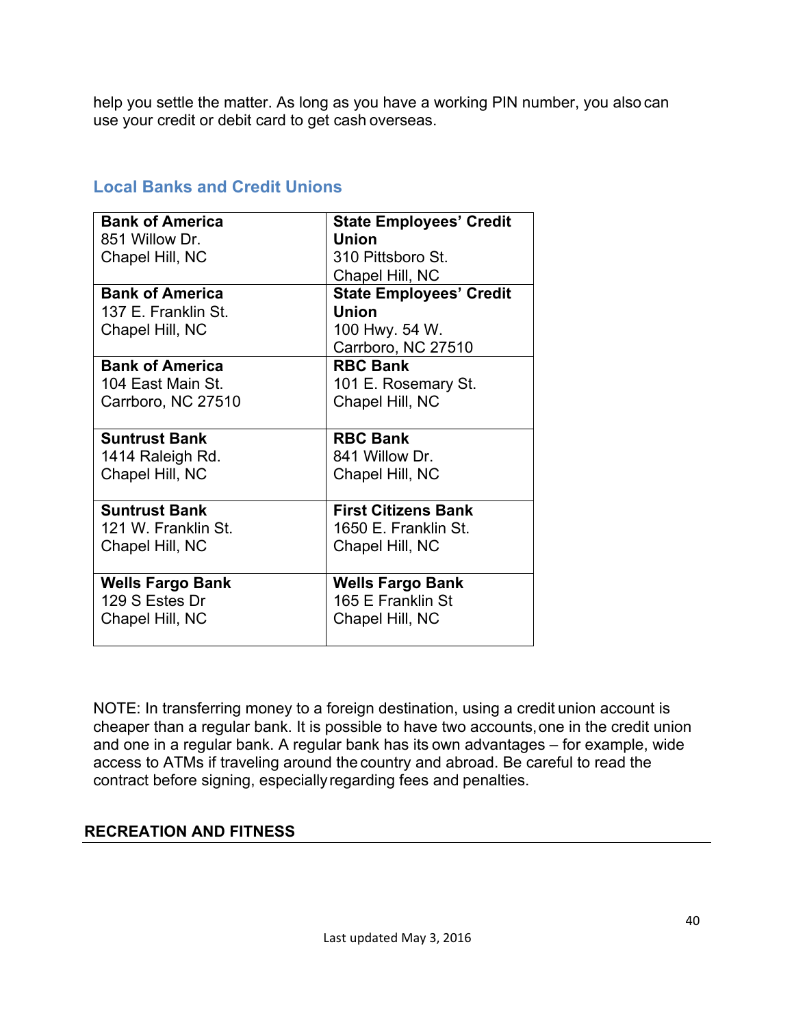help you settle the matter. As long as you have a working PIN number, you also can use your credit or debit card to get cash overseas.

## Local Banks and Credit Unions

| | |
|---|---|
| **Bank of America**<br>851 Willow Dr.<br>Chapel Hill, NC | **State Employees' Credit Union**<br>310 Pittsboro St.<br>Chapel Hill, NC |
| **Bank of America**<br>137 E. Franklin St.<br>Chapel Hill, NC | **State Employees' Credit Union**<br>100 Hwy. 54 W.<br>Carrboro, NC 27510 |
| **Bank of America**<br>104 East Main St.<br>Carrboro, NC 27510 | **RBC Bank**<br>101 E. Rosemary St.<br>Chapel Hill, NC |
| **Suntrust Bank**<br>1414 Raleigh Rd.<br>Chapel Hill, NC | **RBC Bank**<br>841 Willow Dr.<br>Chapel Hill, NC |
| **Suntrust Bank**<br>121 W. Franklin St.<br>Chapel Hill, NC | **First Citizens Bank**<br>1650 E. Franklin St.<br>Chapel Hill, NC |
| **Wells Fargo Bank**<br>129 S Estes Dr<br>Chapel Hill, NC | **Wells Fargo Bank**<br>165 E Franklin St<br>Chapel Hill, NC |

NOTE: In transferring money to a foreign destination, using a credit union account is cheaper than a regular bank. It is possible to have two accounts, one in the credit union and one in a regular bank. A regular bank has its own advantages – for example, wide access to ATMs if traveling around the country and abroad. Be careful to read the contract before signing, especially regarding fees and penalties.

## RECREATION AND FITNESS

Last updated May 3, 2016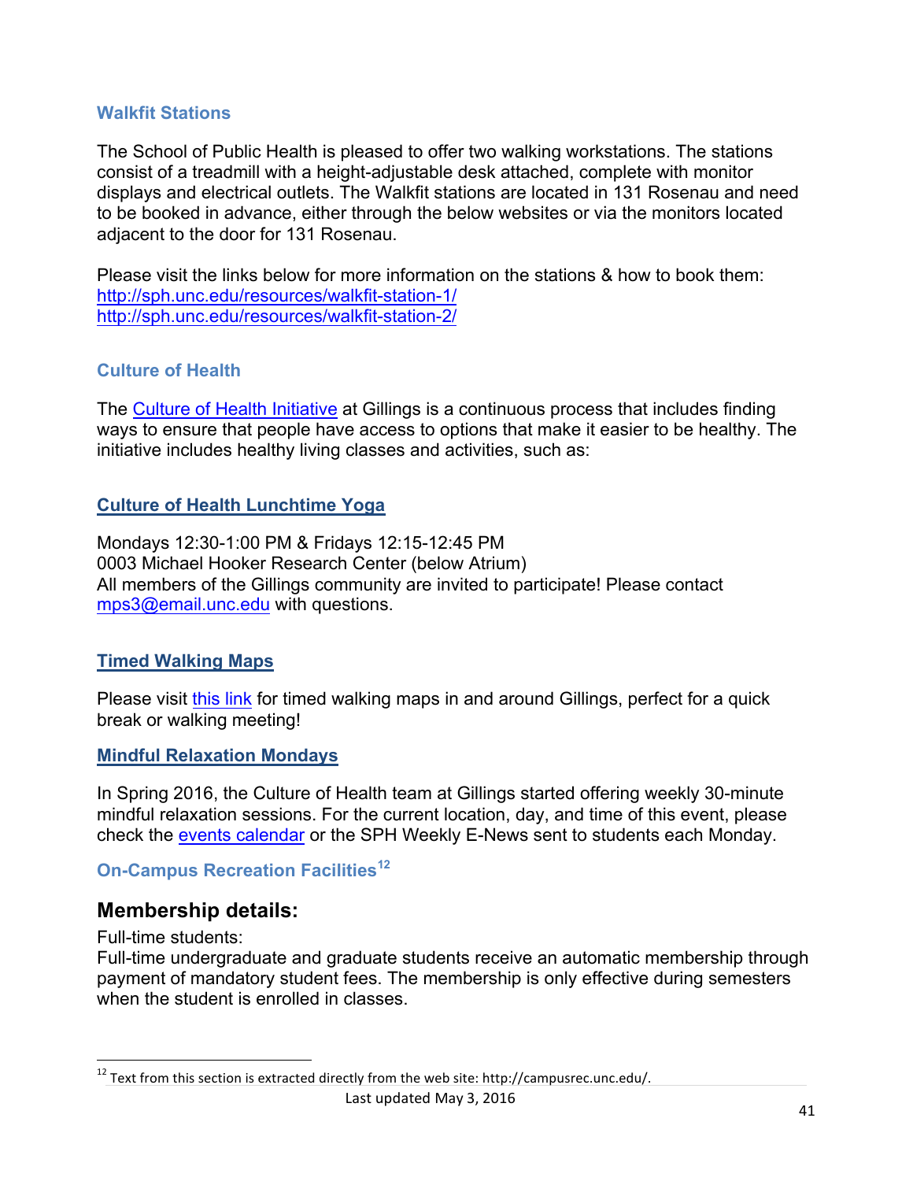### Walkfit Stations

The School of Public Health is pleased to offer two walking workstations. The stations consist of a treadmill with a height-adjustable desk attached, complete with monitor displays and electrical outlets. The Walkfit stations are located in 131 Rosenau and need to be booked in advance, either through the below websites or via the monitors located adjacent to the door for 131 Rosenau.

Please visit the links below for more information on the stations & how to book them:
http://sph.unc.edu/resources/walkfit-station-1/
http://sph.unc.edu/resources/walkfit-station-2/

### Culture of Health

The Culture of Health Initiative at Gillings is a continuous process that includes finding ways to ensure that people have access to options that make it easier to be healthy. The initiative includes healthy living classes and activities, such as:

#### Culture of Health Lunchtime Yoga

Mondays 12:30-1:00 PM & Fridays 12:15-12:45 PM
0003 Michael Hooker Research Center (below Atrium)
All members of the Gillings community are invited to participate! Please contact mps3@email.unc.edu with questions.

#### Timed Walking Maps

Please visit this link for timed walking maps in and around Gillings, perfect for a quick break or walking meeting!

#### Mindful Relaxation Mondays

In Spring 2016, the Culture of Health team at Gillings started offering weekly 30-minute mindful relaxation sessions. For the current location, day, and time of this event, please check the events calendar or the SPH Weekly E-News sent to students each Monday.

### On-Campus Recreation Facilities[12]

## Membership details:

Full-time students:
Full-time undergraduate and graduate students receive an automatic membership through payment of mandatory student fees. The membership is only effective during semesters when the student is enrolled in classes.

[12] Text from this section is extracted directly from the web site: http://campusrec.unc.edu/.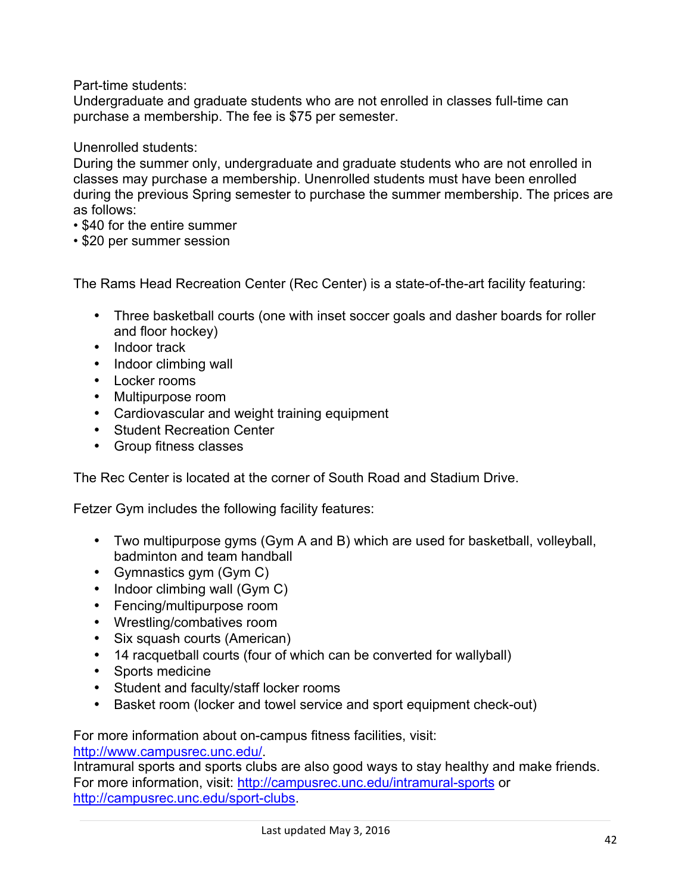Part-time students:
Undergraduate and graduate students who are not enrolled in classes full-time can purchase a membership. The fee is $75 per semester.

Unenrolled students:
During the summer only, undergraduate and graduate students who are not enrolled in classes may purchase a membership. Unenrolled students must have been enrolled during the previous Spring semester to purchase the summer membership. The prices are as follows:
• $40 for the entire summer
• $20 per summer session

The Rams Head Recreation Center (Rec Center) is a state-of-the-art facility featuring:

- Three basketball courts (one with inset soccer goals and dasher boards for roller and floor hockey)
- Indoor track
- Indoor climbing wall
- Locker rooms
- Multipurpose room
- Cardiovascular and weight training equipment
- Student Recreation Center
- Group fitness classes

The Rec Center is located at the corner of South Road and Stadium Drive.

Fetzer Gym includes the following facility features:

- Two multipurpose gyms (Gym A and B) which are used for basketball, volleyball, badminton and team handball
- Gymnastics gym (Gym C)
- Indoor climbing wall (Gym C)
- Fencing/multipurpose room
- Wrestling/combatives room
- Six squash courts (American)
- 14 racquetball courts (four of which can be converted for wallyball)
- Sports medicine
- Student and faculty/staff locker rooms
- Basket room (locker and towel service and sport equipment check-out)

For more information about on-campus fitness facilities, visit: [http://www.campusrec.unc.edu/](http://www.campusrec.unc.edu/).
Intramural sports and sports clubs are also good ways to stay healthy and make friends. For more information, visit: [http://campusrec.unc.edu/intramural-sports](http://campusrec.unc.edu/intramural-sports) or [http://campusrec.unc.edu/sport-clubs](http://campusrec.unc.edu/sport-clubs).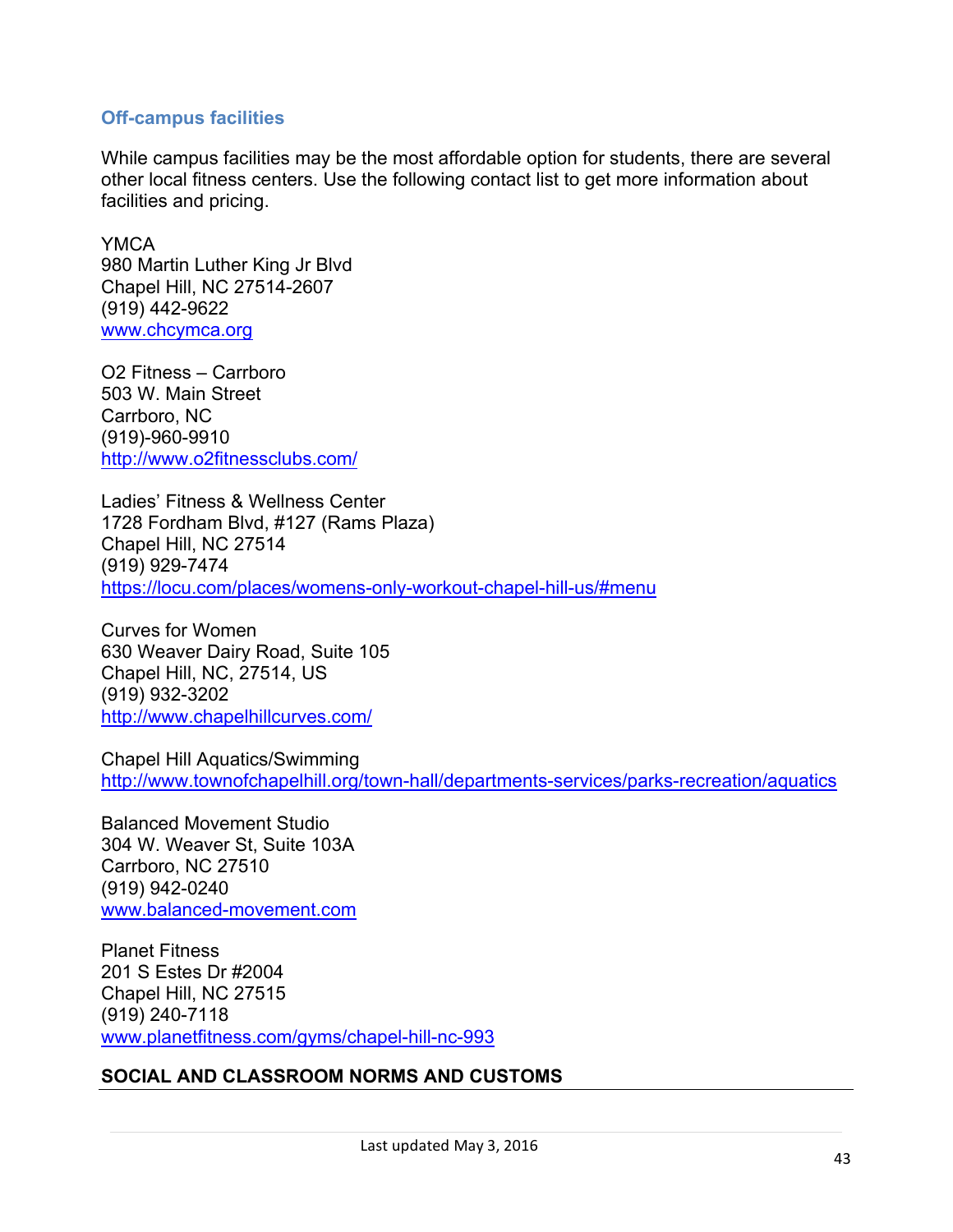### Off-campus facilities

While campus facilities may be the most affordable option for students, there are several other local fitness centers. Use the following contact list to get more information about facilities and pricing.

YMCA
980 Martin Luther King Jr Blvd
Chapel Hill, NC 27514-2607
(919) 442-9622
[www.chcymca.org](http://www.chcymca.org)

O2 Fitness – Carrboro
503 W. Main Street
Carrboro, NC
(919)-960-9910
[http://www.o2fitnessclubs.com/](http://www.o2fitnessclubs.com/)

Ladies' Fitness & Wellness Center
1728 Fordham Blvd, #127 (Rams Plaza)
Chapel Hill, NC 27514
(919) 929-7474
[https://locu.com/places/womens-only-workout-chapel-hill-us/#menu](https://locu.com/places/womens-only-workout-chapel-hill-us/#menu)

Curves for Women
630 Weaver Dairy Road, Suite 105
Chapel Hill, NC, 27514, US
(919) 932-3202
[http://www.chapelhillcurves.com/](http://www.chapelhillcurves.com/)

Chapel Hill Aquatics/Swimming
[http://www.townofchapelhill.org/town-hall/departments-services/parks-recreation/aquatics](http://www.townofchapelhill.org/town-hall/departments-services/parks-recreation/aquatics)

Balanced Movement Studio
304 W. Weaver St, Suite 103A
Carrboro, NC 27510
(919) 942-0240
[www.balanced-movement.com](http://www.balanced-movement.com)

Planet Fitness
201 S Estes Dr #2004
Chapel Hill, NC 27515
(919) 240-7118
[www.planetfitness.com/gyms/chapel-hill-nc-993](http://www.planetfitness.com/gyms/chapel-hill-nc-993)

## SOCIAL AND CLASSROOM NORMS AND CUSTOMS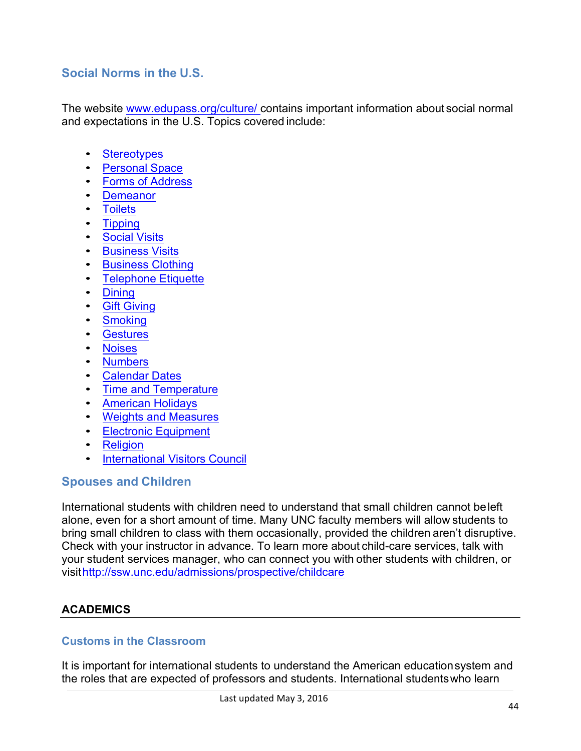## Social Norms in the U.S.

The website [www.edupass.org/culture/](http://www.edupass.org/culture/) contains important information about social normal and expectations in the U.S. Topics covered include:

- Stereotypes
- Personal Space
- Forms of Address
- Demeanor
- Toilets
- Tipping
- Social Visits
- Business Visits
- Business Clothing
- Telephone Etiquette
- Dining
- Gift Giving
- Smoking
- Gestures
- Noises
- Numbers
- Calendar Dates
- Time and Temperature
- American Holidays
- Weights and Measures
- Electronic Equipment
- Religion
- International Visitors Council

## Spouses and Children

International students with children need to understand that small children cannot be left alone, even for a short amount of time. Many UNC faculty members will allow students to bring small children to class with them occasionally, provided the children aren't disruptive. Check with your instructor in advance. To learn more about child-care services, talk with your student services manager, who can connect you with other students with children, or visit http://ssw.unc.edu/admissions/prospective/childcare

# ACADEMICS

## Customs in the Classroom

It is important for international students to understand the American education system and the roles that are expected of professors and students. International students who learn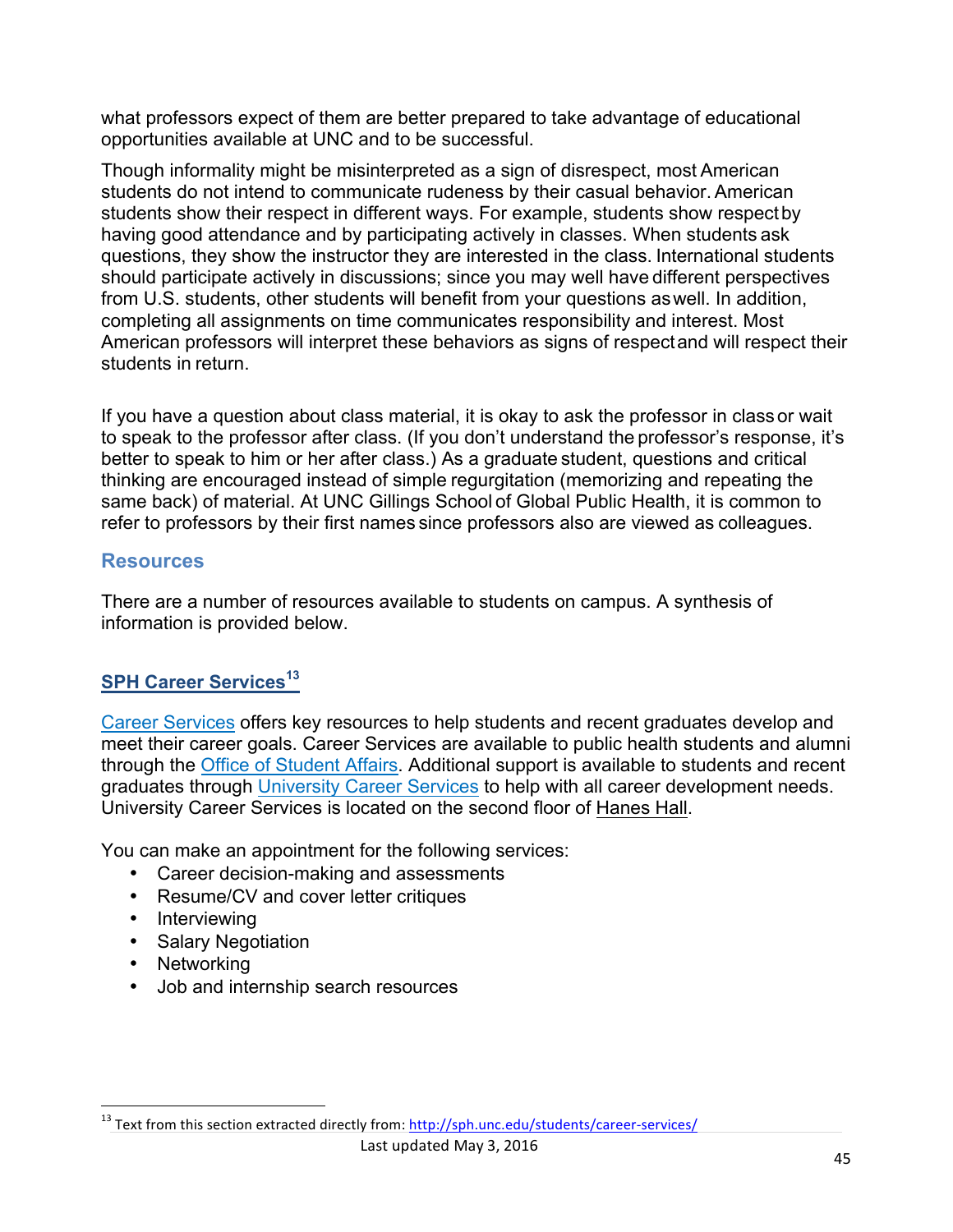what professors expect of them are better prepared to take advantage of educational opportunities available at UNC and to be successful.

Though informality might be misinterpreted as a sign of disrespect, most American students do not intend to communicate rudeness by their casual behavior. American students show their respect in different ways. For example, students show respect by having good attendance and by participating actively in classes. When students ask questions, they show the instructor they are interested in the class. International students should participate actively in discussions; since you may well have different perspectives from U.S. students, other students will benefit from your questions as well. In addition, completing all assignments on time communicates responsibility and interest. Most American professors will interpret these behaviors as signs of respect and will respect their students in return.

If you have a question about class material, it is okay to ask the professor in class or wait to speak to the professor after class. (If you don't understand the professor's response, it's better to speak to him or her after class.) As a graduate student, questions and critical thinking are encouraged instead of simple regurgitation (memorizing and repeating the same back) of material. At UNC Gillings School of Global Public Health, it is common to refer to professors by their first names since professors also are viewed as colleagues.

## Resources

There are a number of resources available to students on campus. A synthesis of information is provided below.

### SPH Career Services[13]

Career Services offers key resources to help students and recent graduates develop and meet their career goals. Career Services are available to public health students and alumni through the Office of Student Affairs. Additional support is available to students and recent graduates through University Career Services to help with all career development needs. University Career Services is located on the second floor of Hanes Hall.

You can make an appointment for the following services:

- Career decision-making and assessments
- Resume/CV and cover letter critiques
- Interviewing
- Salary Negotiation
- Networking
- Job and internship search resources

[13] Text from this section extracted directly from: http://sph.unc.edu/students/career-services/

Last updated May 3, 2016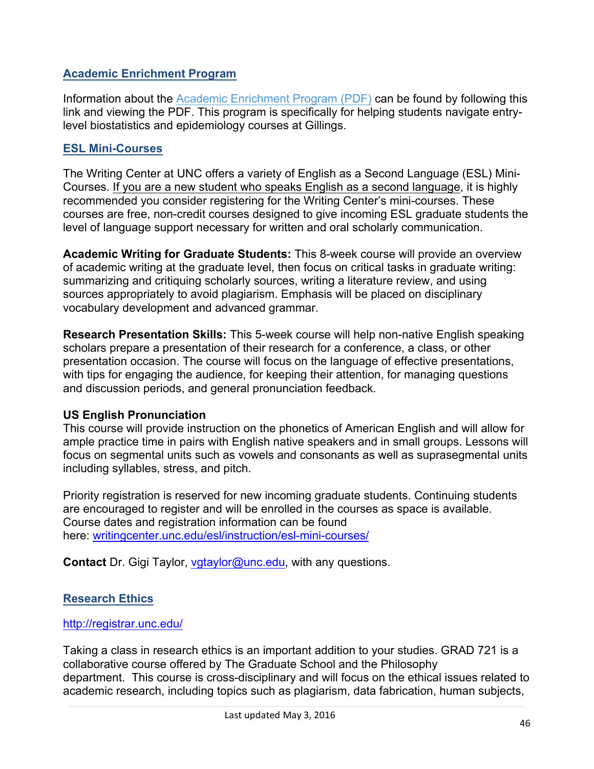## [Academic Enrichment Program]

Information about the [Academic Enrichment Program (PDF)] can be found by following this link and viewing the PDF. This program is specifically for helping students navigate entry-level biostatistics and epidemiology courses at Gillings.

## [ESL Mini-Courses]

The Writing Center at UNC offers a variety of English as a Second Language (ESL) Mini-Courses. If you are a new student who speaks English as a second language, it is highly recommended you consider registering for the Writing Center's mini-courses. These courses are free, non-credit courses designed to give incoming ESL graduate students the level of language support necessary for written and oral scholarly communication.

**Academic Writing for Graduate Students:** This 8-week course will provide an overview of academic writing at the graduate level, then focus on critical tasks in graduate writing: summarizing and critiquing scholarly sources, writing a literature review, and using sources appropriately to avoid plagiarism. Emphasis will be placed on disciplinary vocabulary development and advanced grammar.

**Research Presentation Skills:** This 5-week course will help non-native English speaking scholars prepare a presentation of their research for a conference, a class, or other presentation occasion. The course will focus on the language of effective presentations, with tips for engaging the audience, for keeping their attention, for managing questions and discussion periods, and general pronunciation feedback.

**US English Pronunciation**
This course will provide instruction on the phonetics of American English and will allow for ample practice time in pairs with English native speakers and in small groups. Lessons will focus on segmental units such as vowels and consonants as well as suprasegmental units including syllables, stress, and pitch.

Priority registration is reserved for new incoming graduate students. Continuing students are encouraged to register and will be enrolled in the courses as space is available. Course dates and registration information can be found here: writingcenter.unc.edu/esl/instruction/esl-mini-courses/

**Contact** Dr. Gigi Taylor, vgtaylor@unc.edu, with any questions.

## [Research Ethics]

http://registrar.unc.edu/

Taking a class in research ethics is an important addition to your studies. GRAD 721 is a collaborative course offered by The Graduate School and the Philosophy department. This course is cross-disciplinary and will focus on the ethical issues related to academic research, including topics such as plagiarism, data fabrication, human subjects,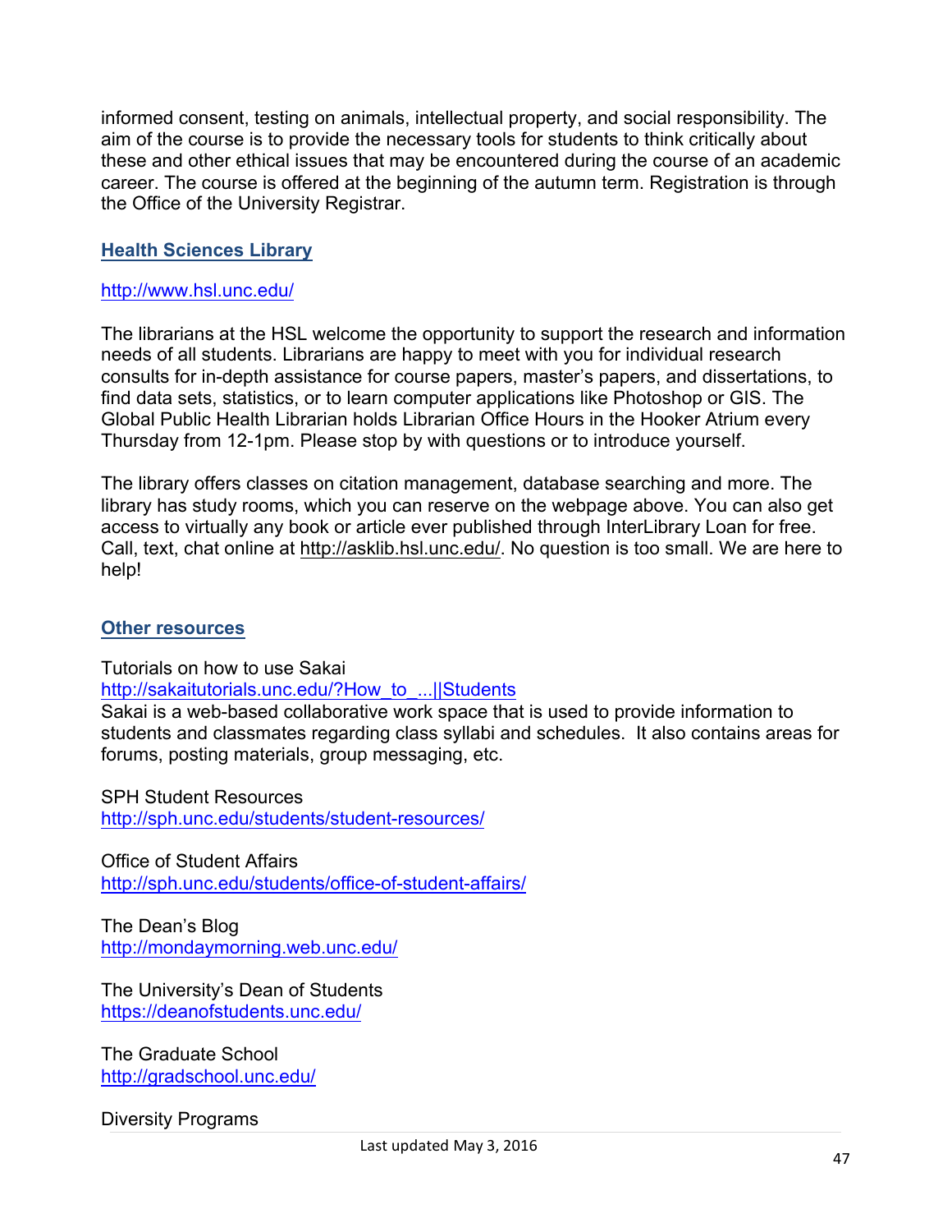informed consent, testing on animals, intellectual property, and social responsibility. The aim of the course is to provide the necessary tools for students to think critically about these and other ethical issues that may be encountered during the course of an academic career. The course is offered at the beginning of the autumn term. Registration is through the Office of the University Registrar.

### Health Sciences Library

http://www.hsl.unc.edu/

The librarians at the HSL welcome the opportunity to support the research and information needs of all students. Librarians are happy to meet with you for individual research consults for in-depth assistance for course papers, master's papers, and dissertations, to find data sets, statistics, or to learn computer applications like Photoshop or GIS. The Global Public Health Librarian holds Librarian Office Hours in the Hooker Atrium every Thursday from 12-1pm. Please stop by with questions or to introduce yourself.

The library offers classes on citation management, database searching and more. The library has study rooms, which you can reserve on the webpage above. You can also get access to virtually any book or article ever published through InterLibrary Loan for free. Call, text, chat online at http://asklib.hsl.unc.edu/. No question is too small. We are here to help!

### Other resources

Tutorials on how to use Sakai
http://sakaitutorials.unc.edu/?How_to_...||Students
Sakai is a web-based collaborative work space that is used to provide information to students and classmates regarding class syllabi and schedules. It also contains areas for forums, posting materials, group messaging, etc.

SPH Student Resources
http://sph.unc.edu/students/student-resources/

Office of Student Affairs
http://sph.unc.edu/students/office-of-student-affairs/

The Dean's Blog
http://mondaymorning.web.unc.edu/

The University's Dean of Students
https://deanofstudents.unc.edu/

The Graduate School
http://gradschool.unc.edu/

Diversity Programs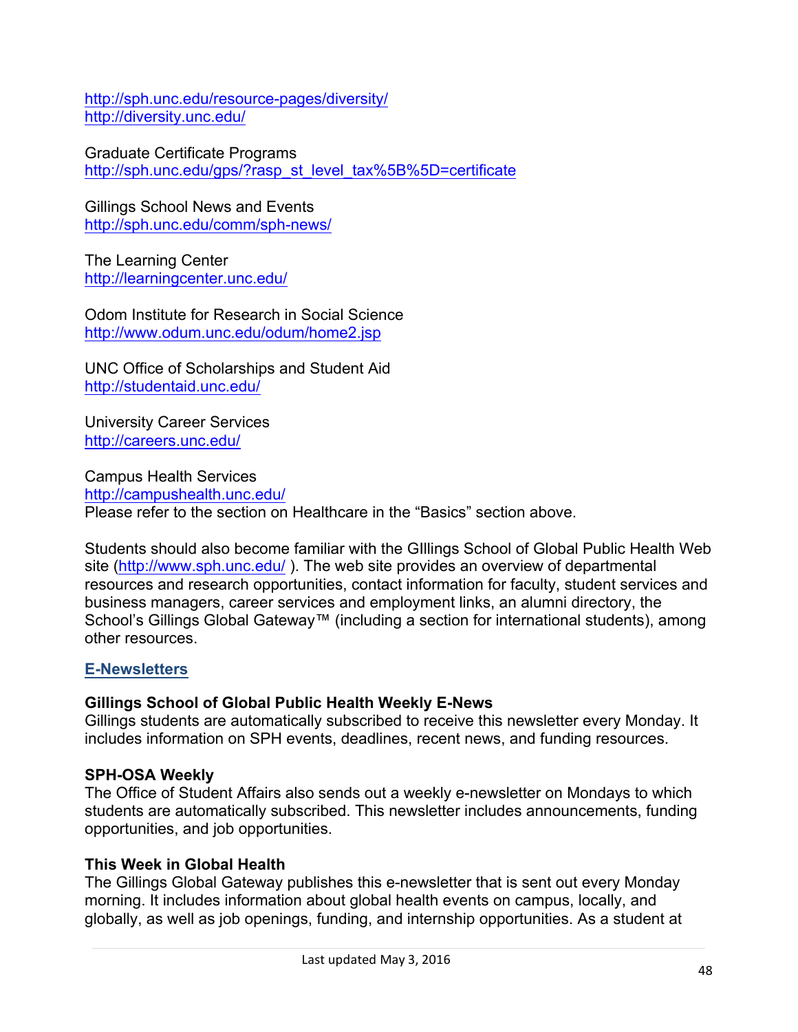http://sph.unc.edu/resource-pages/diversity/
http://diversity.unc.edu/

Graduate Certificate Programs
http://sph.unc.edu/gps/?rasp_st_level_tax%5B%5D=certificate

Gillings School News and Events
http://sph.unc.edu/comm/sph-news/

The Learning Center
http://learningcenter.unc.edu/

Odom Institute for Research in Social Science
http://www.odum.unc.edu/odum/home2.jsp

UNC Office of Scholarships and Student Aid
http://studentaid.unc.edu/

University Career Services
http://careers.unc.edu/

Campus Health Services
http://campushealth.unc.edu/
Please refer to the section on Healthcare in the "Basics" section above.

Students should also become familiar with the GIllings School of Global Public Health Web site (http://www.sph.unc.edu/ ). The web site provides an overview of departmental resources and research opportunities, contact information for faculty, student services and business managers, career services and employment links, an alumni directory, the School's Gillings Global Gateway™ (including a section for international students), among other resources.

## E-Newsletters

**Gillings School of Global Public Health Weekly E-News**
Gillings students are automatically subscribed to receive this newsletter every Monday. It includes information on SPH events, deadlines, recent news, and funding resources.

**SPH-OSA Weekly**
The Office of Student Affairs also sends out a weekly e-newsletter on Mondays to which students are automatically subscribed. This newsletter includes announcements, funding opportunities, and job opportunities.

**This Week in Global Health**
The Gillings Global Gateway publishes this e-newsletter that is sent out every Monday morning. It includes information about global health events on campus, locally, and globally, as well as job openings, funding, and internship opportunities. As a student at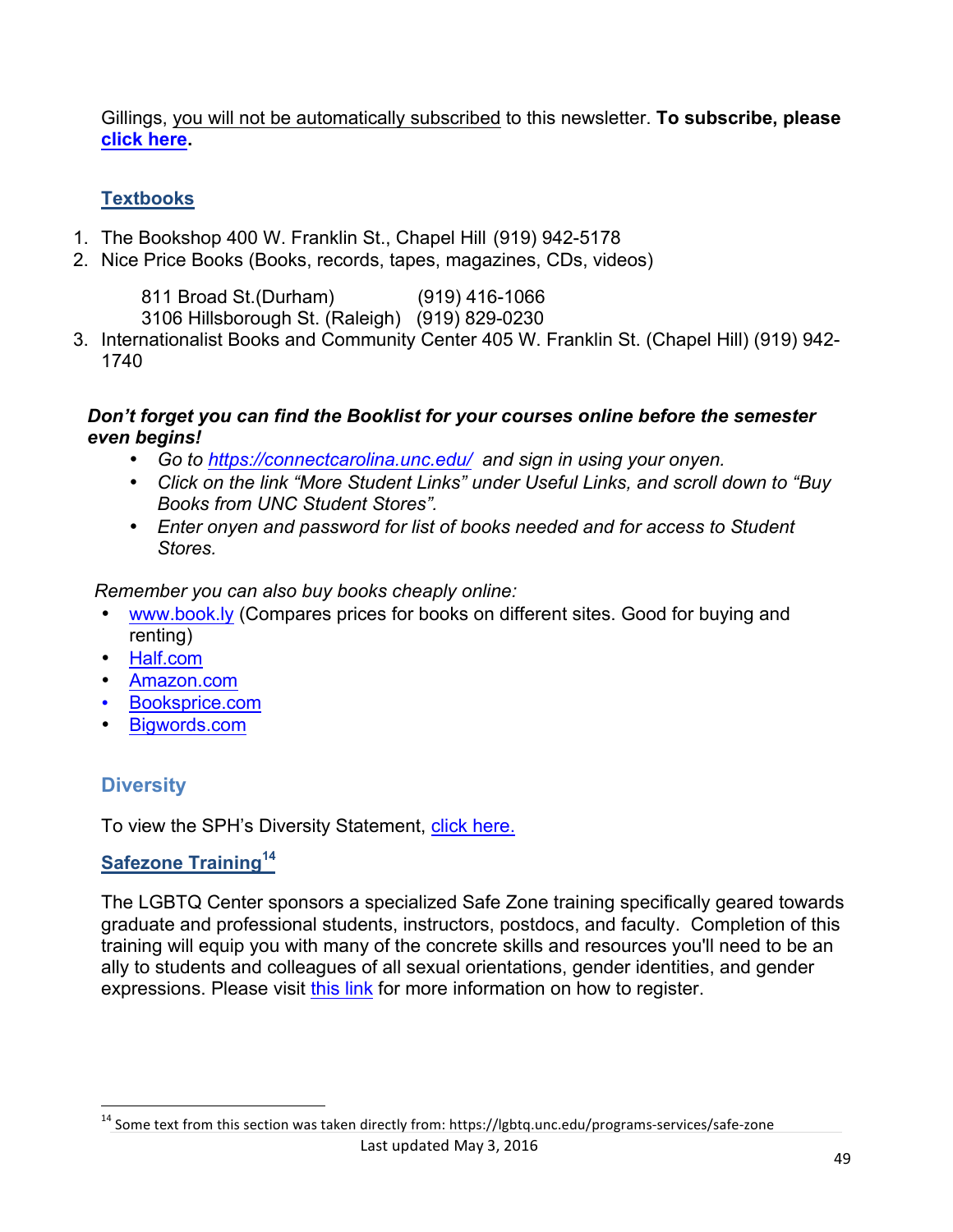Gillings, you will not be automatically subscribed to this newsletter. **To subscribe, please click here.**

## Textbooks

1. The Bookshop 400 W. Franklin St., Chapel Hill (919) 942-5178
2. Nice Price Books (Books, records, tapes, magazines, CDs, videos)

   811 Broad St.(Durham) (919) 416-1066
   3106 Hillsborough St. (Raleigh) (919) 829-0230
3. Internationalist Books and Community Center 405 W. Franklin St. (Chapel Hill) (919) 942-1740

***Don't forget you can find the Booklist for your courses online before the semester even begins!***

- *Go to https://connectcarolina.unc.edu/ and sign in using your onyen.*
- *Click on the link "More Student Links" under Useful Links, and scroll down to "Buy Books from UNC Student Stores".*
- *Enter onyen and password for list of books needed and for access to Student Stores.*

*Remember you can also buy books cheaply online:*

- www.book.ly (Compares prices for books on different sites. Good for buying and renting)
- Half.com
- Amazon.com
- Booksprice.com
- Bigwords.com

## Diversity

To view the SPH's Diversity Statement, click here.

## Safezone Training[14]

The LGBTQ Center sponsors a specialized Safe Zone training specifically geared towards graduate and professional students, instructors, postdocs, and faculty. Completion of this training will equip you with many of the concrete skills and resources you'll need to be an ally to students and colleagues of all sexual orientations, gender identities, and gender expressions. Please visit this link for more information on how to register.

---

[14] Some text from this section was taken directly from: https://lgbtq.unc.edu/programs-services/safe-zone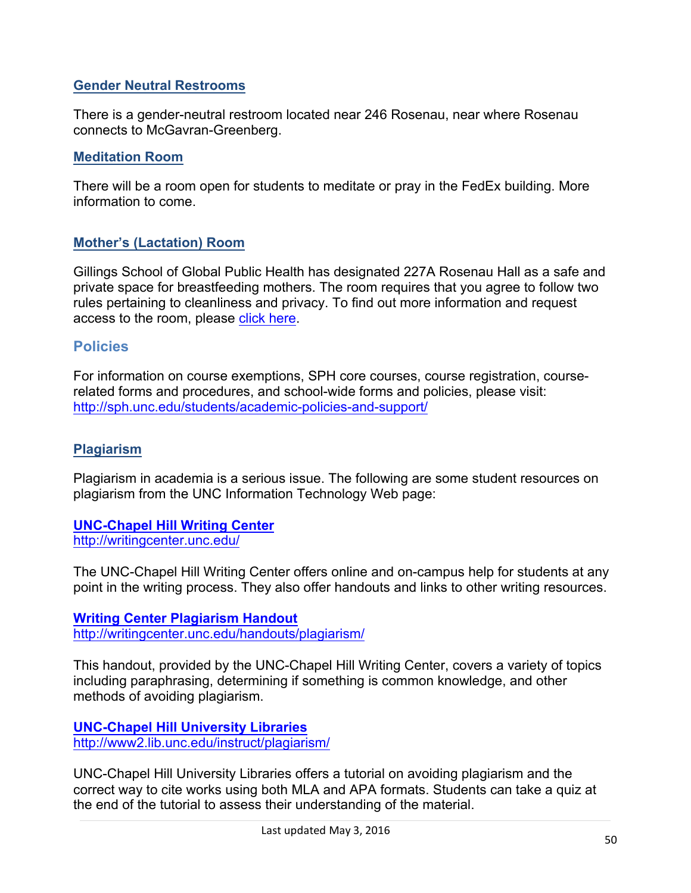### Gender Neutral Restrooms

There is a gender-neutral restroom located near 246 Rosenau, near where Rosenau connects to McGavran-Greenberg.

### Meditation Room

There will be a room open for students to meditate or pray in the FedEx building. More information to come.

### Mother's (Lactation) Room

Gillings School of Global Public Health has designated 227A Rosenau Hall as a safe and private space for breastfeeding mothers. The room requires that you agree to follow two rules pertaining to cleanliness and privacy. To find out more information and request access to the room, please click here.

## Policies

For information on course exemptions, SPH core courses, course registration, course-related forms and procedures, and school-wide forms and policies, please visit: http://sph.unc.edu/students/academic-policies-and-support/

### Plagiarism

Plagiarism in academia is a serious issue. The following are some student resources on plagiarism from the UNC Information Technology Web page:

**UNC-Chapel Hill Writing Center**
http://writingcenter.unc.edu/

The UNC-Chapel Hill Writing Center offers online and on-campus help for students at any point in the writing process. They also offer handouts and links to other writing resources.

**Writing Center Plagiarism Handout**
http://writingcenter.unc.edu/handouts/plagiarism/

This handout, provided by the UNC-Chapel Hill Writing Center, covers a variety of topics including paraphrasing, determining if something is common knowledge, and other methods of avoiding plagiarism.

**UNC-Chapel Hill University Libraries**
http://www2.lib.unc.edu/instruct/plagiarism/

UNC-Chapel Hill University Libraries offers a tutorial on avoiding plagiarism and the correct way to cite works using both MLA and APA formats. Students can take a quiz at the end of the tutorial to assess their understanding of the material.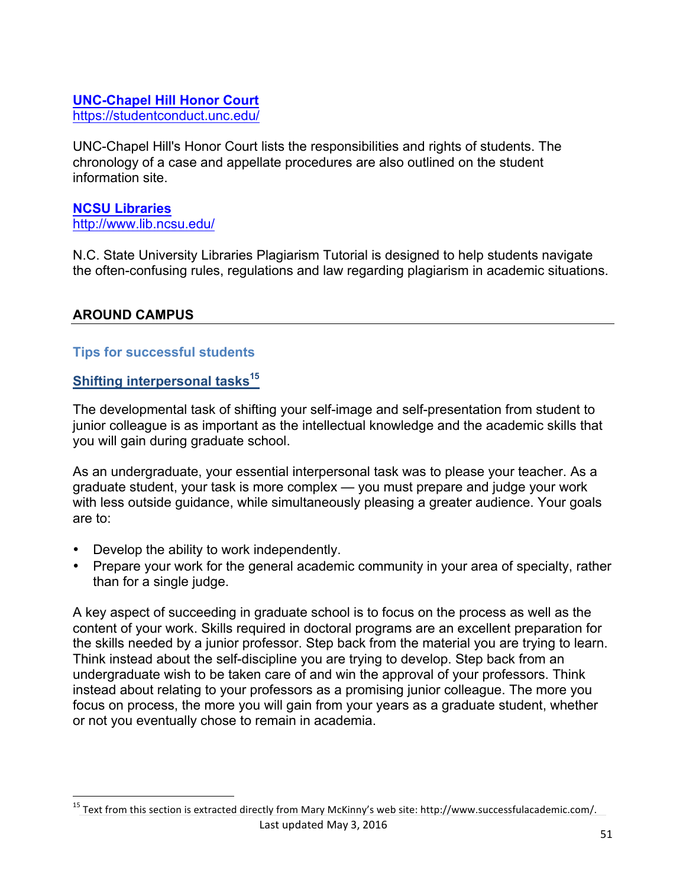**[UNC-Chapel Hill Honor Court](https://studentconduct.unc.edu/)**
https://studentconduct.unc.edu/

UNC-Chapel Hill's Honor Court lists the responsibilities and rights of students. The chronology of a case and appellate procedures are also outlined on the student information site.

**[NCSU Libraries](http://www.lib.ncsu.edu/)**
http://www.lib.ncsu.edu/

N.C. State University Libraries Plagiarism Tutorial is designed to help students navigate the often-confusing rules, regulations and law regarding plagiarism in academic situations.

## AROUND CAMPUS

### Tips for successful students

#### Shifting interpersonal tasks[15]

The developmental task of shifting your self-image and self-presentation from student to junior colleague is as important as the intellectual knowledge and the academic skills that you will gain during graduate school.

As an undergraduate, your essential interpersonal task was to please your teacher. As a graduate student, your task is more complex — you must prepare and judge your work with less outside guidance, while simultaneously pleasing a greater audience. Your goals are to:

- Develop the ability to work independently.
- Prepare your work for the general academic community in your area of specialty, rather than for a single judge.

A key aspect of succeeding in graduate school is to focus on the process as well as the content of your work. Skills required in doctoral programs are an excellent preparation for the skills needed by a junior professor. Step back from the material you are trying to learn. Think instead about the self-discipline you are trying to develop. Step back from an undergraduate wish to be taken care of and win the approval of your professors. Think instead about relating to your professors as a promising junior colleague. The more you focus on process, the more you will gain from your years as a graduate student, whether or not you eventually chose to remain in academia.

---

[15] Text from this section is extracted directly from Mary McKinny's web site: http://www.successfulacademic.com/.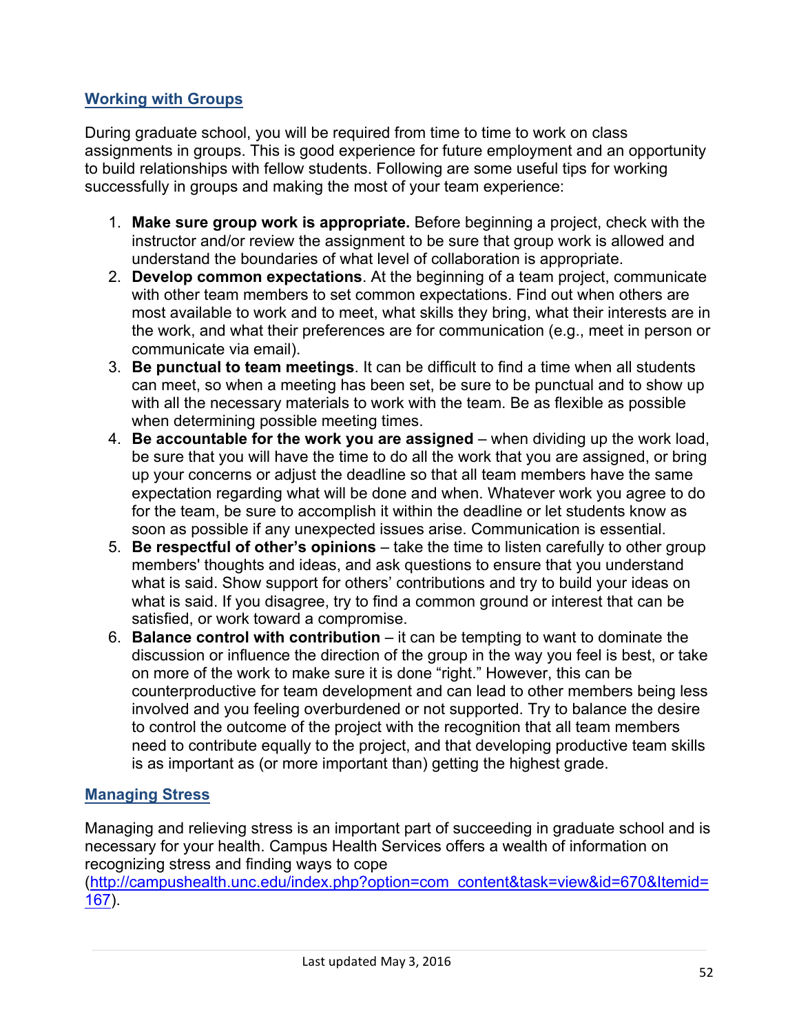## Working with Groups

During graduate school, you will be required from time to time to work on class assignments in groups. This is good experience for future employment and an opportunity to build relationships with fellow students. Following are some useful tips for working successfully in groups and making the most of your team experience:

1. **Make sure group work is appropriate.** Before beginning a project, check with the instructor and/or review the assignment to be sure that group work is allowed and understand the boundaries of what level of collaboration is appropriate.
2. **Develop common expectations**. At the beginning of a team project, communicate with other team members to set common expectations. Find out when others are most available to work and to meet, what skills they bring, what their interests are in the work, and what their preferences are for communication (e.g., meet in person or communicate via email).
3. **Be punctual to team meetings**. It can be difficult to find a time when all students can meet, so when a meeting has been set, be sure to be punctual and to show up with all the necessary materials to work with the team. Be as flexible as possible when determining possible meeting times.
4. **Be accountable for the work you are assigned** – when dividing up the work load, be sure that you will have the time to do all the work that you are assigned, or bring up your concerns or adjust the deadline so that all team members have the same expectation regarding what will be done and when. Whatever work you agree to do for the team, be sure to accomplish it within the deadline or let students know as soon as possible if any unexpected issues arise. Communication is essential.
5. **Be respectful of other's opinions** – take the time to listen carefully to other group members' thoughts and ideas, and ask questions to ensure that you understand what is said. Show support for others' contributions and try to build your ideas on what is said. If you disagree, try to find a common ground or interest that can be satisfied, or work toward a compromise.
6. **Balance control with contribution** – it can be tempting to want to dominate the discussion or influence the direction of the group in the way you feel is best, or take on more of the work to make sure it is done "right." However, this can be counterproductive for team development and can lead to other members being less involved and you feeling overburdened or not supported. Try to balance the desire to control the outcome of the project with the recognition that all team members need to contribute equally to the project, and that developing productive team skills is as important as (or more important than) getting the highest grade.

## Managing Stress

Managing and relieving stress is an important part of succeeding in graduate school and is necessary for your health. Campus Health Services offers a wealth of information on recognizing stress and finding ways to cope (http://campushealth.unc.edu/index.php?option=com_content&task=view&id=670&Itemid=167).

Last updated May 3, 2016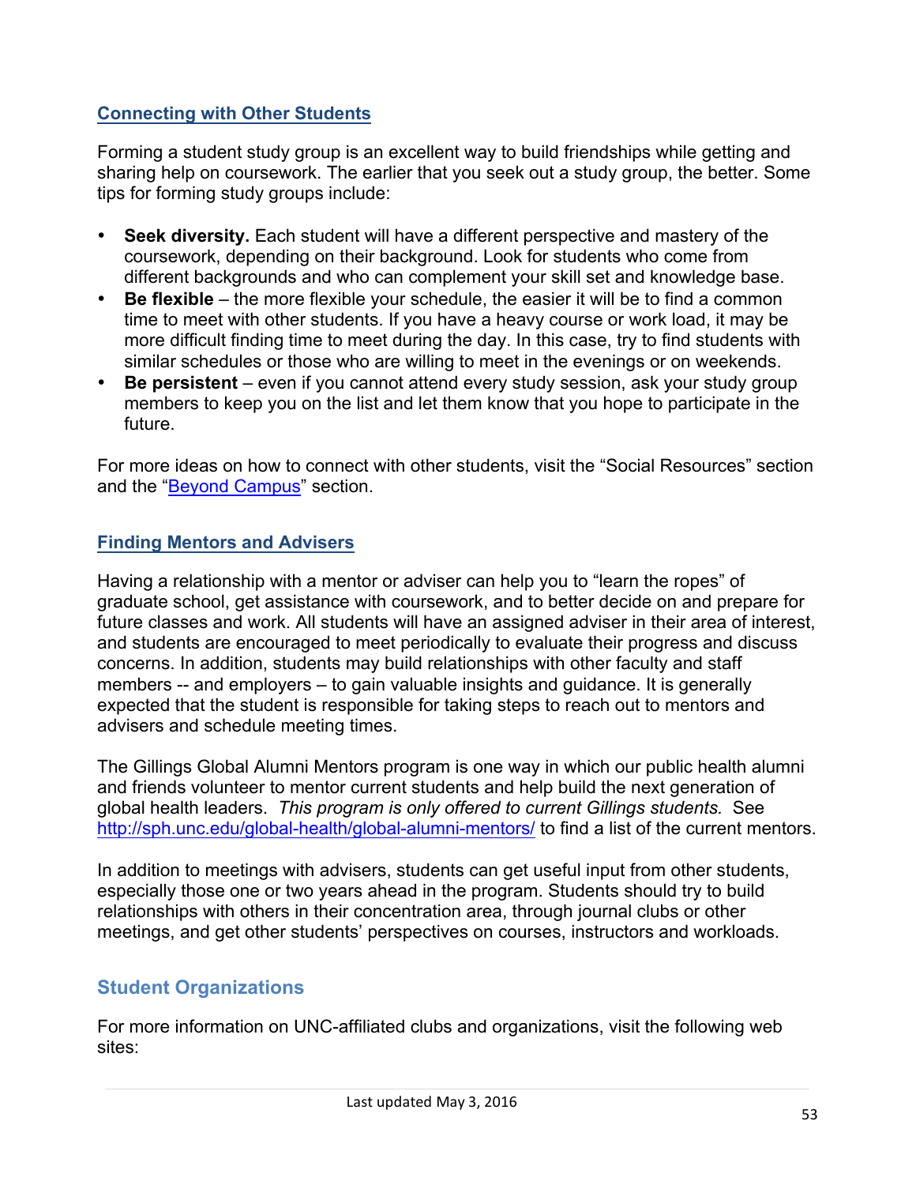### Connecting with Other Students

Forming a student study group is an excellent way to build friendships while getting and sharing help on coursework. The earlier that you seek out a study group, the better. Some tips for forming study groups include:

- **Seek diversity.** Each student will have a different perspective and mastery of the coursework, depending on their background. Look for students who come from different backgrounds and who can complement your skill set and knowledge base.
- **Be flexible** – the more flexible your schedule, the easier it will be to find a common time to meet with other students. If you have a heavy course or work load, it may be more difficult finding time to meet during the day. In this case, try to find students with similar schedules or those who are willing to meet in the evenings or on weekends.
- **Be persistent** – even if you cannot attend every study session, ask your study group members to keep you on the list and let them know that you hope to participate in the future.

For more ideas on how to connect with other students, visit the "Social Resources" section and the "Beyond Campus" section.

### Finding Mentors and Advisers

Having a relationship with a mentor or adviser can help you to "learn the ropes" of graduate school, get assistance with coursework, and to better decide on and prepare for future classes and work. All students will have an assigned adviser in their area of interest, and students are encouraged to meet periodically to evaluate their progress and discuss concerns. In addition, students may build relationships with other faculty and staff members -- and employers – to gain valuable insights and guidance. It is generally expected that the student is responsible for taking steps to reach out to mentors and advisers and schedule meeting times.

The Gillings Global Alumni Mentors program is one way in which our public health alumni and friends volunteer to mentor current students and help build the next generation of global health leaders. *This program is only offered to current Gillings students.* See http://sph.unc.edu/global-health/global-alumni-mentors/ to find a list of the current mentors.

In addition to meetings with advisers, students can get useful input from other students, especially those one or two years ahead in the program. Students should try to build relationships with others in their concentration area, through journal clubs or other meetings, and get other students' perspectives on courses, instructors and workloads.

## Student Organizations

For more information on UNC-affiliated clubs and organizations, visit the following web sites: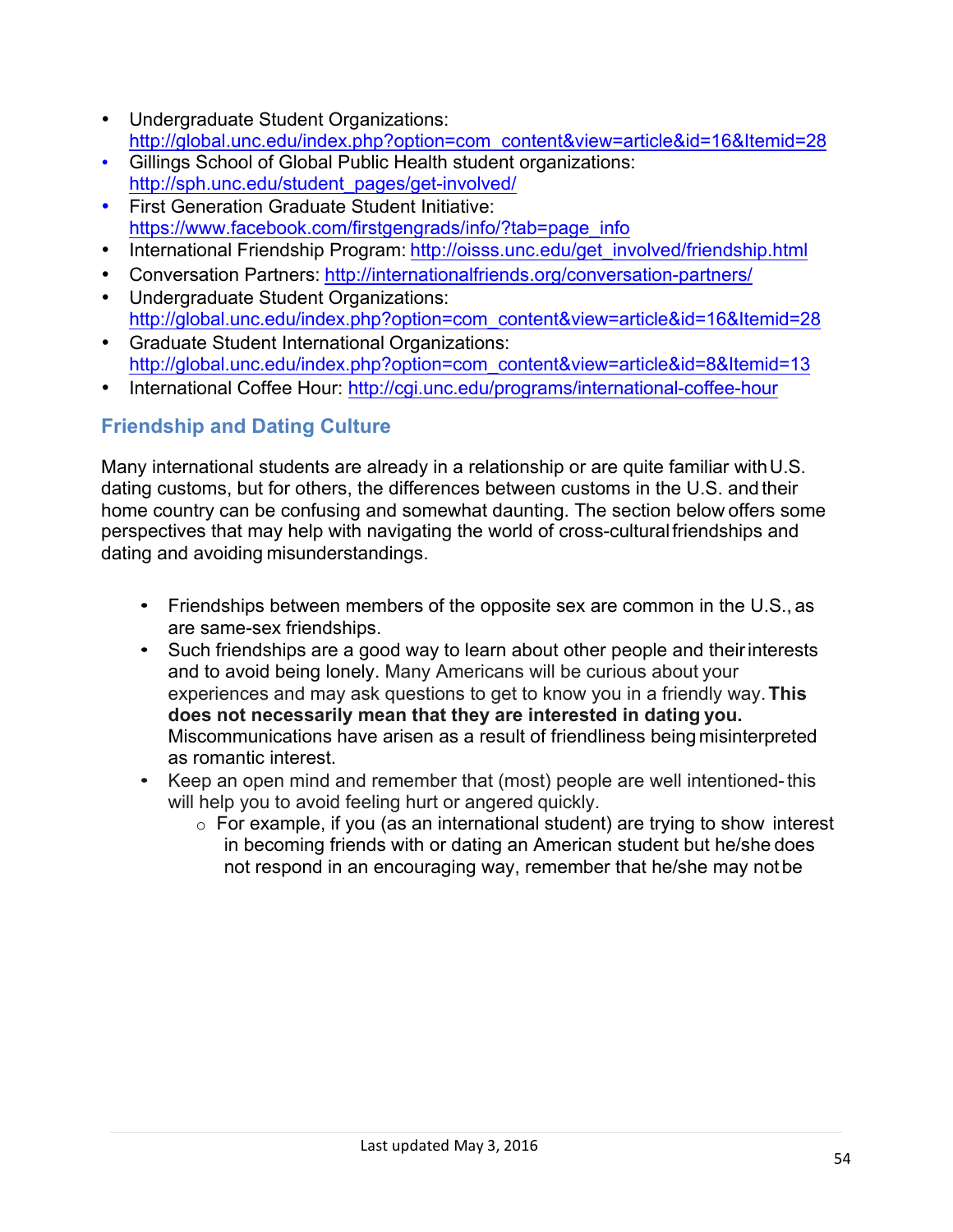- Undergraduate Student Organizations: http://global.unc.edu/index.php?option=com_content&view=article&id=16&Itemid=28
- Gillings School of Global Public Health student organizations: http://sph.unc.edu/student_pages/get-involved/
- First Generation Graduate Student Initiative: https://www.facebook.com/firstgengrads/info/?tab=page_info
- International Friendship Program: http://oisss.unc.edu/get_involved/friendship.html
- Conversation Partners: http://internationalfriends.org/conversation-partners/
- Undergraduate Student Organizations: http://global.unc.edu/index.php?option=com_content&view=article&id=16&Itemid=28
- Graduate Student International Organizations: http://global.unc.edu/index.php?option=com_content&view=article&id=8&Itemid=13
- International Coffee Hour: http://cgi.unc.edu/programs/international-coffee-hour

## Friendship and Dating Culture

Many international students are already in a relationship or are quite familiar with U.S. dating customs, but for others, the differences between customs in the U.S. and their home country can be confusing and somewhat daunting. The section below offers some perspectives that may help with navigating the world of cross-cultural friendships and dating and avoiding misunderstandings.

- Friendships between members of the opposite sex are common in the U.S., as are same-sex friendships.
- Such friendships are a good way to learn about other people and their interests and to avoid being lonely. Many Americans will be curious about your experiences and may ask questions to get to know you in a friendly way. **This does not necessarily mean that they are interested in dating you.** Miscommunications have arisen as a result of friendliness being misinterpreted as romantic interest.
- Keep an open mind and remember that (most) people are well intentioned- this will help you to avoid feeling hurt or angered quickly.
  - For example, if you (as an international student) are trying to show interest in becoming friends with or dating an American student but he/she does not respond in an encouraging way, remember that he/she may not be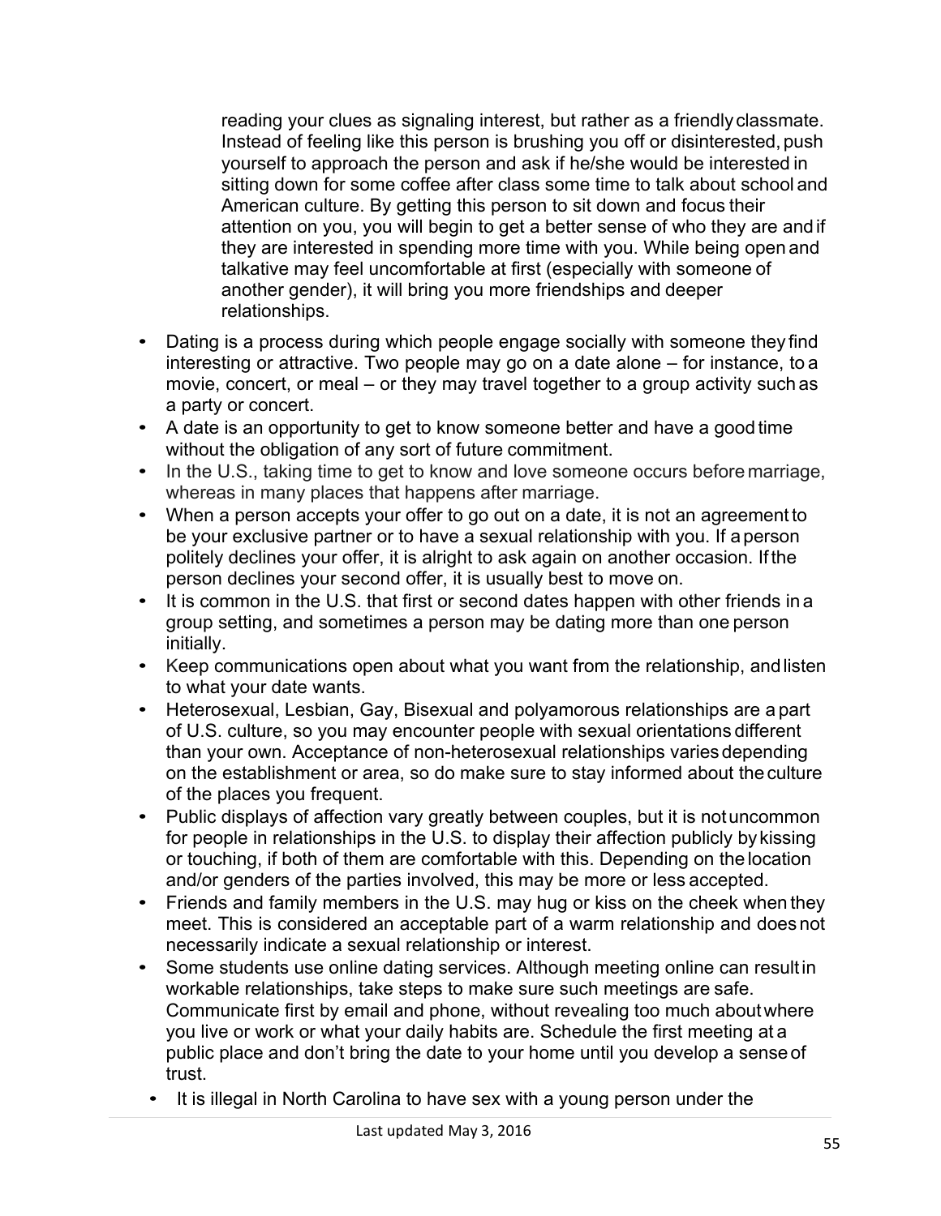reading your clues as signaling interest, but rather as a friendly classmate. Instead of feeling like this person is brushing you off or disinterested, push yourself to approach the person and ask if he/she would be interested in sitting down for some coffee after class some time to talk about school and American culture. By getting this person to sit down and focus their attention on you, you will begin to get a better sense of who they are and if they are interested in spending more time with you. While being open and talkative may feel uncomfortable at first (especially with someone of another gender), it will bring you more friendships and deeper relationships.

- Dating is a process during which people engage socially with someone they find interesting or attractive. Two people may go on a date alone – for instance, to a movie, concert, or meal – or they may travel together to a group activity such as a party or concert.
- A date is an opportunity to get to know someone better and have a good time without the obligation of any sort of future commitment.
- In the U.S., taking time to get to know and love someone occurs before marriage, whereas in many places that happens after marriage.
- When a person accepts your offer to go out on a date, it is not an agreement to be your exclusive partner or to have a sexual relationship with you. If a person politely declines your offer, it is alright to ask again on another occasion. If the person declines your second offer, it is usually best to move on.
- It is common in the U.S. that first or second dates happen with other friends in a group setting, and sometimes a person may be dating more than one person initially.
- Keep communications open about what you want from the relationship, and listen to what your date wants.
- Heterosexual, Lesbian, Gay, Bisexual and polyamorous relationships are a part of U.S. culture, so you may encounter people with sexual orientations different than your own. Acceptance of non-heterosexual relationships varies depending on the establishment or area, so do make sure to stay informed about the culture of the places you frequent.
- Public displays of affection vary greatly between couples, but it is not uncommon for people in relationships in the U.S. to display their affection publicly by kissing or touching, if both of them are comfortable with this. Depending on the location and/or genders of the parties involved, this may be more or less accepted.
- Friends and family members in the U.S. may hug or kiss on the cheek when they meet. This is considered an acceptable part of a warm relationship and does not necessarily indicate a sexual relationship or interest.
- Some students use online dating services. Although meeting online can result in workable relationships, take steps to make sure such meetings are safe. Communicate first by email and phone, without revealing too much about where you live or work or what your daily habits are. Schedule the first meeting at a public place and don't bring the date to your home until you develop a sense of trust.
- It is illegal in North Carolina to have sex with a young person under the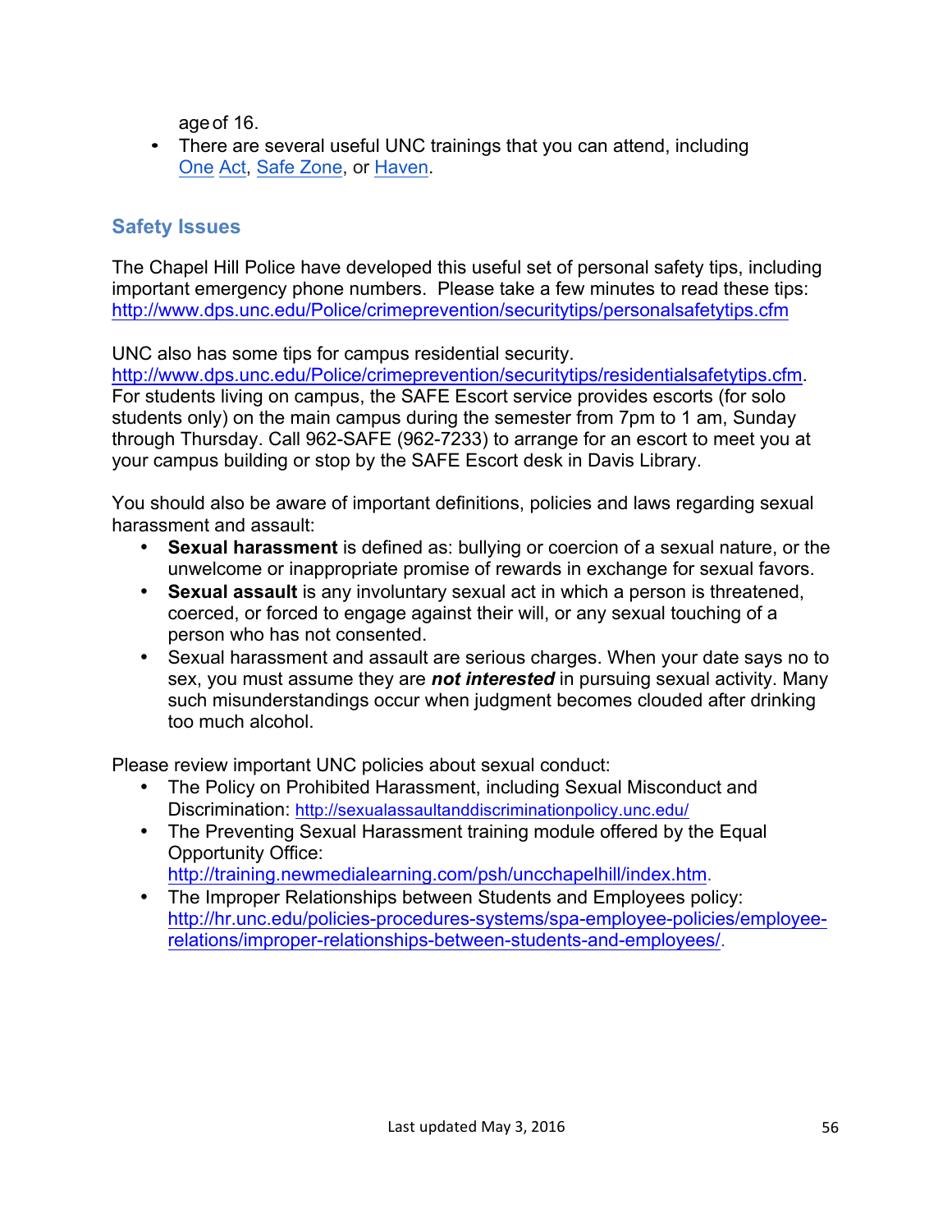age of 16.
- There are several useful UNC trainings that you can attend, including One Act, Safe Zone, or Haven.

## Safety Issues

The Chapel Hill Police have developed this useful set of personal safety tips, including important emergency phone numbers. Please take a few minutes to read these tips: http://www.dps.unc.edu/Police/crimeprevention/securitytips/personalsafetytips.cfm

UNC also has some tips for campus residential security. http://www.dps.unc.edu/Police/crimeprevention/securitytips/residentialsafetytips.cfm. For students living on campus, the SAFE Escort service provides escorts (for solo students only) on the main campus during the semester from 7pm to 1 am, Sunday through Thursday. Call 962-SAFE (962-7233) to arrange for an escort to meet you at your campus building or stop by the SAFE Escort desk in Davis Library.

You should also be aware of important definitions, policies and laws regarding sexual harassment and assault:

- **Sexual harassment** is defined as: bullying or coercion of a sexual nature, or the unwelcome or inappropriate promise of rewards in exchange for sexual favors.
- **Sexual assault** is any involuntary sexual act in which a person is threatened, coerced, or forced to engage against their will, or any sexual touching of a person who has not consented.
- Sexual harassment and assault are serious charges. When your date says no to sex, you must assume they are ***not interested*** in pursuing sexual activity. Many such misunderstandings occur when judgment becomes clouded after drinking too much alcohol.

Please review important UNC policies about sexual conduct:

- The Policy on Prohibited Harassment, including Sexual Misconduct and Discrimination: http://sexualassaultanddiscriminationpolicy.unc.edu/
- The Preventing Sexual Harassment training module offered by the Equal Opportunity Office: http://training.newmedialearning.com/psh/uncchapelhill/index.htm.
- The Improper Relationships between Students and Employees policy: http://hr.unc.edu/policies-procedures-systems/spa-employee-policies/employee-relations/improper-relationships-between-students-and-employees/.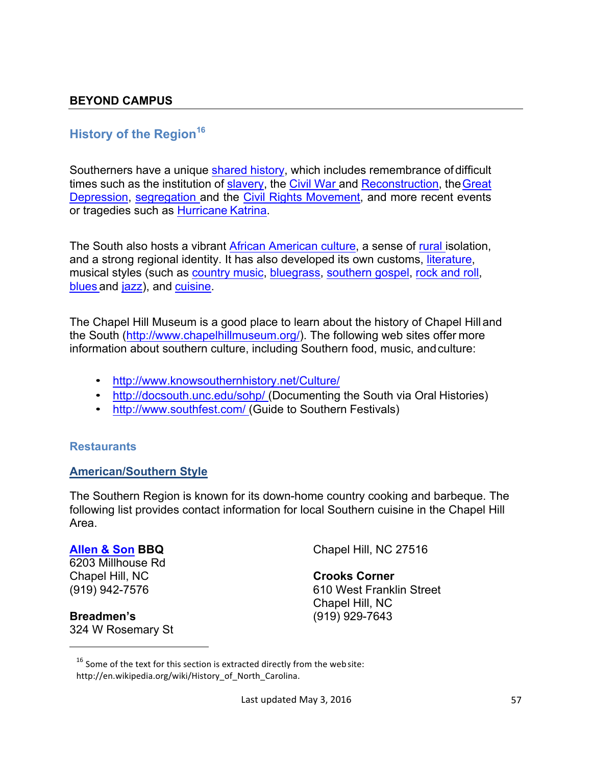## BEYOND CAMPUS

### History of the Region[16]

Southerners have a unique shared history, which includes remembrance of difficult times such as the institution of slavery, the Civil War and Reconstruction, the Great Depression, segregation and the Civil Rights Movement, and more recent events or tragedies such as Hurricane Katrina.

The South also hosts a vibrant African American culture, a sense of rural isolation, and a strong regional identity. It has also developed its own customs, literature, musical styles (such as country music, bluegrass, southern gospel, rock and roll, blues and jazz), and cuisine.

The Chapel Hill Museum is a good place to learn about the history of Chapel Hill and the South (http://www.chapelhillmuseum.org/). The following web sites offer more information about southern culture, including Southern food, music, and culture:

- http://www.knowsouthernhistory.net/Culture/
- http://docsouth.unc.edu/sohp/ (Documenting the South via Oral Histories)
- http://www.southfest.com/ (Guide to Southern Festivals)

### Restaurants

#### American/Southern Style

The Southern Region is known for its down-home country cooking and barbeque. The following list provides contact information for local Southern cuisine in the Chapel Hill Area.

**Allen & Son BBQ**
6203 Millhouse Rd
Chapel Hill, NC
(919) 942-7576

**Breadmen's**
324 W Rosemary St
Chapel Hill, NC 27516

**Crooks Corner**
610 West Franklin Street
Chapel Hill, NC
(919) 929-7643

[16] Some of the text for this section is extracted directly from the web site: http://en.wikipedia.org/wiki/History_of_North_Carolina.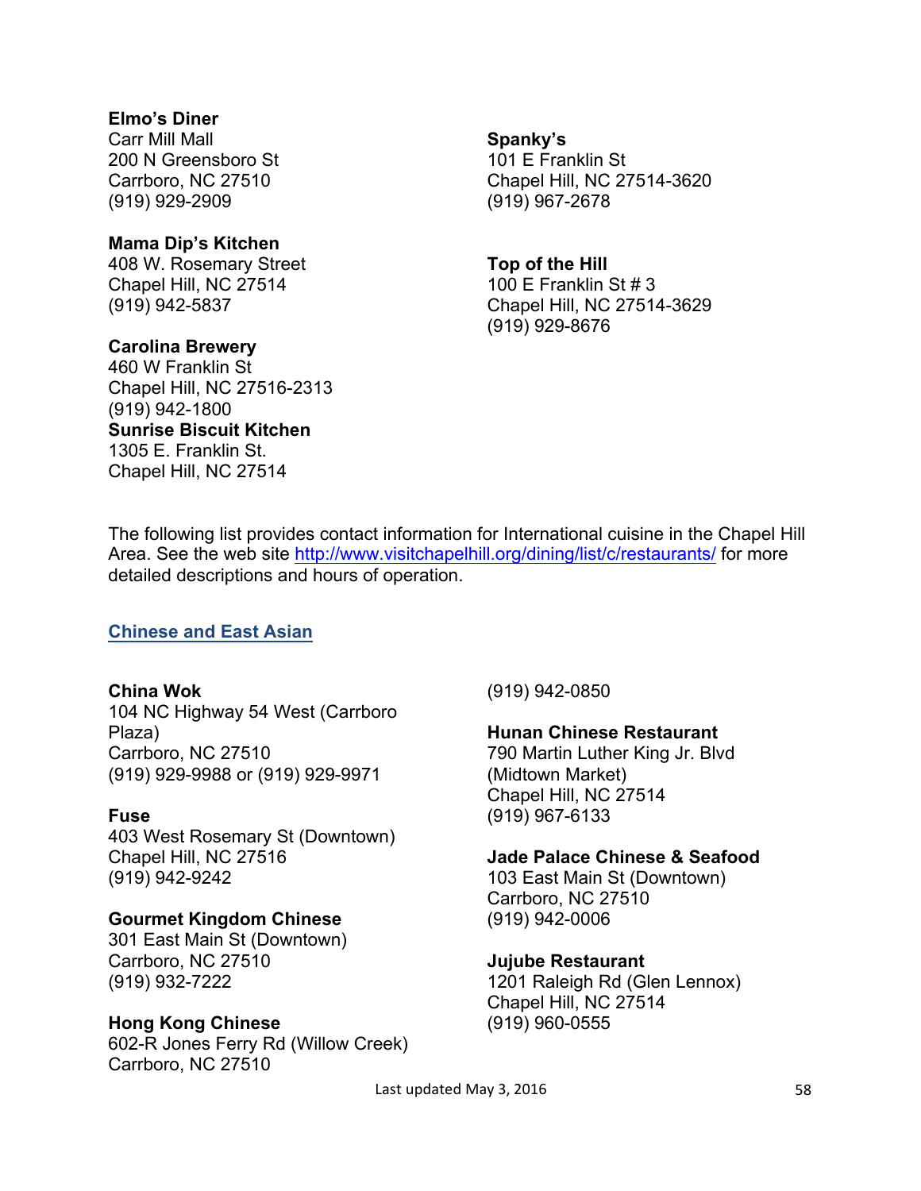**Elmo's Diner**
Carr Mill Mall
200 N Greensboro St
Carrboro, NC 27510
(919) 929-2909

**Mama Dip's Kitchen**
408 W. Rosemary Street
Chapel Hill, NC 27514
(919) 942-5837

**Carolina Brewery**
460 W Franklin St
Chapel Hill, NC 27516-2313
(919) 942-1800

**Sunrise Biscuit Kitchen**
1305 E. Franklin St.
Chapel Hill, NC 27514

**Spanky's**
101 E Franklin St
Chapel Hill, NC 27514-3620
(919) 967-2678

**Top of the Hill**
100 E Franklin St # 3
Chapel Hill, NC 27514-3629
(919) 929-8676

The following list provides contact information for International cuisine in the Chapel Hill Area. See the web site http://www.visitchapelhill.org/dining/list/c/restaurants/ for more detailed descriptions and hours of operation.

## Chinese and East Asian

**China Wok**
104 NC Highway 54 West (Carrboro Plaza)
Carrboro, NC 27510
(919) 929-9988 or (919) 929-9971

**Fuse**
403 West Rosemary St (Downtown)
Chapel Hill, NC 27516
(919) 942-9242

**Gourmet Kingdom Chinese**
301 East Main St (Downtown)
Carrboro, NC 27510
(919) 932-7222

**Hong Kong Chinese**
602-R Jones Ferry Rd (Willow Creek)
Carrboro, NC 27510
(919) 942-0850

**Hunan Chinese Restaurant**
790 Martin Luther King Jr. Blvd (Midtown Market)
Chapel Hill, NC 27514
(919) 967-6133

**Jade Palace Chinese & Seafood**
103 East Main St (Downtown)
Carrboro, NC 27510
(919) 942-0006

**Jujube Restaurant**
1201 Raleigh Rd (Glen Lennox)
Chapel Hill, NC 27514
(919) 960-0555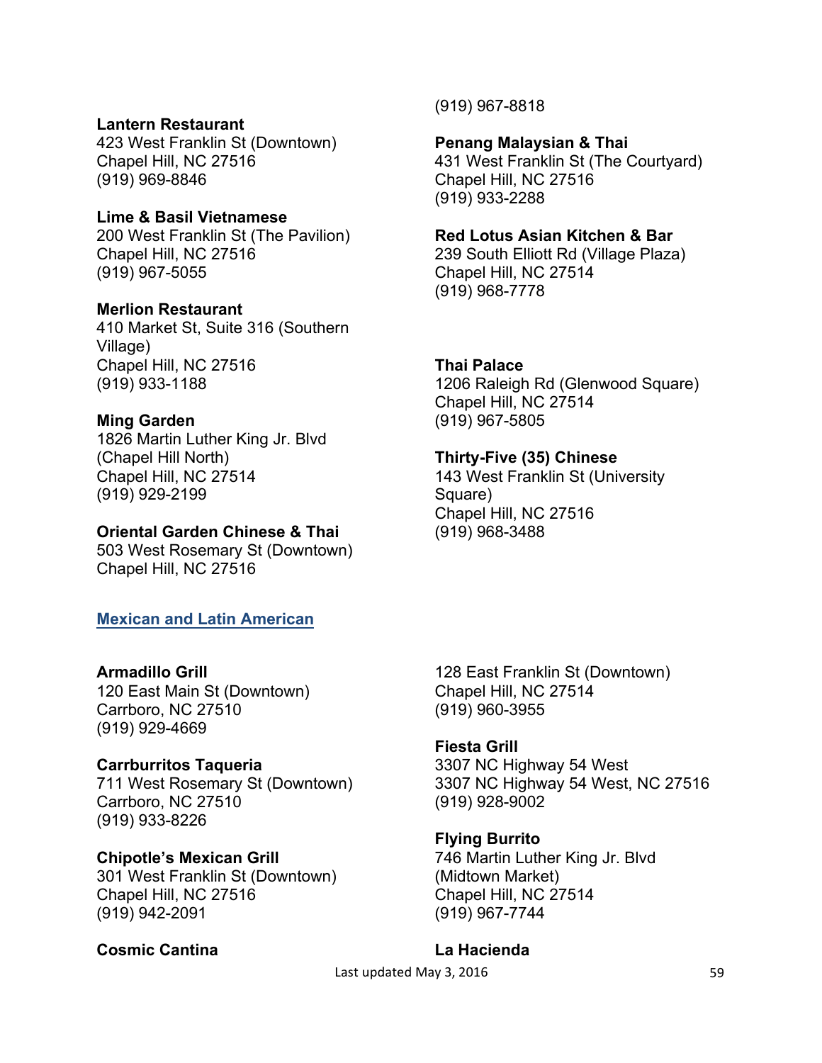**Lantern Restaurant**
423 West Franklin St (Downtown)
Chapel Hill, NC 27516
(919) 969-8846

**Lime & Basil Vietnamese**
200 West Franklin St (The Pavilion)
Chapel Hill, NC 27516
(919) 967-5055

**Merlion Restaurant**
410 Market St, Suite 316 (Southern Village)
Chapel Hill, NC 27516
(919) 933-1188

**Ming Garden**
1826 Martin Luther King Jr. Blvd (Chapel Hill North)
Chapel Hill, NC 27514
(919) 929-2199

**Oriental Garden Chinese & Thai**
503 West Rosemary St (Downtown)
Chapel Hill, NC 27516
(919) 967-8818

**Penang Malaysian & Thai**
431 West Franklin St (The Courtyard)
Chapel Hill, NC 27516
(919) 933-2288

**Red Lotus Asian Kitchen & Bar**
239 South Elliott Rd (Village Plaza)
Chapel Hill, NC 27514
(919) 968-7778

**Thai Palace**
1206 Raleigh Rd (Glenwood Square)
Chapel Hill, NC 27514
(919) 967-5805

**Thirty-Five (35) Chinese**
143 West Franklin St (University Square)
Chapel Hill, NC 27516
(919) 968-3488

## Mexican and Latin American

**Armadillo Grill**
120 East Main St (Downtown)
Carrboro, NC 27510
(919) 929-4669

**Carrburritos Taqueria**
711 West Rosemary St (Downtown)
Carrboro, NC 27510
(919) 933-8226

**Chipotle's Mexican Grill**
301 West Franklin St (Downtown)
Chapel Hill, NC 27516
(919) 942-2091

**Cosmic Cantina**
128 East Franklin St (Downtown)
Chapel Hill, NC 27514
(919) 960-3955

**Fiesta Grill**
3307 NC Highway 54 West
3307 NC Highway 54 West, NC 27516
(919) 928-9002

**Flying Burrito**
746 Martin Luther King Jr. Blvd (Midtown Market)
Chapel Hill, NC 27514
(919) 967-7744

**La Hacienda**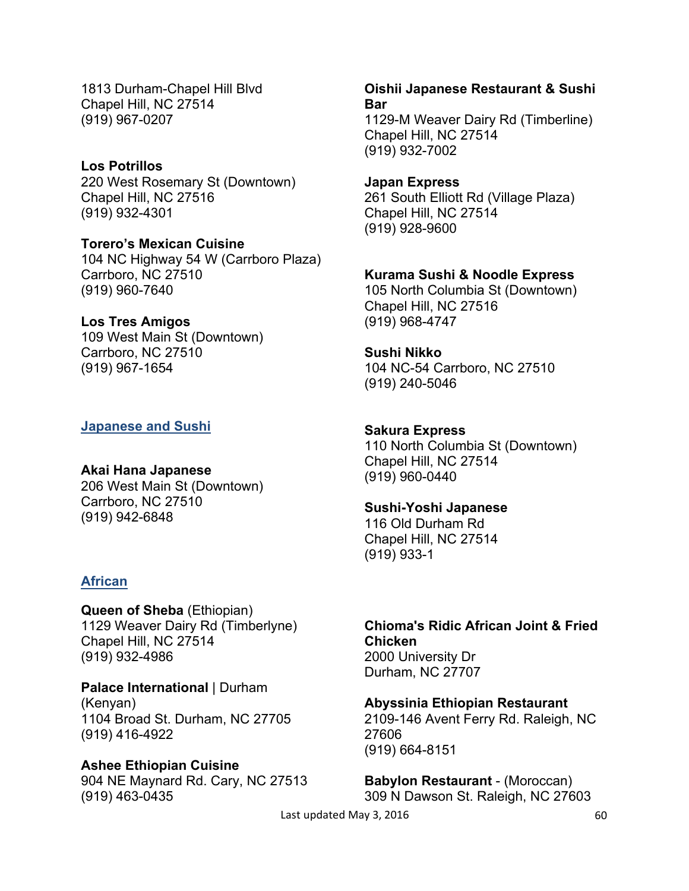1813 Durham-Chapel Hill Blvd
Chapel Hill, NC 27514
(919) 967-0207

**Los Potrillos**
220 West Rosemary St (Downtown)
Chapel Hill, NC 27516
(919) 932-4301

**Torero's Mexican Cuisine**
104 NC Highway 54 W (Carrboro Plaza)
Carrboro, NC 27510
(919) 960-7640

**Los Tres Amigos**
109 West Main St (Downtown)
Carrboro, NC 27510
(919) 967-1654

## Japanese and Sushi

**Akai Hana Japanese**
206 West Main St (Downtown)
Carrboro, NC 27510
(919) 942-6848

**Oishii Japanese Restaurant & Sushi Bar**
1129-M Weaver Dairy Rd (Timberline)
Chapel Hill, NC 27514
(919) 932-7002

**Japan Express**
261 South Elliott Rd (Village Plaza)
Chapel Hill, NC 27514
(919) 928-9600

**Kurama Sushi & Noodle Express**
105 North Columbia St (Downtown)
Chapel Hill, NC 27516
(919) 968-4747

**Sushi Nikko**
104 NC-54 Carrboro, NC 27510
(919) 240-5046

**Sakura Express**
110 North Columbia St (Downtown)
Chapel Hill, NC 27514
(919) 960-0440

**Sushi-Yoshi Japanese**
116 Old Durham Rd
Chapel Hill, NC 27514
(919) 933-1

## African

**Queen of Sheba** (Ethiopian)
1129 Weaver Dairy Rd (Timberlyne)
Chapel Hill, NC 27514
(919) 932-4986

**Palace International** | Durham (Kenyan)
1104 Broad St. Durham, NC 27705
(919) 416-4922

**Ashee Ethiopian Cuisine**
904 NE Maynard Rd. Cary, NC 27513
(919) 463-0435

**Chioma's Ridic African Joint & Fried Chicken**
2000 University Dr
Durham, NC 27707

**Abyssinia Ethiopian Restaurant**
2109-146 Avent Ferry Rd. Raleigh, NC 27606
(919) 664-8151

**Babylon Restaurant** - (Moroccan)
309 N Dawson St. Raleigh, NC 27603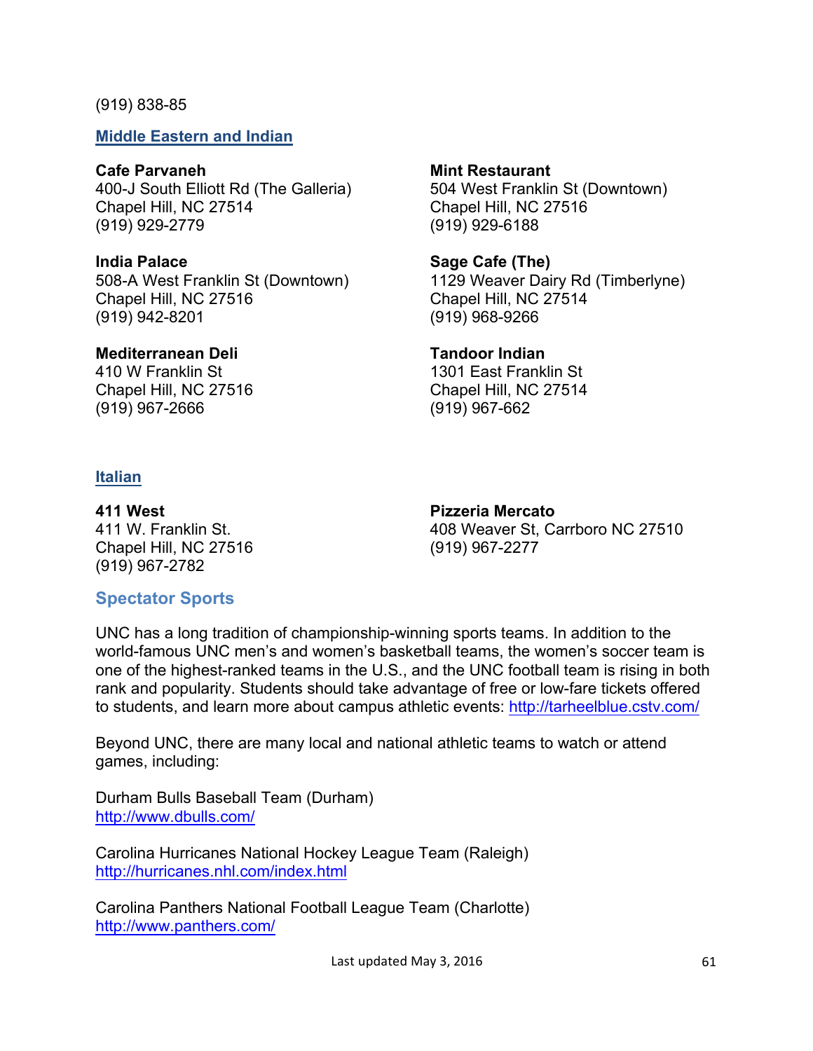(919) 838-85

### Middle Eastern and Indian

**Cafe Parvaneh**
400-J South Elliott Rd (The Galleria)
Chapel Hill, NC 27514
(919) 929-2779

**India Palace**
508-A West Franklin St (Downtown)
Chapel Hill, NC 27516
(919) 942-8201

**Mediterranean Deli**
410 W Franklin St
Chapel Hill, NC 27516
(919) 967-2666

**Mint Restaurant**
504 West Franklin St (Downtown)
Chapel Hill, NC 27516
(919) 929-6188

**Sage Cafe (The)**
1129 Weaver Dairy Rd (Timberlyne)
Chapel Hill, NC 27514
(919) 968-9266

**Tandoor Indian**
1301 East Franklin St
Chapel Hill, NC 27514
(919) 967-662

### Italian

**411 West**
411 W. Franklin St.
Chapel Hill, NC 27516
(919) 967-2782

**Pizzeria Mercato**
408 Weaver St, Carrboro NC 27510
(919) 967-2277

## Spectator Sports

UNC has a long tradition of championship-winning sports teams. In addition to the world-famous UNC men's and women's basketball teams, the women's soccer team is one of the highest-ranked teams in the U.S., and the UNC football team is rising in both rank and popularity. Students should take advantage of free or low-fare tickets offered to students, and learn more about campus athletic events: http://tarheelblue.cstv.com/

Beyond UNC, there are many local and national athletic teams to watch or attend games, including:

Durham Bulls Baseball Team (Durham)
http://www.dbulls.com/

Carolina Hurricanes National Hockey League Team (Raleigh)
http://hurricanes.nhl.com/index.html

Carolina Panthers National Football League Team (Charlotte)
http://www.panthers.com/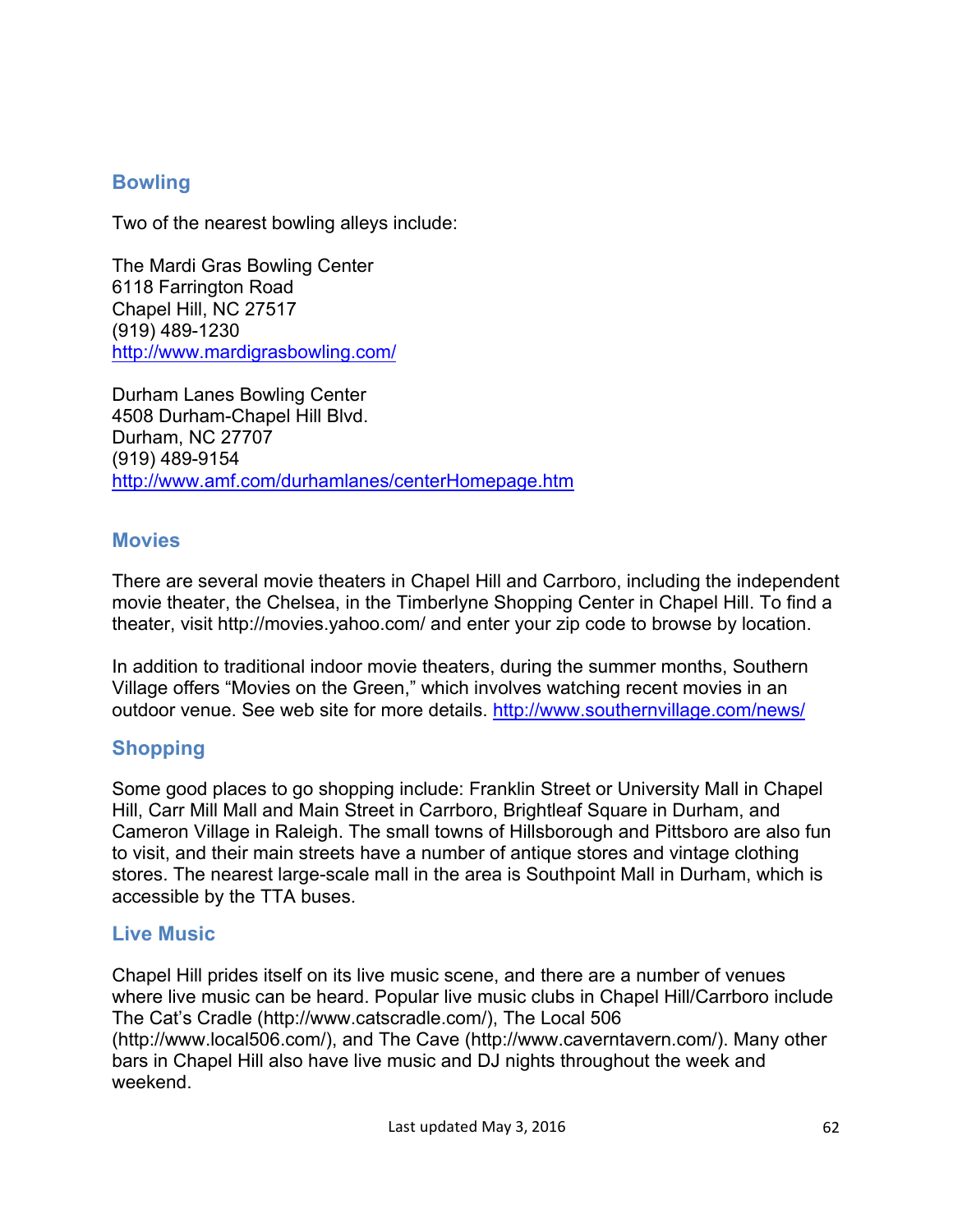## Bowling

Two of the nearest bowling alleys include:

The Mardi Gras Bowling Center
6118 Farrington Road
Chapel Hill, NC 27517
(919) 489-1230
http://www.mardigrasbowling.com/

Durham Lanes Bowling Center
4508 Durham-Chapel Hill Blvd.
Durham, NC 27707
(919) 489-9154
http://www.amf.com/durhamlanes/centerHomepage.htm

## Movies

There are several movie theaters in Chapel Hill and Carrboro, including the independent movie theater, the Chelsea, in the Timberlyne Shopping Center in Chapel Hill. To find a theater, visit http://movies.yahoo.com/ and enter your zip code to browse by location.

In addition to traditional indoor movie theaters, during the summer months, Southern Village offers "Movies on the Green," which involves watching recent movies in an outdoor venue. See web site for more details. http://www.southernvillage.com/news/

## Shopping

Some good places to go shopping include: Franklin Street or University Mall in Chapel Hill, Carr Mill Mall and Main Street in Carrboro, Brightleaf Square in Durham, and Cameron Village in Raleigh. The small towns of Hillsborough and Pittsboro are also fun to visit, and their main streets have a number of antique stores and vintage clothing stores. The nearest large-scale mall in the area is Southpoint Mall in Durham, which is accessible by the TTA buses.

## Live Music

Chapel Hill prides itself on its live music scene, and there are a number of venues where live music can be heard. Popular live music clubs in Chapel Hill/Carrboro include The Cat's Cradle (http://www.catscradle.com/), The Local 506 (http://www.local506.com/), and The Cave (http://www.caverntavern.com/). Many other bars in Chapel Hill also have live music and DJ nights throughout the week and weekend.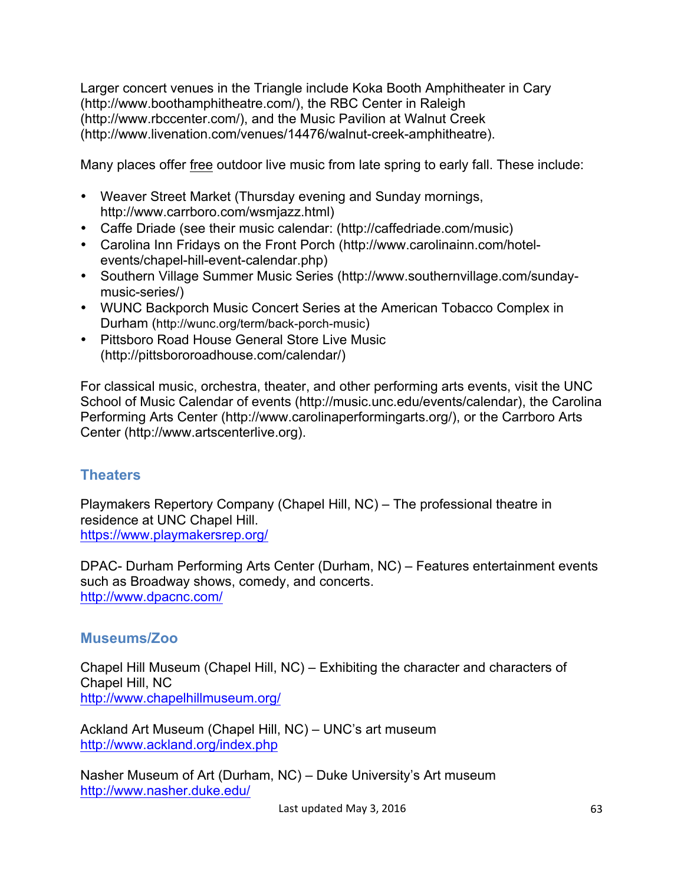Larger concert venues in the Triangle include Koka Booth Amphitheater in Cary (http://www.boothamphitheatre.com/), the RBC Center in Raleigh (http://www.rbccenter.com/), and the Music Pavilion at Walnut Creek (http://www.livenation.com/venues/14476/walnut-creek-amphitheatre).

Many places offer <u>free</u> outdoor live music from late spring to early fall. These include:

- Weaver Street Market (Thursday evening and Sunday mornings, http://www.carrboro.com/wsmjazz.html)
- Caffe Driade (see their music calendar: (http://caffedriade.com/music)
- Carolina Inn Fridays on the Front Porch (http://www.carolinainn.com/hotel-events/chapel-hill-event-calendar.php)
- Southern Village Summer Music Series (http://www.southernvillage.com/sunday-music-series/)
- WUNC Backporch Music Concert Series at the American Tobacco Complex in Durham (http://wunc.org/term/back-porch-music)
- Pittsboro Road House General Store Live Music (http://pittsbororoadhouse.com/calendar/)

For classical music, orchestra, theater, and other performing arts events, visit the UNC School of Music Calendar of events (http://music.unc.edu/events/calendar), the Carolina Performing Arts Center (http://www.carolinaperformingarts.org/), or the Carrboro Arts Center (http://www.artscenterlive.org).

## Theaters

Playmakers Repertory Company (Chapel Hill, NC) – The professional theatre in residence at UNC Chapel Hill.
https://www.playmakersrep.org/

DPAC- Durham Performing Arts Center (Durham, NC) – Features entertainment events such as Broadway shows, comedy, and concerts.
http://www.dpacnc.com/

## Museums/Zoo

Chapel Hill Museum (Chapel Hill, NC) – Exhibiting the character and characters of Chapel Hill, NC
http://www.chapelhillmuseum.org/

Ackland Art Museum (Chapel Hill, NC) – UNC's art museum
http://www.ackland.org/index.php

Nasher Museum of Art (Durham, NC) – Duke University's Art museum
http://www.nasher.duke.edu/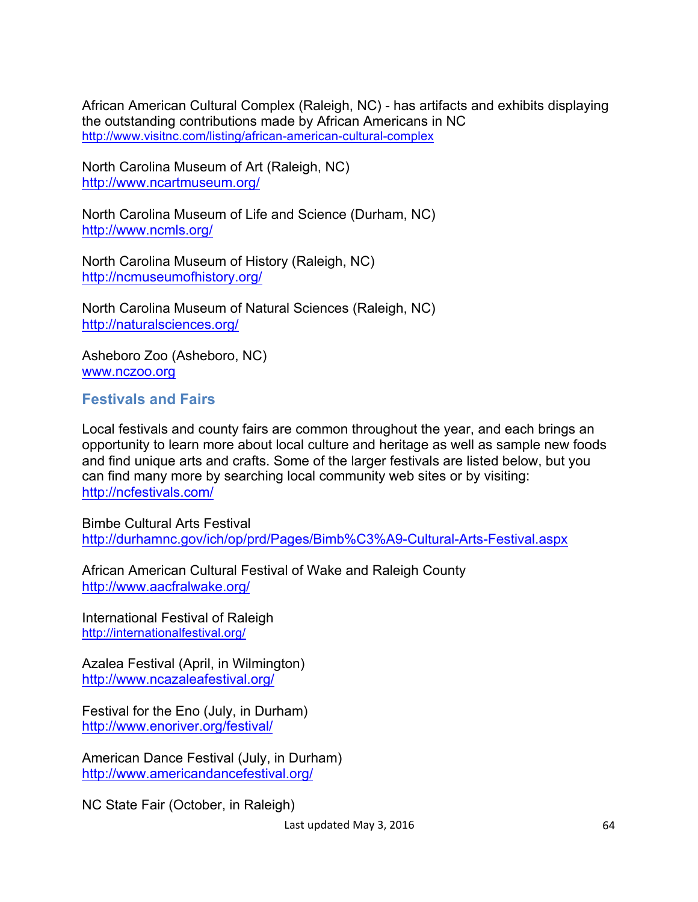African American Cultural Complex (Raleigh, NC) - has artifacts and exhibits displaying the outstanding contributions made by African Americans in NC
http://www.visitnc.com/listing/african-american-cultural-complex

North Carolina Museum of Art (Raleigh, NC)
http://www.ncartmuseum.org/

North Carolina Museum of Life and Science (Durham, NC)
http://www.ncmls.org/

North Carolina Museum of History (Raleigh, NC)
http://ncmuseumofhistory.org/

North Carolina Museum of Natural Sciences (Raleigh, NC)
http://naturalsciences.org/

Asheboro Zoo (Asheboro, NC)
www.nczoo.org

## Festivals and Fairs

Local festivals and county fairs are common throughout the year, and each brings an opportunity to learn more about local culture and heritage as well as sample new foods and find unique arts and crafts. Some of the larger festivals are listed below, but you can find many more by searching local community web sites or by visiting: http://ncfestivals.com/

Bimbe Cultural Arts Festival
http://durhamnc.gov/ich/op/prd/Pages/Bimb%C3%A9-Cultural-Arts-Festival.aspx

African American Cultural Festival of Wake and Raleigh County
http://www.aacfralwake.org/

International Festival of Raleigh
http://internationalfestival.org/

Azalea Festival (April, in Wilmington)
http://www.ncazaleafestival.org/

Festival for the Eno (July, in Durham)
http://www.enoriver.org/festival/

American Dance Festival (July, in Durham)
http://www.americandancefestival.org/

NC State Fair (October, in Raleigh)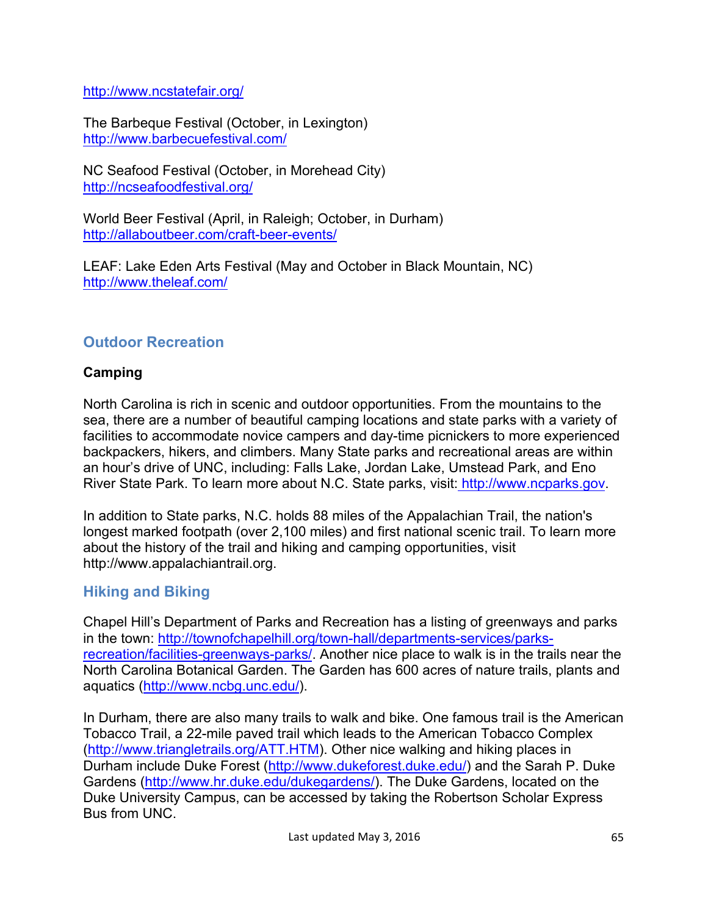http://www.ncstatefair.org/

The Barbeque Festival (October, in Lexington)
http://www.barbecuefestival.com/

NC Seafood Festival (October, in Morehead City)
http://ncseafoodfestival.org/

World Beer Festival (April, in Raleigh; October, in Durham)
http://allaboutbeer.com/craft-beer-events/

LEAF: Lake Eden Arts Festival (May and October in Black Mountain, NC)
http://www.theleaf.com/

## Outdoor Recreation

**Camping**

North Carolina is rich in scenic and outdoor opportunities. From the mountains to the sea, there are a number of beautiful camping locations and state parks with a variety of facilities to accommodate novice campers and day-time picnickers to more experienced backpackers, hikers, and climbers. Many State parks and recreational areas are within an hour's drive of UNC, including: Falls Lake, Jordan Lake, Umstead Park, and Eno River State Park. To learn more about N.C. State parks, visit: http://www.ncparks.gov.

In addition to State parks, N.C. holds 88 miles of the Appalachian Trail, the nation's longest marked footpath (over 2,100 miles) and first national scenic trail. To learn more about the history of the trail and hiking and camping opportunities, visit http://www.appalachiantrail.org.

## Hiking and Biking

Chapel Hill's Department of Parks and Recreation has a listing of greenways and parks in the town: http://townofchapelhill.org/town-hall/departments-services/parks-recreation/facilities-greenways-parks/. Another nice place to walk is in the trails near the North Carolina Botanical Garden. The Garden has 600 acres of nature trails, plants and aquatics (http://www.ncbg.unc.edu/).

In Durham, there are also many trails to walk and bike. One famous trail is the American Tobacco Trail, a 22-mile paved trail which leads to the American Tobacco Complex (http://www.triangletrails.org/ATT.HTM). Other nice walking and hiking places in Durham include Duke Forest (http://www.dukeforest.duke.edu/) and the Sarah P. Duke Gardens (http://www.hr.duke.edu/dukegardens/). The Duke Gardens, located on the Duke University Campus, can be accessed by taking the Robertson Scholar Express Bus from UNC.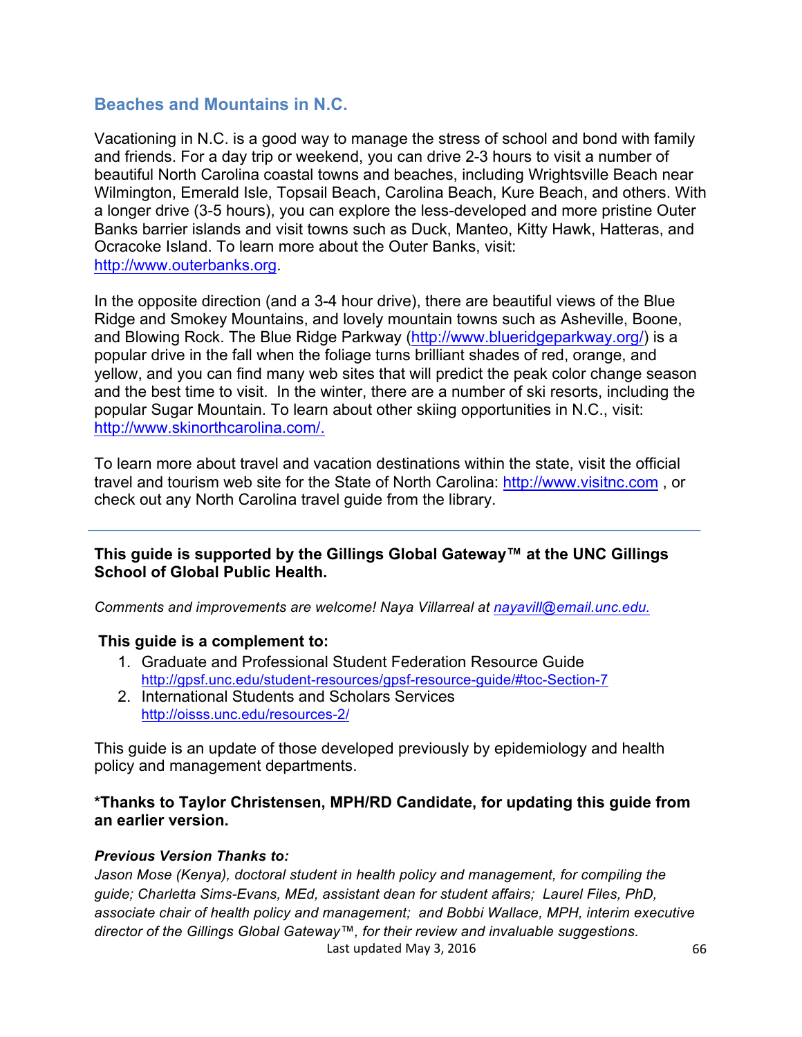## Beaches and Mountains in N.C.

Vacationing in N.C. is a good way to manage the stress of school and bond with family and friends. For a day trip or weekend, you can drive 2-3 hours to visit a number of beautiful North Carolina coastal towns and beaches, including Wrightsville Beach near Wilmington, Emerald Isle, Topsail Beach, Carolina Beach, Kure Beach, and others. With a longer drive (3-5 hours), you can explore the less-developed and more pristine Outer Banks barrier islands and visit towns such as Duck, Manteo, Kitty Hawk, Hatteras, and Ocracoke Island. To learn more about the Outer Banks, visit: http://www.outerbanks.org.

In the opposite direction (and a 3-4 hour drive), there are beautiful views of the Blue Ridge and Smokey Mountains, and lovely mountain towns such as Asheville, Boone, and Blowing Rock. The Blue Ridge Parkway (http://www.blueridgeparkway.org/) is a popular drive in the fall when the foliage turns brilliant shades of red, orange, and yellow, and you can find many web sites that will predict the peak color change season and the best time to visit. In the winter, there are a number of ski resorts, including the popular Sugar Mountain. To learn about other skiing opportunities in N.C., visit: http://www.skinorthcarolina.com/.

To learn more about travel and vacation destinations within the state, visit the official travel and tourism web site for the State of North Carolina: http://www.visitnc.com , or check out any North Carolina travel guide from the library.

---

**This guide is supported by the Gillings Global Gateway™ at the UNC Gillings School of Global Public Health.**

*Comments and improvements are welcome! Naya Villarreal at nayavill@email.unc.edu.*

**This guide is a complement to:**

1. Graduate and Professional Student Federation Resource Guide http://gpsf.unc.edu/student-resources/gpsf-resource-guide/#toc-Section-7
2. International Students and Scholars Services http://oisss.unc.edu/resources-2/

This guide is an update of those developed previously by epidemiology and health policy and management departments.

**\*Thanks to Taylor Christensen, MPH/RD Candidate, for updating this guide from an earlier version.**

***Previous Version Thanks to:***

*Jason Mose (Kenya), doctoral student in health policy and management, for compiling the guide; Charletta Sims-Evans, MEd, assistant dean for student affairs; Laurel Files, PhD, associate chair of health policy and management; and Bobbi Wallace, MPH, interim executive director of the Gillings Global Gateway™, for their review and invaluable suggestions.*

Last updated May 3, 2016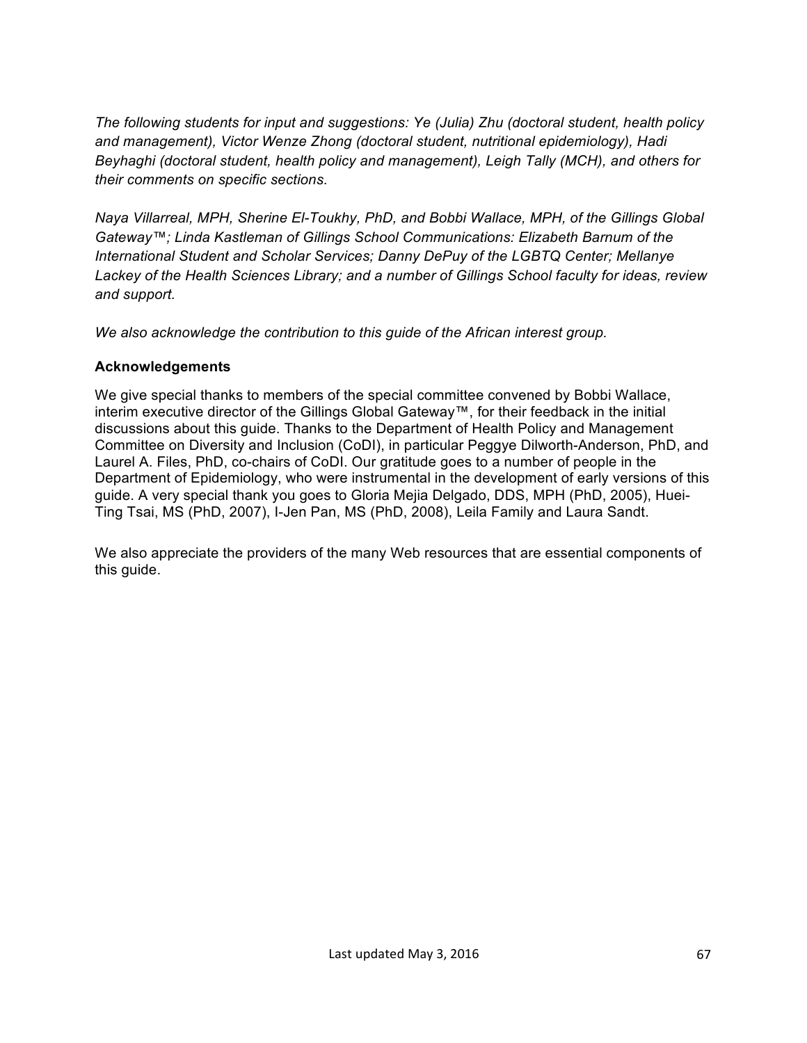*The following students for input and suggestions: Ye (Julia) Zhu (doctoral student, health policy and management), Victor Wenze Zhong (doctoral student, nutritional epidemiology), Hadi Beyhaghi (doctoral student, health policy and management), Leigh Tally (MCH), and others for their comments on specific sections.*

*Naya Villarreal, MPH, Sherine El-Toukhy, PhD, and Bobbi Wallace, MPH, of the Gillings Global Gateway™; Linda Kastleman of Gillings School Communications: Elizabeth Barnum of the International Student and Scholar Services; Danny DePuy of the LGBTQ Center; Mellanye Lackey of the Health Sciences Library; and a number of Gillings School faculty for ideas, review and support.*

*We also acknowledge the contribution to this guide of the African interest group.*

**Acknowledgements**

We give special thanks to members of the special committee convened by Bobbi Wallace, interim executive director of the Gillings Global Gateway™, for their feedback in the initial discussions about this guide. Thanks to the Department of Health Policy and Management Committee on Diversity and Inclusion (CoDI), in particular Peggye Dilworth-Anderson, PhD, and Laurel A. Files, PhD, co-chairs of CoDI. Our gratitude goes to a number of people in the Department of Epidemiology, who were instrumental in the development of early versions of this guide. A very special thank you goes to Gloria Mejia Delgado, DDS, MPH (PhD, 2005), Huei-Ting Tsai, MS (PhD, 2007), I-Jen Pan, MS (PhD, 2008), Leila Family and Laura Sandt.

We also appreciate the providers of the many Web resources that are essential components of this guide.